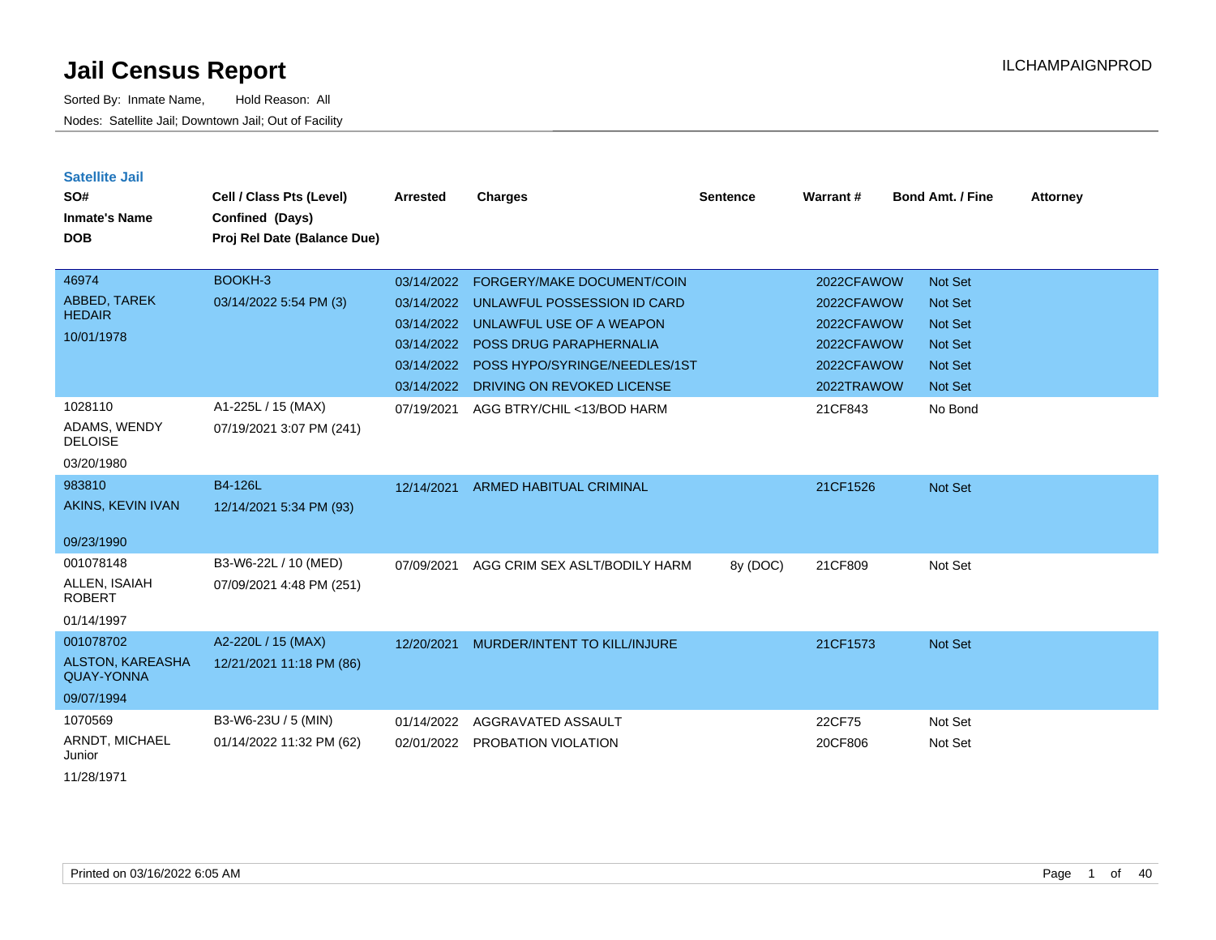# Jail Census Report

ILCHAMPAIGNPROD

Sorted By: Inmate Name, Hold Reason: All

Nodes: Satellite Jail; Downtown Jail; Out of Facility

## Satellite Jail

| SO# / Inmate's Name / DOB | Cell / Class Pts (Level) / Confined (Days) / Proj Rel Date (Balance Due) | Arrested | Charges | Sentence | Warrant # | Bond Amt. / Fine | Attorney |
|---|---|---|---|---|---|---|---|
| 46974 ABBED, TAREK HEDAIR 10/01/1978 | BOOKH-3 03/14/2022 5:54 PM (3) | 03/14/2022 | FORGERY/MAKE DOCUMENT/COIN | | 2022CFAWOW | Not Set | |
| | | 03/14/2022 | UNLAWFUL POSSESSION ID CARD | | 2022CFAWOW | Not Set | |
| | | 03/14/2022 | UNLAWFUL USE OF A WEAPON | | 2022CFAWOW | Not Set | |
| | | 03/14/2022 | POSS DRUG PARAPHERNALIA | | 2022CFAWOW | Not Set | |
| | | 03/14/2022 | POSS HYPO/SYRINGE/NEEDLES/1ST | | 2022CFAWOW | Not Set | |
| | | 03/14/2022 | DRIVING ON REVOKED LICENSE | | 2022TRAWOW | Not Set | |
| 1028110 ADAMS, WENDY DELOISE 03/20/1980 | A1-225L / 15 (MAX) 07/19/2021 3:07 PM (241) | 07/19/2021 | AGG BTRY/CHIL <13/BOD HARM | | 21CF843 | No Bond | |
| 983810 AKINS, KEVIN IVAN 09/23/1990 | B4-126L 12/14/2021 5:34 PM (93) | 12/14/2021 | ARMED HABITUAL CRIMINAL | | 21CF1526 | Not Set | |
| 001078148 ALLEN, ISAIAH ROBERT 01/14/1997 | B3-W6-22L / 10 (MED) 07/09/2021 4:48 PM (251) | 07/09/2021 | AGG CRIM SEX ASLT/BODILY HARM | 8y (DOC) | 21CF809 | Not Set | |
| 001078702 ALSTON, KAREASHA QUAY-YONNA 09/07/1994 | A2-220L / 15 (MAX) 12/21/2021 11:18 PM (86) | 12/20/2021 | MURDER/INTENT TO KILL/INJURE | | 21CF1573 | Not Set | |
| 1070569 ARNDT, MICHAEL Junior 11/28/1971 | B3-W6-23U / 5 (MIN) 01/14/2022 11:32 PM (62) | 01/14/2022 | AGGRAVATED ASSAULT | | 22CF75 | Not Set | |
| | | 02/01/2022 | PROBATION VIOLATION | | 20CF806 | Not Set | |

Printed on 03/16/2022 6:05 AM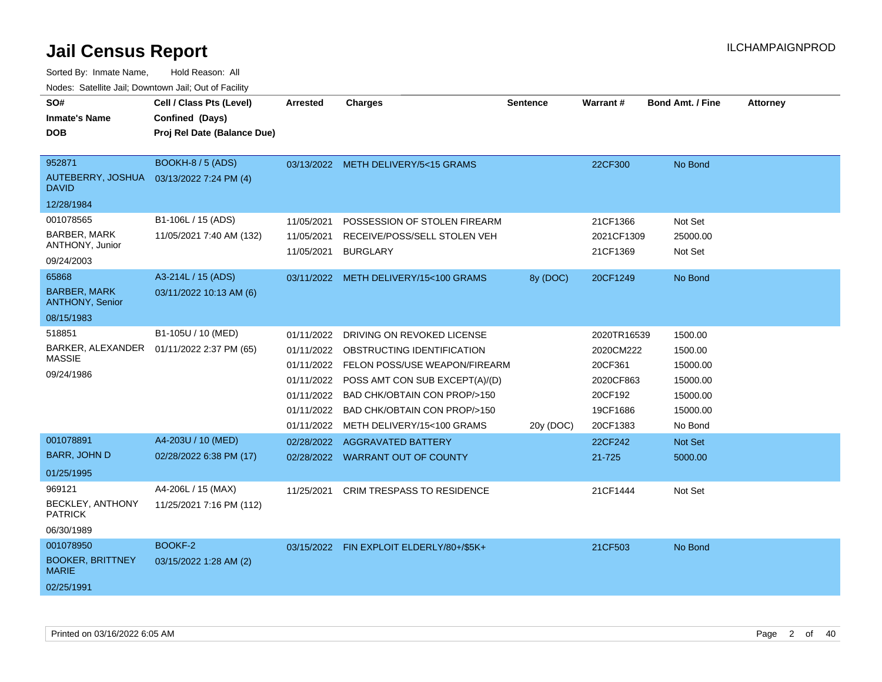# Jail Census Report

Sorted By: Inmate Name, Hold Reason: All

Nodes: Satellite Jail; Downtown Jail; Out of Facility

| SO# / Inmate's Name / DOB | Cell / Class Pts (Level) / Confined (Days) / Proj Rel Date (Balance Due) | Arrested | Charges | Sentence | Warrant # | Bond Amt. / Fine | Attorney |
|---|---|---|---|---|---|---|---|
| 952871 AUTEBERRY, JOSHUA DAVID 12/28/1984 | BOOKH-8 / 5 (ADS) 03/13/2022 7:24 PM (4) | 03/13/2022 | METH DELIVERY/5<15 GRAMS | | 22CF300 | No Bond | |
| 001078565 BARBER, MARK ANTHONY, Junior 09/24/2003 | B1-106L / 15 (ADS) 11/05/2021 7:40 AM (132) | 11/05/2021 | POSSESSION OF STOLEN FIREARM | | 21CF1366 | Not Set | |
| | | 11/05/2021 | RECEIVE/POSS/SELL STOLEN VEH | | 2021CF1309 | 25000.00 | |
| | | 11/05/2021 | BURGLARY | | 21CF1369 | Not Set | |
| 65868 BARBER, MARK ANTHONY, Senior 08/15/1983 | A3-214L / 15 (ADS) 03/11/2022 10:13 AM (6) | 03/11/2022 | METH DELIVERY/15<100 GRAMS | 8y (DOC) | 20CF1249 | No Bond | |
| 518851 BARKER, ALEXANDER MASSIE 09/24/1986 | B1-105U / 10 (MED) 01/11/2022 2:37 PM (65) | 01/11/2022 | DRIVING ON REVOKED LICENSE | | 2020TR16539 | 1500.00 | |
| | | 01/11/2022 | OBSTRUCTING IDENTIFICATION | | 2020CM222 | 1500.00 | |
| | | 01/11/2022 | FELON POSS/USE WEAPON/FIREARM | | 20CF361 | 15000.00 | |
| | | 01/11/2022 | POSS AMT CON SUB EXCEPT(A)/(D) | | 2020CF863 | 15000.00 | |
| | | 01/11/2022 | BAD CHK/OBTAIN CON PROP/>150 | | 20CF192 | 15000.00 | |
| | | 01/11/2022 | BAD CHK/OBTAIN CON PROP/>150 | | 19CF1686 | 15000.00 | |
| | | 01/11/2022 | METH DELIVERY/15<100 GRAMS | 20y (DOC) | 20CF1383 | No Bond | |
| 001078891 BARR, JOHN D 01/25/1995 | A4-203U / 10 (MED) 02/28/2022 6:38 PM (17) | 02/28/2022 | AGGRAVATED BATTERY | | 22CF242 | Not Set | |
| | | 02/28/2022 | WARRANT OUT OF COUNTY | | 21-725 | 5000.00 | |
| 969121 BECKLEY, ANTHONY PATRICK 06/30/1989 | A4-206L / 15 (MAX) 11/25/2021 7:16 PM (112) | 11/25/2021 | CRIM TRESPASS TO RESIDENCE | | 21CF1444 | Not Set | |
| 001078950 BOOKER, BRITTNEY MARIE 02/25/1991 | BOOKF-2 03/15/2022 1:28 AM (2) | 03/15/2022 | FIN EXPLOIT ELDERLY/80+/$5K+ | | 21CF503 | No Bond | |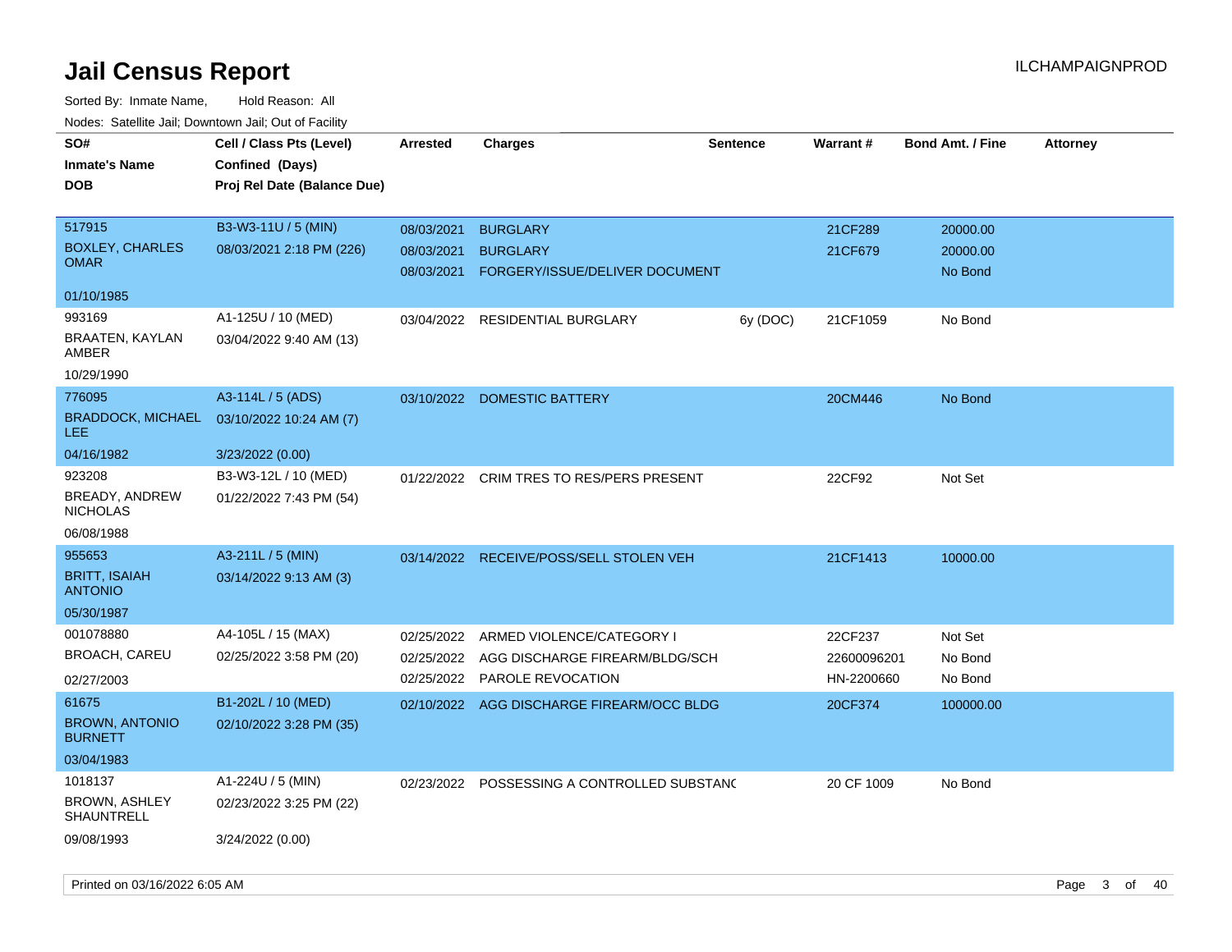# Jail Census Report

ILCHAMPAIGNPROD

Sorted By: Inmate Name, Hold Reason: All

Nodes: Satellite Jail; Downtown Jail; Out of Facility

| SO# / Inmate's Name / DOB | Cell / Class Pts (Level) / Confined (Days) / Proj Rel Date (Balance Due) | Arrested | Charges | Sentence | Warrant # | Bond Amt. / Fine | Attorney |
|---|---|---|---|---|---|---|---|
| 517915 | B3-W3-11U / 5 (MIN) | 08/03/2021 | BURGLARY | | 21CF289 | 20000.00 | |
| BOXLEY, CHARLES OMAR | 08/03/2021 2:18 PM (226) | 08/03/2021 | BURGLARY | | 21CF679 | 20000.00 | |
| 01/10/1985 | | 08/03/2021 | FORGERY/ISSUE/DELIVER DOCUMENT | | | No Bond | |
| 993169 | A1-125U / 10 (MED) | 03/04/2022 | RESIDENTIAL BURGLARY | 6y (DOC) | 21CF1059 | No Bond | |
| BRAATEN, KAYLAN AMBER | 03/04/2022 9:40 AM (13) | | | | | | |
| 10/29/1990 | | | | | | | |
| 776095 | A3-114L / 5 (ADS) | 03/10/2022 | DOMESTIC BATTERY | | 20CM446 | No Bond | |
| BRADDOCK, MICHAEL LEE | 03/10/2022 10:24 AM (7) | | | | | | |
| 04/16/1982 | 3/23/2022 (0.00) | | | | | | |
| 923208 | B3-W3-12L / 10 (MED) | 01/22/2022 | CRIM TRES TO RES/PERS PRESENT | | 22CF92 | Not Set | |
| BREADY, ANDREW NICHOLAS | 01/22/2022 7:43 PM (54) | | | | | | |
| 06/08/1988 | | | | | | | |
| 955653 | A3-211L / 5 (MIN) | 03/14/2022 | RECEIVE/POSS/SELL STOLEN VEH | | 21CF1413 | 10000.00 | |
| BRITT, ISAIAH ANTONIO | 03/14/2022 9:13 AM (3) | | | | | | |
| 05/30/1987 | | | | | | | |
| 001078880 | A4-105L / 15 (MAX) | 02/25/2022 | ARMED VIOLENCE/CATEGORY I | | 22CF237 | Not Set | |
| BROACH, CAREU | 02/25/2022 3:58 PM (20) | 02/25/2022 | AGG DISCHARGE FIREARM/BLDG/SCH | | 22600096201 | No Bond | |
| 02/27/2003 | | 02/25/2022 | PAROLE REVOCATION | | HN-2200660 | No Bond | |
| 61675 | B1-202L / 10 (MED) | 02/10/2022 | AGG DISCHARGE FIREARM/OCC BLDG | | 20CF374 | 100000.00 | |
| BROWN, ANTONIO BURNETT | 02/10/2022 3:28 PM (35) | | | | | | |
| 03/04/1983 | | | | | | | |
| 1018137 | A1-224U / 5 (MIN) | 02/23/2022 | POSSESSING A CONTROLLED SUBSTANC | | 20 CF 1009 | No Bond | |
| BROWN, ASHLEY SHAUNTRELL | 02/23/2022 3:25 PM (22) | | | | | | |
| 09/08/1993 | 3/24/2022 (0.00) | | | | | | |

Printed on 03/16/2022 6:05 AM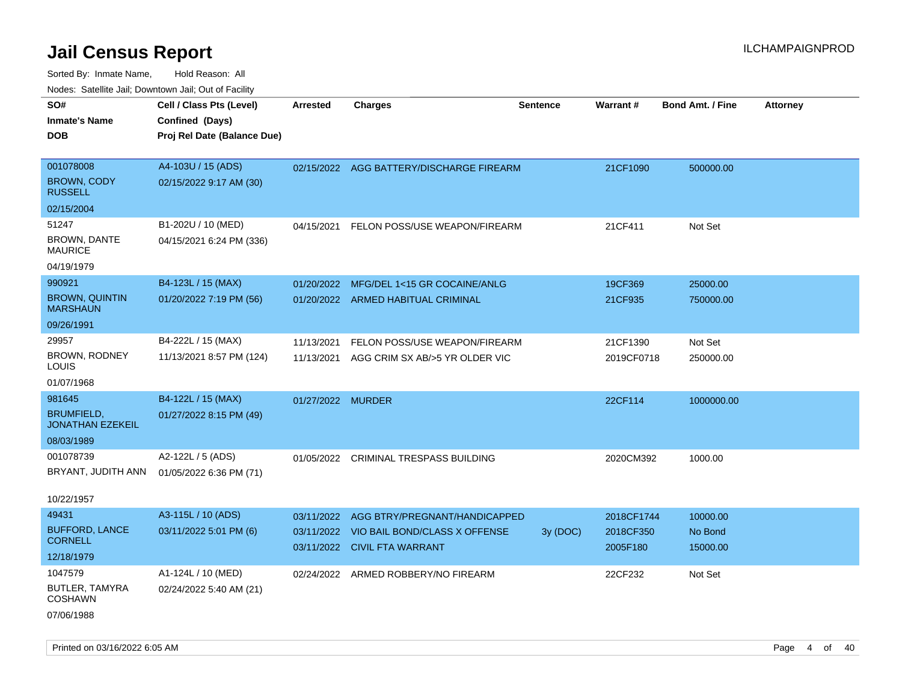# Jail Census Report

Sorted By: Inmate Name, Hold Reason: All

Nodes: Satellite Jail; Downtown Jail; Out of Facility

| SO# / Inmate's Name / DOB | Cell / Class Pts (Level) / Confined (Days) / Proj Rel Date (Balance Due) | Arrested | Charges | Sentence | Warrant # | Bond Amt. / Fine | Attorney |
|---|---|---|---|---|---|---|---|
| 001078008<br>BROWN, CODY RUSSELL<br>02/15/2004 | A4-103U / 15 (ADS)<br>02/15/2022 9:17 AM (30) | 02/15/2022 | AGG BATTERY/DISCHARGE FIREARM | | 21CF1090 | 500000.00 | |
| 51247<br>BROWN, DANTE MAURICE<br>04/19/1979 | B1-202U / 10 (MED)<br>04/15/2021 6:24 PM (336) | 04/15/2021 | FELON POSS/USE WEAPON/FIREARM | | 21CF411 | Not Set | |
| 990921<br>BROWN, QUINTIN MARSHAUN<br>09/26/1991 | B4-123L / 15 (MAX)<br>01/20/2022 7:19 PM (56) | 01/20/2022<br>01/20/2022 | MFG/DEL 1<15 GR COCAINE/ANLG<br>ARMED HABITUAL CRIMINAL | | 19CF369<br>21CF935 | 25000.00<br>750000.00 | |
| 29957<br>BROWN, RODNEY LOUIS<br>01/07/1968 | B4-222L / 15 (MAX)<br>11/13/2021 8:57 PM (124) | 11/13/2021<br>11/13/2021 | FELON POSS/USE WEAPON/FIREARM<br>AGG CRIM SX AB/>5 YR OLDER VIC | | 21CF1390<br>2019CF0718 | Not Set<br>250000.00 | |
| 981645<br>BRUMFIELD, JONATHAN EZEKEIL<br>08/03/1989 | B4-122L / 15 (MAX)<br>01/27/2022 8:15 PM (49) | 01/27/2022 | MURDER | | 22CF114 | 1000000.00 | |
| 001078739<br>BRYANT, JUDITH ANN<br>10/22/1957 | A2-122L / 5 (ADS)<br>01/05/2022 6:36 PM (71) | 01/05/2022 | CRIMINAL TRESPASS BUILDING | | 2020CM392 | 1000.00 | |
| 49431<br>BUFFORD, LANCE CORNELL<br>12/18/1979 | A3-115L / 10 (ADS)<br>03/11/2022 5:01 PM (6) | 03/11/2022<br>03/11/2022<br>03/11/2022 | AGG BTRY/PREGNANT/HANDICAPPED<br>VIO BAIL BOND/CLASS X OFFENSE<br>CIVIL FTA WARRANT | <br>3y (DOC)<br> | 2018CF1744<br>2018CF350<br>2005F180 | 10000.00<br>No Bond<br>15000.00 | |
| 1047579<br>BUTLER, TAMYRA COSHAWN<br>07/06/1988 | A1-124L / 10 (MED)<br>02/24/2022 5:40 AM (21) | 02/24/2022 | ARMED ROBBERY/NO FIREARM | | 22CF232 | Not Set | |

Printed on 03/16/2022 6:05 AM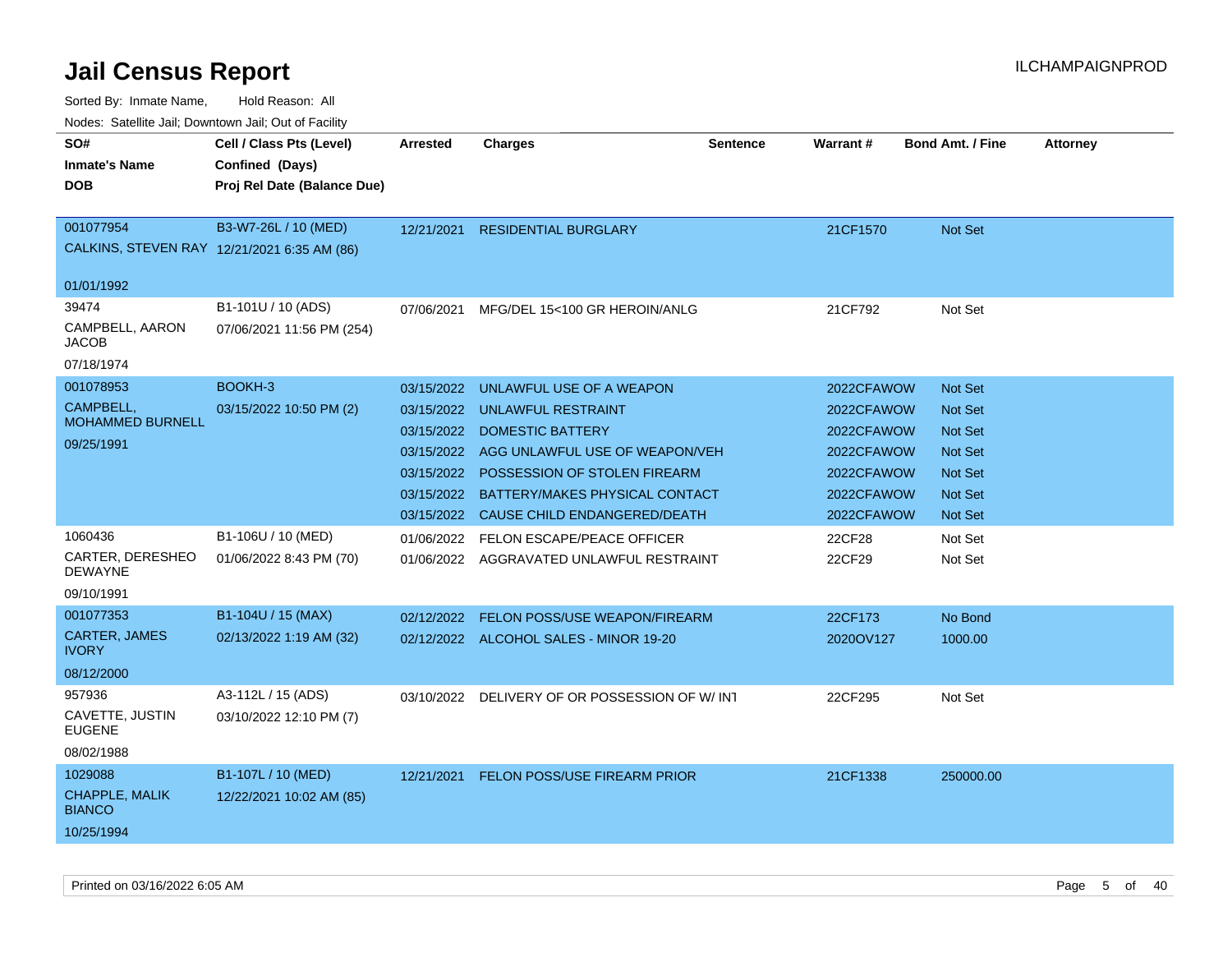# Jail Census Report

ILCHAMPAIGNPROD

Sorted By: Inmate Name, Hold Reason: All

Nodes: Satellite Jail; Downtown Jail; Out of Facility

| SO# / Inmate's Name / DOB | Cell / Class Pts (Level) / Confined (Days) / Proj Rel Date (Balance Due) | Arrested | Charges | Sentence | Warrant # | Bond Amt. / Fine | Attorney |
|---|---|---|---|---|---|---|---|
| 001077954 CALKINS, STEVEN RAY 01/01/1992 | B3-W7-26L / 10 (MED) 12/21/2021 6:35 AM (86) | 12/21/2021 | RESIDENTIAL BURGLARY | | 21CF1570 | Not Set | |
| 39474 CAMPBELL, AARON JACOB 07/18/1974 | B1-101U / 10 (ADS) 07/06/2021 11:56 PM (254) | 07/06/2021 | MFG/DEL 15<100 GR HEROIN/ANLG | | 21CF792 | Not Set | |
| 001078953 CAMPBELL, MOHAMMED BURNELL 09/25/1991 | BOOKH-3 03/15/2022 10:50 PM (2) | 03/15/2022 | UNLAWFUL USE OF A WEAPON | | 2022CFAWOW | Not Set | |
| | | 03/15/2022 | UNLAWFUL RESTRAINT | | 2022CFAWOW | Not Set | |
| | | 03/15/2022 | DOMESTIC BATTERY | | 2022CFAWOW | Not Set | |
| | | 03/15/2022 | AGG UNLAWFUL USE OF WEAPON/VEH | | 2022CFAWOW | Not Set | |
| | | 03/15/2022 | POSSESSION OF STOLEN FIREARM | | 2022CFAWOW | Not Set | |
| | | 03/15/2022 | BATTERY/MAKES PHYSICAL CONTACT | | 2022CFAWOW | Not Set | |
| | | 03/15/2022 | CAUSE CHILD ENDANGERED/DEATH | | 2022CFAWOW | Not Set | |
| 1060436 CARTER, DERESHEO DEWAYNE 09/10/1991 | B1-106U / 10 (MED) 01/06/2022 8:43 PM (70) | 01/06/2022 | FELON ESCAPE/PEACE OFFICER | | 22CF28 | Not Set | |
| | | 01/06/2022 | AGGRAVATED UNLAWFUL RESTRAINT | | 22CF29 | Not Set | |
| 001077353 CARTER, JAMES IVORY 08/12/2000 | B1-104U / 15 (MAX) 02/13/2022 1:19 AM (32) | 02/12/2022 | FELON POSS/USE WEAPON/FIREARM | | 22CF173 | No Bond | |
| | | 02/12/2022 | ALCOHOL SALES - MINOR 19-20 | | 2020OV127 | 1000.00 | |
| 957936 CAVETTE, JUSTIN EUGENE 08/02/1988 | A3-112L / 15 (ADS) 03/10/2022 12:10 PM (7) | 03/10/2022 | DELIVERY OF OR POSSESSION OF W/ INT | | 22CF295 | Not Set | |
| 1029088 CHAPPLE, MALIK BIANCO 10/25/1994 | B1-107L / 10 (MED) 12/22/2021 10:02 AM (85) | 12/21/2021 | FELON POSS/USE FIREARM PRIOR | | 21CF1338 | 250000.00 | |

Printed on 03/16/2022 6:05 AM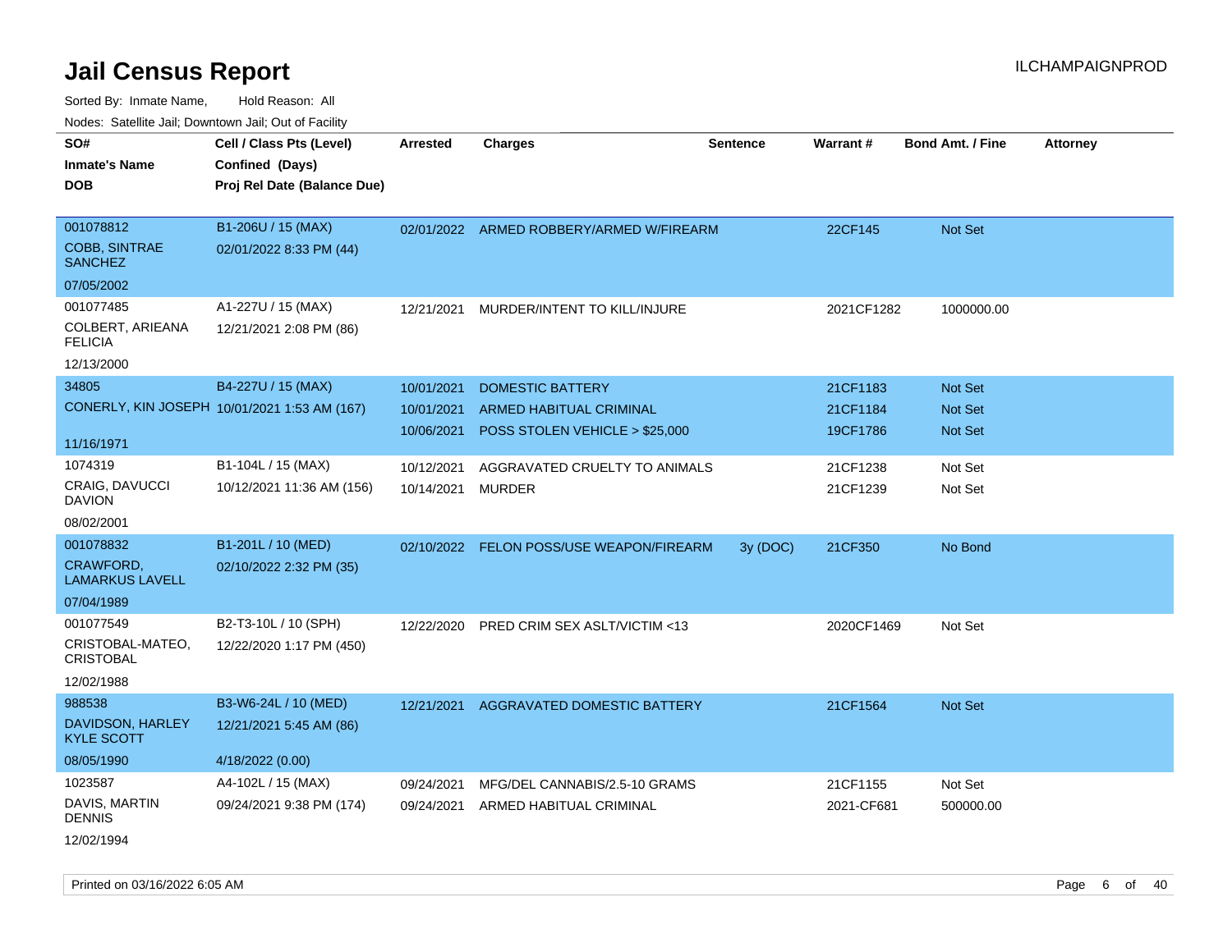# Jail Census Report

Sorted By: Inmate Name, Hold Reason: All

Nodes: Satellite Jail; Downtown Jail; Out of Facility

| SO# / Inmate's Name / DOB | Cell / Class Pts (Level) / Confined (Days) / Proj Rel Date (Balance Due) | Arrested | Charges | Sentence | Warrant # | Bond Amt. / Fine | Attorney |
|---|---|---|---|---|---|---|---|
| 001078812<br>COBB, SINTRAE SANCHEZ<br>07/05/2002 | B1-206U / 15 (MAX)<br>02/01/2022 8:33 PM (44) | 02/01/2022 | ARMED ROBBERY/ARMED W/FIREARM | | 22CF145 | Not Set | |
| 001077485<br>COLBERT, ARIEANA FELICIA<br>12/13/2000 | A1-227U / 15 (MAX)<br>12/21/2021 2:08 PM (86) | 12/21/2021 | MURDER/INTENT TO KILL/INJURE | | 2021CF1282 | 1000000.00 | |
| 34805<br>CONERLY, KIN JOSEPH<br>11/16/1971 | B4-227U / 15 (MAX)<br>10/01/2021 1:53 AM (167) | 10/01/2021 | DOMESTIC BATTERY | | 21CF1183 | Not Set | |
| | | 10/01/2021 | ARMED HABITUAL CRIMINAL | | 21CF1184 | Not Set | |
| | | 10/06/2021 | POSS STOLEN VEHICLE > $25,000 | | 19CF1786 | Not Set | |
| 1074319<br>CRAIG, DAVUCCI DAVION<br>08/02/2001 | B1-104L / 15 (MAX)<br>10/12/2021 11:36 AM (156) | 10/12/2021 | AGGRAVATED CRUELTY TO ANIMALS | | 21CF1238 | Not Set | |
| | | 10/14/2021 | MURDER | | 21CF1239 | Not Set | |
| 001078832<br>CRAWFORD, LAMARKUS LAVELL<br>07/04/1989 | B1-201L / 10 (MED)<br>02/10/2022 2:32 PM (35) | 02/10/2022 | FELON POSS/USE WEAPON/FIREARM | 3y (DOC) | 21CF350 | No Bond | |
| 001077549<br>CRISTOBAL-MATEO, CRISTOBAL<br>12/02/1988 | B2-T3-10L / 10 (SPH)<br>12/22/2020 1:17 PM (450) | 12/22/2020 | PRED CRIM SEX ASLT/VICTIM <13 | | 2020CF1469 | Not Set | |
| 988538<br>DAVIDSON, HARLEY KYLE SCOTT<br>08/05/1990 | B3-W6-24L / 10 (MED)<br>12/21/2021 5:45 AM (86)<br>4/18/2022 (0.00) | 12/21/2021 | AGGRAVATED DOMESTIC BATTERY | | 21CF1564 | Not Set | |
| 1023587<br>DAVIS, MARTIN DENNIS<br>12/02/1994 | A4-102L / 15 (MAX)<br>09/24/2021 9:38 PM (174) | 09/24/2021 | MFG/DEL CANNABIS/2.5-10 GRAMS | | 21CF1155 | Not Set | |
| | | 09/24/2021 | ARMED HABITUAL CRIMINAL | | 2021-CF681 | 500000.00 | |

Printed on 03/16/2022 6:05 AM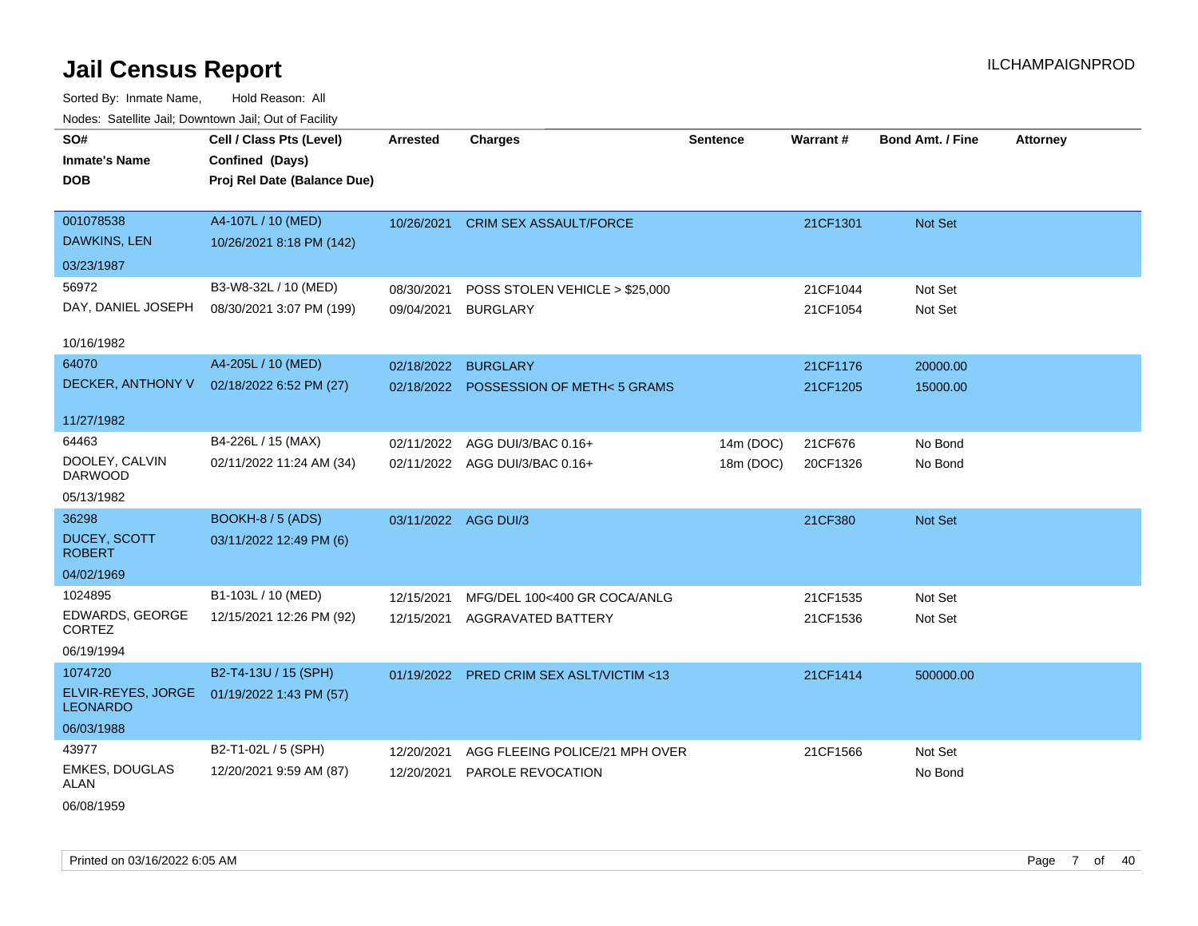# Jail Census Report

Sorted By: Inmate Name, Hold Reason: All

Nodes: Satellite Jail; Downtown Jail; Out of Facility

| SO# / Inmate's Name / DOB | Cell / Class Pts (Level) / Confined (Days) / Proj Rel Date (Balance Due) | Arrested | Charges | Sentence | Warrant # | Bond Amt. / Fine | Attorney |
|---|---|---|---|---|---|---|---|
| 001078538<br>DAWKINS, LEN<br>03/23/1987 | A4-107L / 10 (MED)<br>10/26/2021 8:18 PM (142) | 10/26/2021 | CRIM SEX ASSAULT/FORCE | | 21CF1301 | Not Set | |
| 56972<br>DAY, DANIEL JOSEPH<br>10/16/1982 | B3-W8-32L / 10 (MED)<br>08/30/2021 3:07 PM (199) | 08/30/2021<br>09/04/2021 | POSS STOLEN VEHICLE > $25,000<br>BURGLARY | | 21CF1044<br>21CF1054 | Not Set<br>Not Set | |
| 64070<br>DECKER, ANTHONY V<br>11/27/1982 | A4-205L / 10 (MED)<br>02/18/2022 6:52 PM (27) | 02/18/2022<br>02/18/2022 | BURGLARY<br>POSSESSION OF METH< 5 GRAMS | | 21CF1176<br>21CF1205 | 20000.00<br>15000.00 | |
| 64463<br>DOOLEY, CALVIN DARWOOD<br>05/13/1982 | B4-226L / 15 (MAX)<br>02/11/2022 11:24 AM (34) | 02/11/2022<br>02/11/2022 | AGG DUI/3/BAC 0.16+<br>AGG DUI/3/BAC 0.16+ | 14m (DOC)<br>18m (DOC) | 21CF676<br>20CF1326 | No Bond<br>No Bond | |
| 36298<br>DUCEY, SCOTT ROBERT<br>04/02/1969 | BOOKH-8 / 5 (ADS)<br>03/11/2022 12:49 PM (6) | 03/11/2022 | AGG DUI/3 | | 21CF380 | Not Set | |
| 1024895<br>EDWARDS, GEORGE CORTEZ<br>06/19/1994 | B1-103L / 10 (MED)<br>12/15/2021 12:26 PM (92) | 12/15/2021<br>12/15/2021 | MFG/DEL 100<400 GR COCA/ANLG<br>AGGRAVATED BATTERY | | 21CF1535<br>21CF1536 | Not Set<br>Not Set | |
| 1074720<br>ELVIR-REYES, JORGE LEONARDO<br>06/03/1988 | B2-T4-13U / 15 (SPH)<br>01/19/2022 1:43 PM (57) | 01/19/2022 | PRED CRIM SEX ASLT/VICTIM <13 | | 21CF1414 | 500000.00 | |
| 43977<br>EMKES, DOUGLAS ALAN<br>06/08/1959 | B2-T1-02L / 5 (SPH)<br>12/20/2021 9:59 AM (87) | 12/20/2021<br>12/20/2021 | AGG FLEEING POLICE/21 MPH OVER<br>PAROLE REVOCATION | | 21CF1566 | Not Set<br>No Bond | |

Printed on 03/16/2022 6:05 AM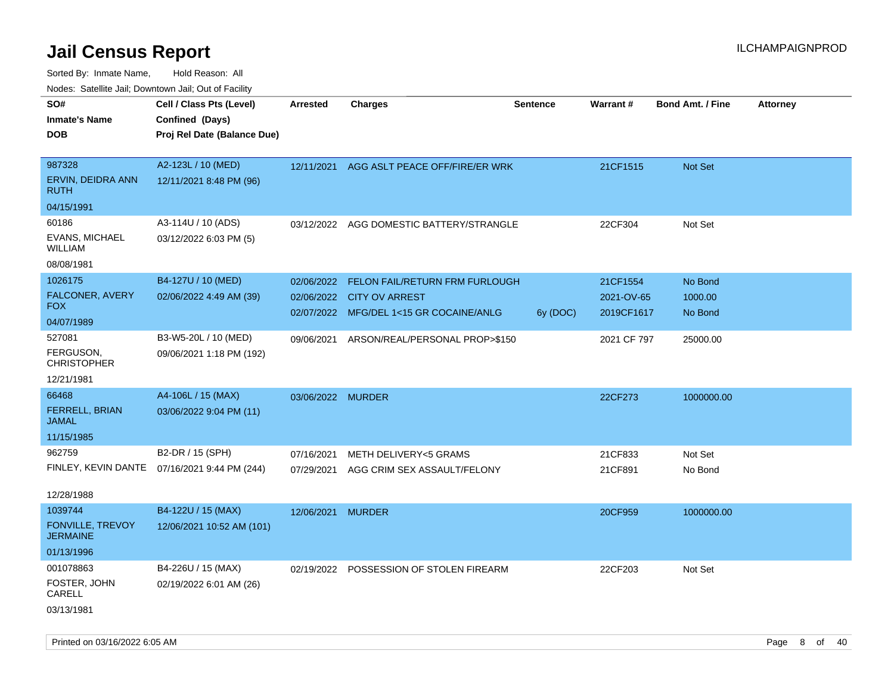# Jail Census Report

ILCHAMPAIGNPROD

Sorted By: Inmate Name, Hold Reason: All

Nodes: Satellite Jail; Downtown Jail; Out of Facility

| SO#<br>Inmate's Name<br>DOB | Cell / Class Pts (Level)<br>Confined (Days)<br>Proj Rel Date (Balance Due) | Arrested | Charges | Sentence | Warrant # | Bond Amt. / Fine | Attorney |
|---|---|---|---|---|---|---|---|
| 987328<br>ERVIN, DEIDRA ANN RUTH<br>04/15/1991 | A2-123L / 10 (MED)<br>12/11/2021 8:48 PM (96) | 12/11/2021 | AGG ASLT PEACE OFF/FIRE/ER WRK | | 21CF1515 | Not Set | |
| 60186<br>EVANS, MICHAEL WILLIAM<br>08/08/1981 | A3-114U / 10 (ADS)<br>03/12/2022 6:03 PM (5) | 03/12/2022 | AGG DOMESTIC BATTERY/STRANGLE | | 22CF304 | Not Set | |
| 1026175<br>FALCONER, AVERY FOX<br>04/07/1989 | B4-127U / 10 (MED)<br>02/06/2022 4:49 AM (39) | 02/06/2022<br>02/06/2022<br>02/07/2022 | FELON FAIL/RETURN FRM FURLOUGH<br>CITY OV ARREST<br>MFG/DEL 1<15 GR COCAINE/ANLG | <br><br>6y (DOC) | 21CF1554<br>2021-OV-65<br>2019CF1617 | No Bond<br>1000.00<br>No Bond | |
| 527081<br>FERGUSON, CHRISTOPHER<br>12/21/1981 | B3-W5-20L / 10 (MED)<br>09/06/2021 1:18 PM (192) | 09/06/2021 | ARSON/REAL/PERSONAL PROP>$150 | | 2021 CF 797 | 25000.00 | |
| 66468<br>FERRELL, BRIAN JAMAL<br>11/15/1985 | A4-106L / 15 (MAX)<br>03/06/2022 9:04 PM (11) | 03/06/2022 | MURDER | | 22CF273 | 1000000.00 | |
| 962759<br>FINLEY, KEVIN DANTE<br>12/28/1988 | B2-DR / 15 (SPH)<br>07/16/2021 9:44 PM (244) | 07/16/2021<br>07/29/2021 | METH DELIVERY<5 GRAMS<br>AGG CRIM SEX ASSAULT/FELONY | | 21CF833<br>21CF891 | Not Set<br>No Bond | |
| 1039744<br>FONVILLE, TREVOY JERMAINE<br>01/13/1996 | B4-122U / 15 (MAX)<br>12/06/2021 10:52 AM (101) | 12/06/2021 | MURDER | | 20CF959 | 1000000.00 | |
| 001078863<br>FOSTER, JOHN CARELL<br>03/13/1981 | B4-226U / 15 (MAX)<br>02/19/2022 6:01 AM (26) | 02/19/2022 | POSSESSION OF STOLEN FIREARM | | 22CF203 | Not Set | |

Printed on 03/16/2022 6:05 AM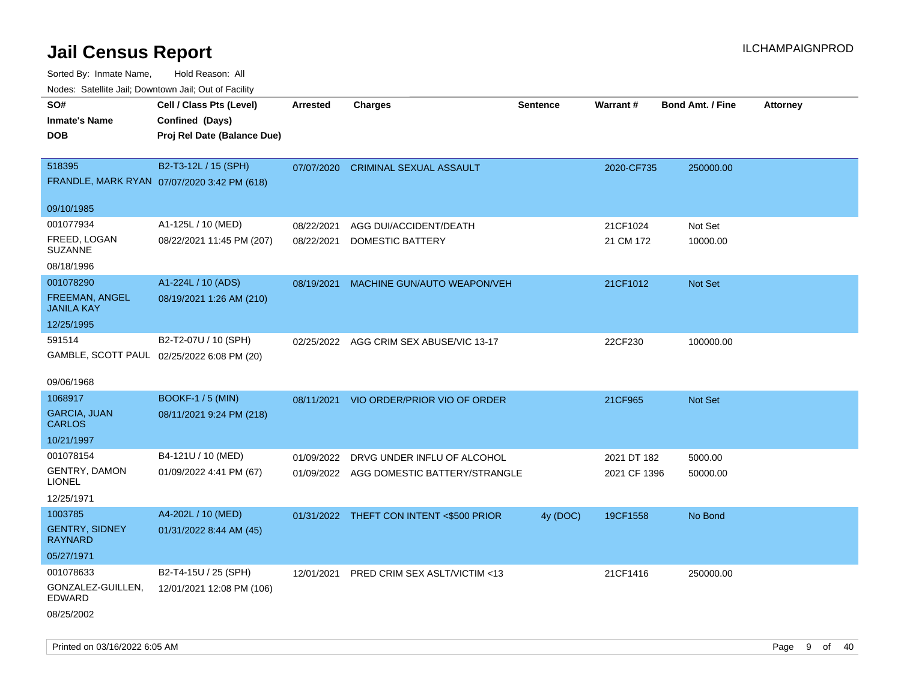# Jail Census Report

ILCHAMPAIGNPROD

Sorted By: Inmate Name, Hold Reason: All

Nodes: Satellite Jail; Downtown Jail; Out of Facility

| SO# / Inmate's Name / DOB | Cell / Class Pts (Level) / Confined (Days) / Proj Rel Date (Balance Due) | Arrested | Charges | Sentence | Warrant # | Bond Amt. / Fine | Attorney |
|---|---|---|---|---|---|---|---|
| 518395<br>FRANDLE, MARK RYAN<br>09/10/1985 | B2-T3-12L / 15 (SPH)<br>07/07/2020 3:42 PM (618) | 07/07/2020 | CRIMINAL SEXUAL ASSAULT | | 2020-CF735 | 250000.00 | |
| 001077934<br>FREED, LOGAN SUZANNE<br>08/18/1996 | A1-125L / 10 (MED)<br>08/22/2021 11:45 PM (207) | 08/22/2021 | AGG DUI/ACCIDENT/DEATH | | 21CF1024 | Not Set | |
| | | 08/22/2021 | DOMESTIC BATTERY | | 21 CM 172 | 10000.00 | |
| 001078290<br>FREEMAN, ANGEL JANILA KAY<br>12/25/1995 | A1-224L / 10 (ADS)<br>08/19/2021 1:26 AM (210) | 08/19/2021 | MACHINE GUN/AUTO WEAPON/VEH | | 21CF1012 | Not Set | |
| 591514<br>GAMBLE, SCOTT PAUL<br>09/06/1968 | B2-T2-07U / 10 (SPH)<br>02/25/2022 6:08 PM (20) | 02/25/2022 | AGG CRIM SEX ABUSE/VIC 13-17 | | 22CF230 | 100000.00 | |
| 1068917<br>GARCIA, JUAN CARLOS<br>10/21/1997 | BOOKF-1 / 5 (MIN)<br>08/11/2021 9:24 PM (218) | 08/11/2021 | VIO ORDER/PRIOR VIO OF ORDER | | 21CF965 | Not Set | |
| 001078154<br>GENTRY, DAMON LIONEL<br>12/25/1971 | B4-121U / 10 (MED)<br>01/09/2022 4:41 PM (67) | 01/09/2022 | DRVG UNDER INFLU OF ALCOHOL | | 2021 DT 182 | 5000.00 | |
| | | 01/09/2022 | AGG DOMESTIC BATTERY/STRANGLE | | 2021 CF 1396 | 50000.00 | |
| 1003785<br>GENTRY, SIDNEY RAYNARD<br>05/27/1971 | A4-202L / 10 (MED)<br>01/31/2022 8:44 AM (45) | 01/31/2022 | THEFT CON INTENT <$500 PRIOR | 4y (DOC) | 19CF1558 | No Bond | |
| 001078633<br>GONZALEZ-GUILLEN, EDWARD<br>08/25/2002 | B2-T4-15U / 25 (SPH)<br>12/01/2021 12:08 PM (106) | 12/01/2021 | PRED CRIM SEX ASLT/VICTIM <13 | | 21CF1416 | 250000.00 | |

Printed on 03/16/2022 6:05 AM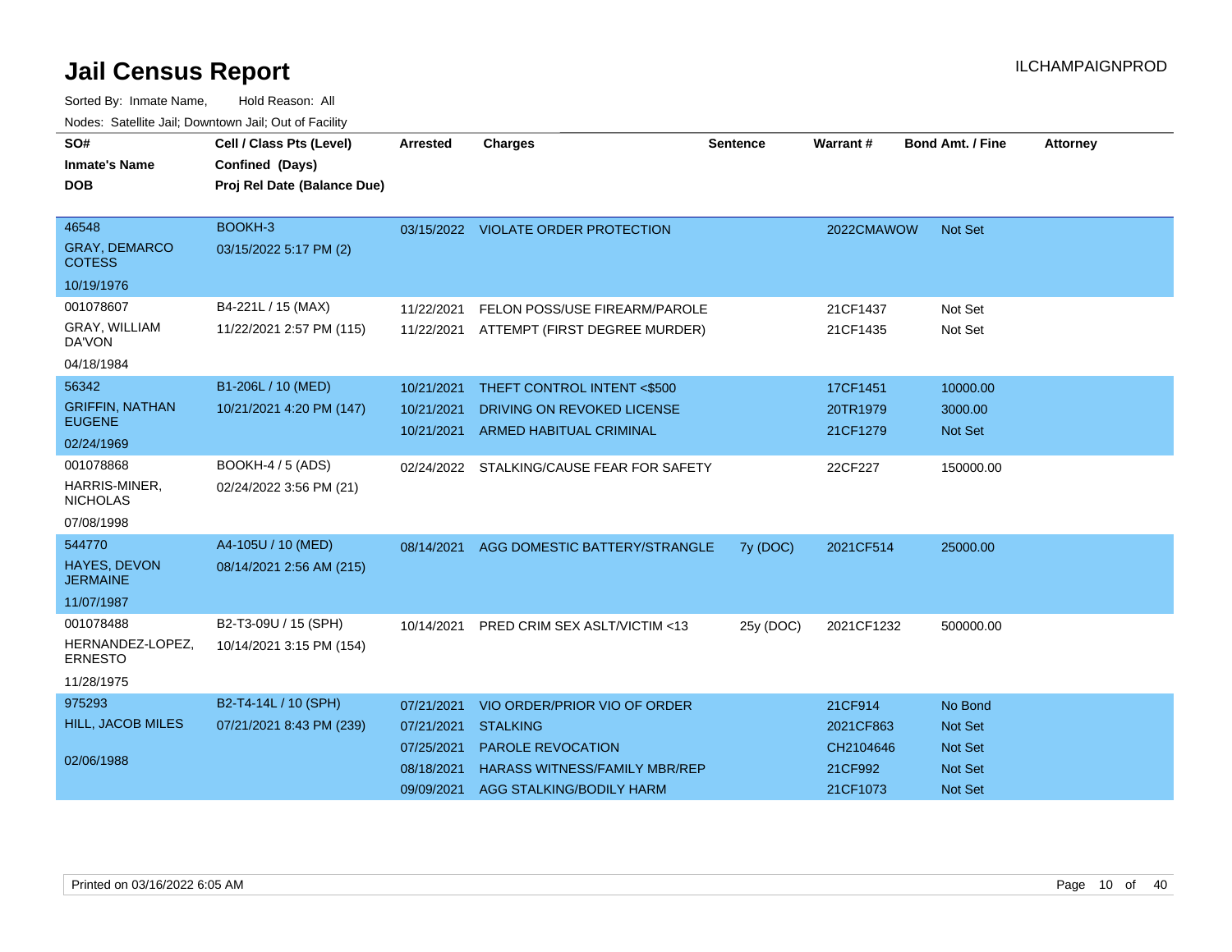# Jail Census Report

ILCHAMPAIGNPROD

Sorted By: Inmate Name, Hold Reason: All

Nodes: Satellite Jail; Downtown Jail; Out of Facility

| SO# / Inmate's Name / DOB | Cell / Class Pts (Level) / Confined (Days) / Proj Rel Date (Balance Due) | Arrested | Charges | Sentence | Warrant # | Bond Amt. / Fine | Attorney |
|---|---|---|---|---|---|---|---|
| 46548<br>GRAY, DEMARCO COTESS<br>10/19/1976 | BOOKH-3<br>03/15/2022 5:17 PM (2) | 03/15/2022 | VIOLATE ORDER PROTECTION | | 2022CMAWOW | Not Set | |
| 001078607<br>GRAY, WILLIAM DA'VON<br>04/18/1984 | B4-221L / 15 (MAX)<br>11/22/2021 2:57 PM (115) | 11/22/2021 | FELON POSS/USE FIREARM/PAROLE | | 21CF1437 | Not Set | |
| | | 11/22/2021 | ATTEMPT (FIRST DEGREE MURDER) | | 21CF1435 | Not Set | |
| 56342<br>GRIFFIN, NATHAN EUGENE<br>02/24/1969 | B1-206L / 10 (MED)<br>10/21/2021 4:20 PM (147) | 10/21/2021 | THEFT CONTROL INTENT <$500 | | 17CF1451 | 10000.00 | |
| | | 10/21/2021 | DRIVING ON REVOKED LICENSE | | 20TR1979 | 3000.00 | |
| | | 10/21/2021 | ARMED HABITUAL CRIMINAL | | 21CF1279 | Not Set | |
| 001078868<br>HARRIS-MINER, NICHOLAS<br>07/08/1998 | BOOKH-4 / 5 (ADS)<br>02/24/2022 3:56 PM (21) | 02/24/2022 | STALKING/CAUSE FEAR FOR SAFETY | | 22CF227 | 150000.00 | |
| 544770<br>HAYES, DEVON JERMAINE<br>11/07/1987 | A4-105U / 10 (MED)<br>08/14/2021 2:56 AM (215) | 08/14/2021 | AGG DOMESTIC BATTERY/STRANGLE | 7y (DOC) | 2021CF514 | 25000.00 | |
| 001078488<br>HERNANDEZ-LOPEZ, ERNESTO<br>11/28/1975 | B2-T3-09U / 15 (SPH)<br>10/14/2021 3:15 PM (154) | 10/14/2021 | PRED CRIM SEX ASLT/VICTIM <13 | 25y (DOC) | 2021CF1232 | 500000.00 | |
| 975293<br>HILL, JACOB MILES<br>02/06/1988 | B2-T4-14L / 10 (SPH)<br>07/21/2021 8:43 PM (239) | 07/21/2021 | VIO ORDER/PRIOR VIO OF ORDER | | 21CF914 | No Bond | |
| | | 07/21/2021 | STALKING | | 2021CF863 | Not Set | |
| | | 07/25/2021 | PAROLE REVOCATION | | CH2104646 | Not Set | |
| | | 08/18/2021 | HARASS WITNESS/FAMILY MBR/REP | | 21CF992 | Not Set | |
| | | 09/09/2021 | AGG STALKING/BODILY HARM | | 21CF1073 | Not Set | |

Printed on 03/16/2022 6:05 AM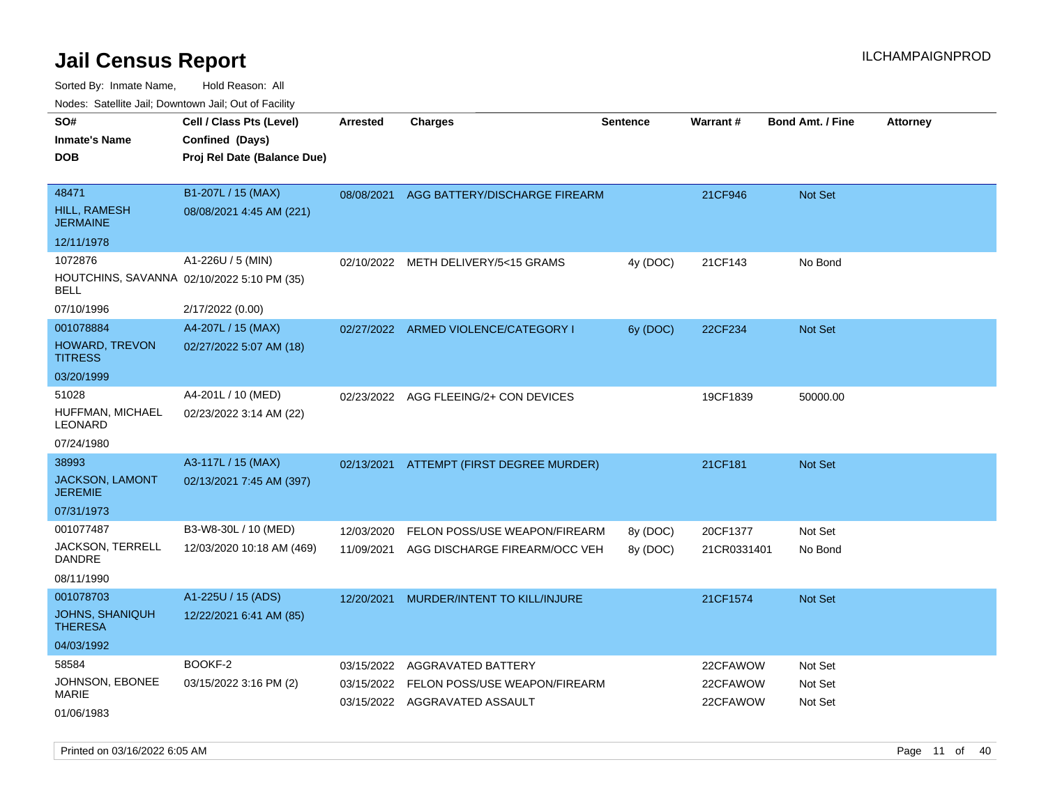# Jail Census Report

Sorted By: Inmate Name, Hold Reason: All

Nodes: Satellite Jail; Downtown Jail; Out of Facility

| SO# / Inmate's Name / DOB | Cell / Class Pts (Level) / Confined (Days) / Proj Rel Date (Balance Due) | Arrested | Charges | Sentence | Warrant # | Bond Amt. / Fine | Attorney |
|---|---|---|---|---|---|---|---|
| 48471<br>HILL, RAMESH JERMAINE<br>12/11/1978 | B1-207L / 15 (MAX)<br>08/08/2021 4:45 AM (221) | 08/08/2021 | AGG BATTERY/DISCHARGE FIREARM | | 21CF946 | Not Set | |
| 1072876<br>HOUTCHINS, SAVANNA BELL<br>07/10/1996 | A1-226U / 5 (MIN)<br>02/10/2022 5:10 PM (35)<br>2/17/2022 (0.00) | 02/10/2022 | METH DELIVERY/5<15 GRAMS | 4y (DOC) | 21CF143 | No Bond | |
| 001078884<br>HOWARD, TREVON TITRESS<br>03/20/1999 | A4-207L / 15 (MAX)<br>02/27/2022 5:07 AM (18) | 02/27/2022 | ARMED VIOLENCE/CATEGORY I | 6y (DOC) | 22CF234 | Not Set | |
| 51028<br>HUFFMAN, MICHAEL LEONARD<br>07/24/1980 | A4-201L / 10 (MED)<br>02/23/2022 3:14 AM (22) | 02/23/2022 | AGG FLEEING/2+ CON DEVICES | | 19CF1839 | 50000.00 | |
| 38993<br>JACKSON, LAMONT JEREMIE<br>07/31/1973 | A3-117L / 15 (MAX)<br>02/13/2021 7:45 AM (397) | 02/13/2021 | ATTEMPT (FIRST DEGREE MURDER) | | 21CF181 | Not Set | |
| 001077487<br>JACKSON, TERRELL DANDRE<br>08/11/1990 | B3-W8-30L / 10 (MED)<br>12/03/2020 10:18 AM (469) | 12/03/2020 | FELON POSS/USE WEAPON/FIREARM | 8y (DOC) | 20CF1377 | Not Set | |
| | | 11/09/2021 | AGG DISCHARGE FIREARM/OCC VEH | 8y (DOC) | 21CR0331401 | No Bond | |
| 001078703<br>JOHNS, SHANIQUH THERESA<br>04/03/1992 | A1-225U / 15 (ADS)<br>12/22/2021 6:41 AM (85) | 12/20/2021 | MURDER/INTENT TO KILL/INJURE | | 21CF1574 | Not Set | |
| 58584<br>JOHNSON, EBONEE MARIE<br>01/06/1983 | BOOKF-2<br>03/15/2022 3:16 PM (2) | 03/15/2022 | AGGRAVATED BATTERY | | 22CFAWOW | Not Set | |
| | | 03/15/2022 | FELON POSS/USE WEAPON/FIREARM | | 22CFAWOW | Not Set | |
| | | 03/15/2022 | AGGRAVATED ASSAULT | | 22CFAWOW | Not Set | |

Printed on 03/16/2022 6:05 AM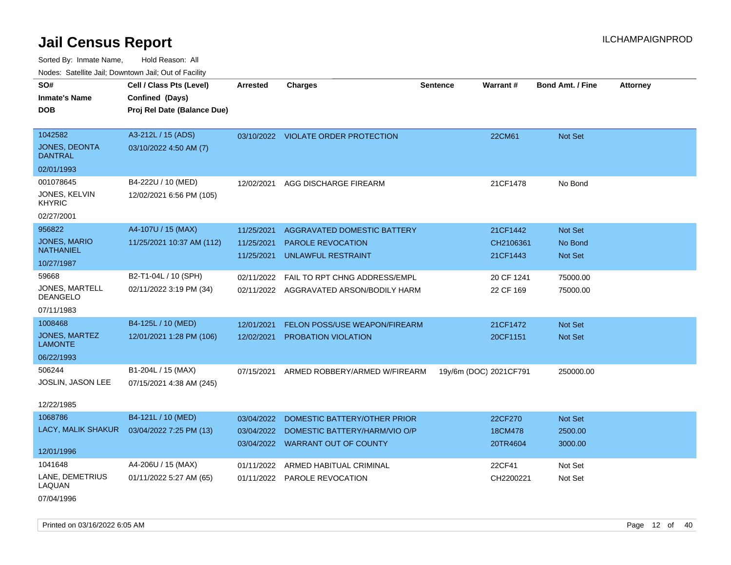# Jail Census Report

ILCHAMPAIGNPROD

Sorted By: Inmate Name, Hold Reason: All

Nodes: Satellite Jail; Downtown Jail; Out of Facility

| SO# / Inmate's Name / DOB | Cell / Class Pts (Level) / Confined (Days) / Proj Rel Date (Balance Due) | Arrested | Charges | Sentence | Warrant # | Bond Amt. / Fine | Attorney |
|---|---|---|---|---|---|---|---|
| 1042582<br>JONES, DEONTA DANTRAL<br>02/01/1993 | A3-212L / 15 (ADS)<br>03/10/2022 4:50 AM (7) | 03/10/2022 | VIOLATE ORDER PROTECTION | | 22CM61 | Not Set | |
| 001078645<br>JONES, KELVIN KHYRIC<br>02/27/2001 | B4-222U / 10 (MED)<br>12/02/2021 6:56 PM (105) | 12/02/2021 | AGG DISCHARGE FIREARM | | 21CF1478 | No Bond | |
| 956822<br>JONES, MARIO NATHANIEL<br>10/27/1987 | A4-107U / 15 (MAX)<br>11/25/2021 10:37 AM (112) | 11/25/2021 | AGGRAVATED DOMESTIC BATTERY | | 21CF1442 | Not Set | |
| | | 11/25/2021 | PAROLE REVOCATION | | CH2106361 | No Bond | |
| | | 11/25/2021 | UNLAWFUL RESTRAINT | | 21CF1443 | Not Set | |
| 59668<br>JONES, MARTELL DEANGELO<br>07/11/1983 | B2-T1-04L / 10 (SPH)<br>02/11/2022 3:19 PM (34) | 02/11/2022 | FAIL TO RPT CHNG ADDRESS/EMPL | | 20 CF 1241 | 75000.00 | |
| | | 02/11/2022 | AGGRAVATED ARSON/BODILY HARM | | 22 CF 169 | 75000.00 | |
| 1008468<br>JONES, MARTEZ LAMONTE<br>06/22/1993 | B4-125L / 10 (MED)<br>12/01/2021 1:28 PM (106) | 12/01/2021 | FELON POSS/USE WEAPON/FIREARM | | 21CF1472 | Not Set | |
| | | 12/02/2021 | PROBATION VIOLATION | | 20CF1151 | Not Set | |
| 506244<br>JOSLIN, JASON LEE<br>12/22/1985 | B1-204L / 15 (MAX)<br>07/15/2021 4:38 AM (245) | 07/15/2021 | ARMED ROBBERY/ARMED W/FIREARM | 19y/6m (DOC) | 2021CF791 | 250000.00 | |
| 1068786<br>LACY, MALIK SHAKUR<br>12/01/1996 | B4-121L / 10 (MED)<br>03/04/2022 7:25 PM (13) | 03/04/2022 | DOMESTIC BATTERY/OTHER PRIOR | | 22CF270 | Not Set | |
| | | 03/04/2022 | DOMESTIC BATTERY/HARM/VIO O/P | | 18CM478 | 2500.00 | |
| | | 03/04/2022 | WARRANT OUT OF COUNTY | | 20TR4604 | 3000.00 | |
| 1041648<br>LANE, DEMETRIUS LAQUAN<br>07/04/1996 | A4-206U / 15 (MAX)<br>01/11/2022 5:27 AM (65) | 01/11/2022 | ARMED HABITUAL CRIMINAL | | 22CF41 | Not Set | |
| | | 01/11/2022 | PAROLE REVOCATION | | CH2200221 | Not Set | |

Printed on 03/16/2022 6:05 AM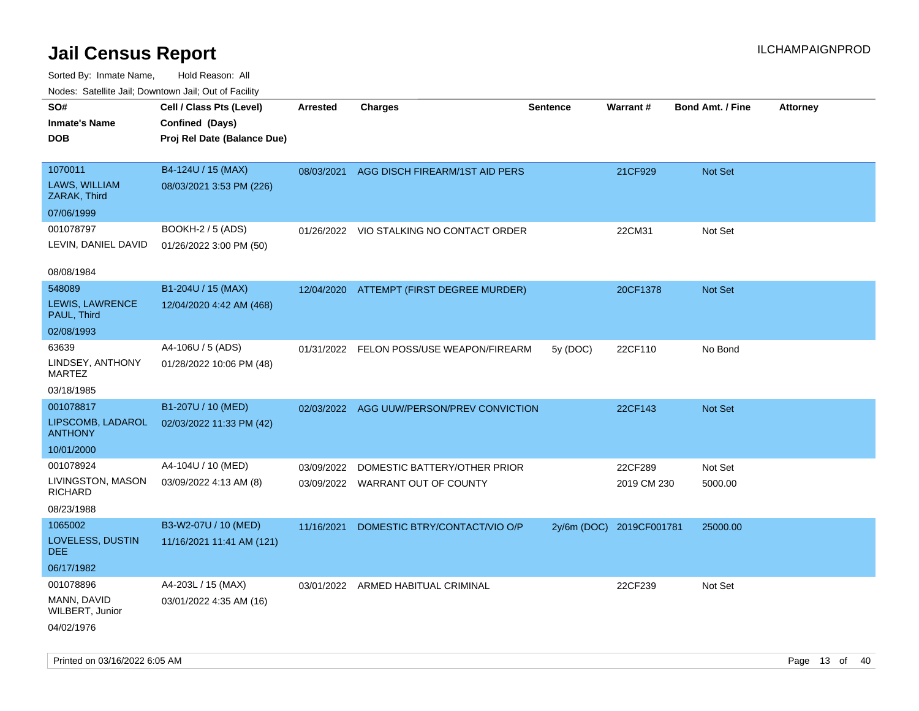# Jail Census Report

ILCHAMPAIGNPROD

Sorted By: Inmate Name, Hold Reason: All

Nodes: Satellite Jail; Downtown Jail; Out of Facility

| SO# / Inmate's Name / DOB | Cell / Class Pts (Level) / Confined (Days) / Proj Rel Date (Balance Due) | Arrested | Charges | Sentence | Warrant # | Bond Amt. / Fine | Attorney |
|---|---|---|---|---|---|---|---|
| 1070011<br>LAWS, WILLIAM ZARAK, Third<br>07/06/1999 | B4-124U / 15 (MAX)<br>08/03/2021 3:53 PM (226) | 08/03/2021 | AGG DISCH FIREARM/1ST AID PERS | | 21CF929 | Not Set | |
| 001078797<br>LEVIN, DANIEL DAVID<br>08/08/1984 | BOOKH-2 / 5 (ADS)<br>01/26/2022 3:00 PM (50) | 01/26/2022 | VIO STALKING NO CONTACT ORDER | | 22CM31 | Not Set | |
| 548089<br>LEWIS, LAWRENCE PAUL, Third<br>02/08/1993 | B1-204U / 15 (MAX)<br>12/04/2020 4:42 AM (468) | 12/04/2020 | ATTEMPT (FIRST DEGREE MURDER) | | 20CF1378 | Not Set | |
| 63639<br>LINDSEY, ANTHONY MARTEZ<br>03/18/1985 | A4-106U / 5 (ADS)<br>01/28/2022 10:06 PM (48) | 01/31/2022 | FELON POSS/USE WEAPON/FIREARM | 5y (DOC) | 22CF110 | No Bond | |
| 001078817<br>LIPSCOMB, LADAROL ANTHONY<br>10/01/2000 | B1-207U / 10 (MED)<br>02/03/2022 11:33 PM (42) | 02/03/2022 | AGG UUW/PERSON/PREV CONVICTION | | 22CF143 | Not Set | |
| 001078924<br>LIVINGSTON, MASON RICHARD<br>08/23/1988 | A4-104U / 10 (MED)<br>03/09/2022 4:13 AM (8) | 03/09/2022<br>03/09/2022 | DOMESTIC BATTERY/OTHER PRIOR<br>WARRANT OUT OF COUNTY | | 22CF289<br>2019 CM 230 | Not Set<br>5000.00 | |
| 1065002<br>LOVELESS, DUSTIN DEE<br>06/17/1982 | B3-W2-07U / 10 (MED)<br>11/16/2021 11:41 AM (121) | 11/16/2021 | DOMESTIC BTRY/CONTACT/VIO O/P | 2y/6m (DOC) | 2019CF001781 | 25000.00 | |
| 001078896<br>MANN, DAVID WILBERT, Junior<br>04/02/1976 | A4-203L / 15 (MAX)<br>03/01/2022 4:35 AM (16) | 03/01/2022 | ARMED HABITUAL CRIMINAL | | 22CF239 | Not Set | |

Printed on 03/16/2022 6:05 AM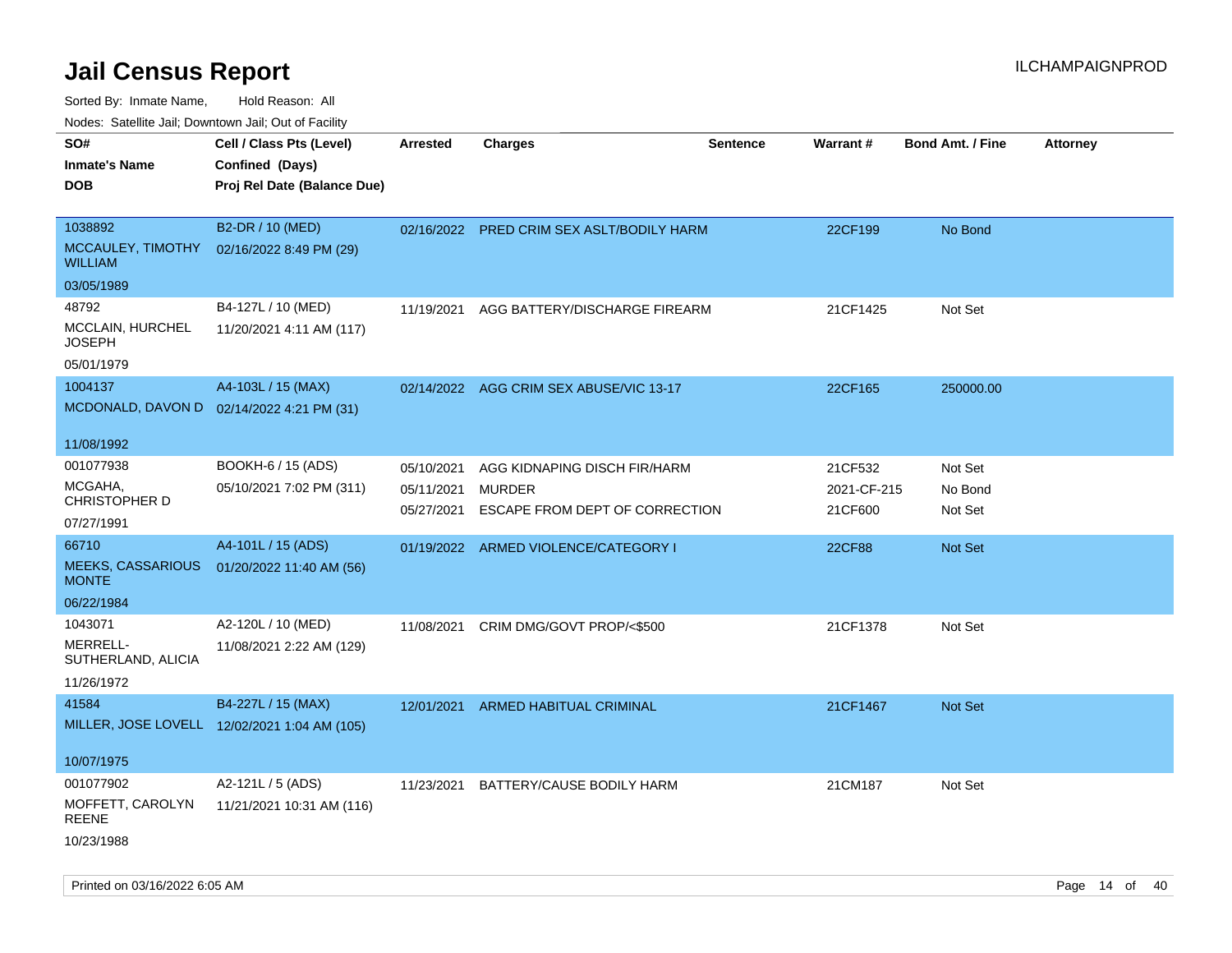# Jail Census Report

ILCHAMPAIGNPROD

Sorted By: Inmate Name, Hold Reason: All

Nodes: Satellite Jail; Downtown Jail; Out of Facility

| SO# / Inmate's Name / DOB | Cell / Class Pts (Level) / Confined (Days) / Proj Rel Date (Balance Due) | Arrested | Charges | Sentence | Warrant # | Bond Amt. / Fine | Attorney |
|---|---|---|---|---|---|---|---|
| 1038892<br>MCCAULEY, TIMOTHY WILLIAM<br>03/05/1989 | B2-DR / 10 (MED)<br>02/16/2022 8:49 PM (29) | 02/16/2022 | PRED CRIM SEX ASLT/BODILY HARM | | 22CF199 | No Bond | |
| 48792<br>MCCLAIN, HURCHEL JOSEPH<br>05/01/1979 | B4-127L / 10 (MED)<br>11/20/2021 4:11 AM (117) | 11/19/2021 | AGG BATTERY/DISCHARGE FIREARM | | 21CF1425 | Not Set | |
| 1004137<br>MCDONALD, DAVON D<br>11/08/1992 | A4-103L / 15 (MAX)<br>02/14/2022 4:21 PM (31) | 02/14/2022 | AGG CRIM SEX ABUSE/VIC 13-17 | | 22CF165 | 250000.00 | |
| 001077938<br>MCGAHA, CHRISTOPHER D<br>07/27/1991 | BOOKH-6 / 15 (ADS)<br>05/10/2021 7:02 PM (311) | 05/10/2021<br>05/11/2021<br>05/27/2021 | AGG KIDNAPING DISCH FIR/HARM<br>MURDER<br>ESCAPE FROM DEPT OF CORRECTION | | 21CF532<br>2021-CF-215<br>21CF600 | Not Set<br>No Bond<br>Not Set | |
| 66710<br>MEEKS, CASSARIOUS MONTE<br>06/22/1984 | A4-101L / 15 (ADS)<br>01/20/2022 11:40 AM (56) | 01/19/2022 | ARMED VIOLENCE/CATEGORY I | | 22CF88 | Not Set | |
| 1043071<br>MERRELL-SUTHERLAND, ALICIA<br>11/26/1972 | A2-120L / 10 (MED)<br>11/08/2021 2:22 AM (129) | 11/08/2021 | CRIM DMG/GOVT PROP/<$500 | | 21CF1378 | Not Set | |
| 41584<br>MILLER, JOSE LOVELL<br>10/07/1975 | B4-227L / 15 (MAX)<br>12/02/2021 1:04 AM (105) | 12/01/2021 | ARMED HABITUAL CRIMINAL | | 21CF1467 | Not Set | |
| 001077902<br>MOFFETT, CAROLYN REENE<br>10/23/1988 | A2-121L / 5 (ADS)<br>11/21/2021 10:31 AM (116) | 11/23/2021 | BATTERY/CAUSE BODILY HARM | | 21CM187 | Not Set | |

Printed on 03/16/2022 6:05 AM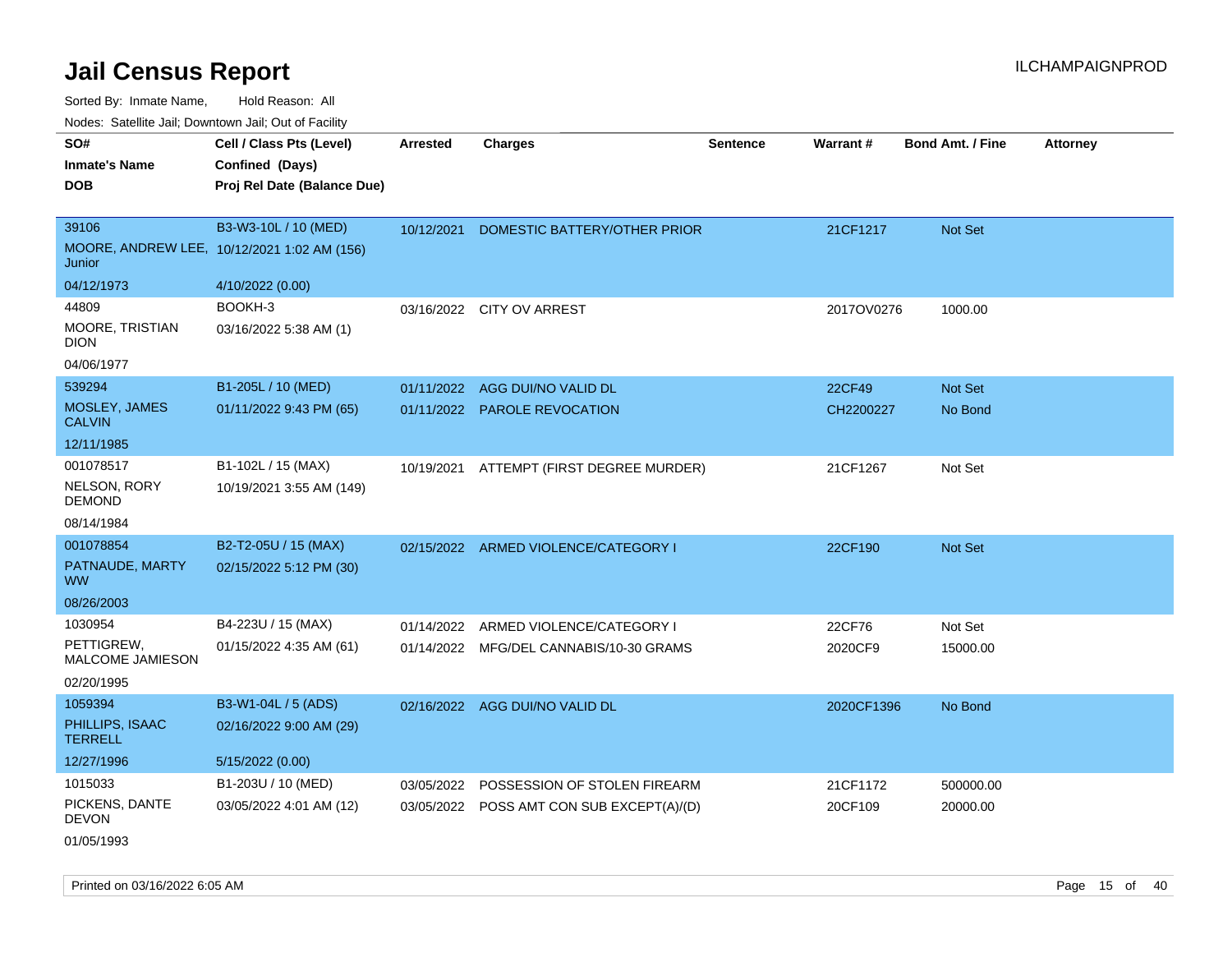# Jail Census Report

Sorted By: Inmate Name, Hold Reason: All

Nodes: Satellite Jail; Downtown Jail; Out of Facility

| SO# / Inmate's Name / DOB | Cell / Class Pts (Level) / Confined (Days) / Proj Rel Date (Balance Due) | Arrested | Charges | Sentence | Warrant # | Bond Amt. / Fine | Attorney |
|---|---|---|---|---|---|---|---|
| 39106<br>MOORE, ANDREW LEE, Junior<br>04/12/1973 | B3-W3-10L / 10 (MED)<br>10/12/2021 1:02 AM (156)<br>4/10/2022 (0.00) | 10/12/2021 | DOMESTIC BATTERY/OTHER PRIOR | | 21CF1217 | Not Set | |
| 44809<br>MOORE, TRISTIAN DION<br>04/06/1977 | BOOKH-3<br>03/16/2022 5:38 AM (1) | 03/16/2022 | CITY OV ARREST | | 2017OV0276 | 1000.00 | |
| 539294<br>MOSLEY, JAMES CALVIN<br>12/11/1985 | B1-205L / 10 (MED)<br>01/11/2022 9:43 PM (65) | 01/11/2022 | AGG DUI/NO VALID DL | | 22CF49 | Not Set | |
| | | 01/11/2022 | PAROLE REVOCATION | | CH2200227 | No Bond | |
| 001078517<br>NELSON, RORY DEMOND<br>08/14/1984 | B1-102L / 15 (MAX)<br>10/19/2021 3:55 AM (149) | 10/19/2021 | ATTEMPT (FIRST DEGREE MURDER) | | 21CF1267 | Not Set | |
| 001078854<br>PATNAUDE, MARTY WW<br>08/26/2003 | B2-T2-05U / 15 (MAX)<br>02/15/2022 5:12 PM (30) | 02/15/2022 | ARMED VIOLENCE/CATEGORY I | | 22CF190 | Not Set | |
| 1030954<br>PETTIGREW, MALCOME JAMIESON<br>02/20/1995 | B4-223U / 15 (MAX)<br>01/15/2022 4:35 AM (61) | 01/14/2022 | ARMED VIOLENCE/CATEGORY I | | 22CF76 | Not Set | |
| | | 01/14/2022 | MFG/DEL CANNABIS/10-30 GRAMS | | 2020CF9 | 15000.00 | |
| 1059394<br>PHILLIPS, ISAAC TERRELL<br>12/27/1996 | B3-W1-04L / 5 (ADS)<br>02/16/2022 9:00 AM (29)<br>5/15/2022 (0.00) | 02/16/2022 | AGG DUI/NO VALID DL | | 2020CF1396 | No Bond | |
| 1015033<br>PICKENS, DANTE DEVON<br>01/05/1993 | B1-203U / 10 (MED)<br>03/05/2022 4:01 AM (12) | 03/05/2022 | POSSESSION OF STOLEN FIREARM | | 21CF1172 | 500000.00 | |
| | | 03/05/2022 | POSS AMT CON SUB EXCEPT(A)/(D) | | 20CF109 | 20000.00 | |

Printed on 03/16/2022 6:05 AM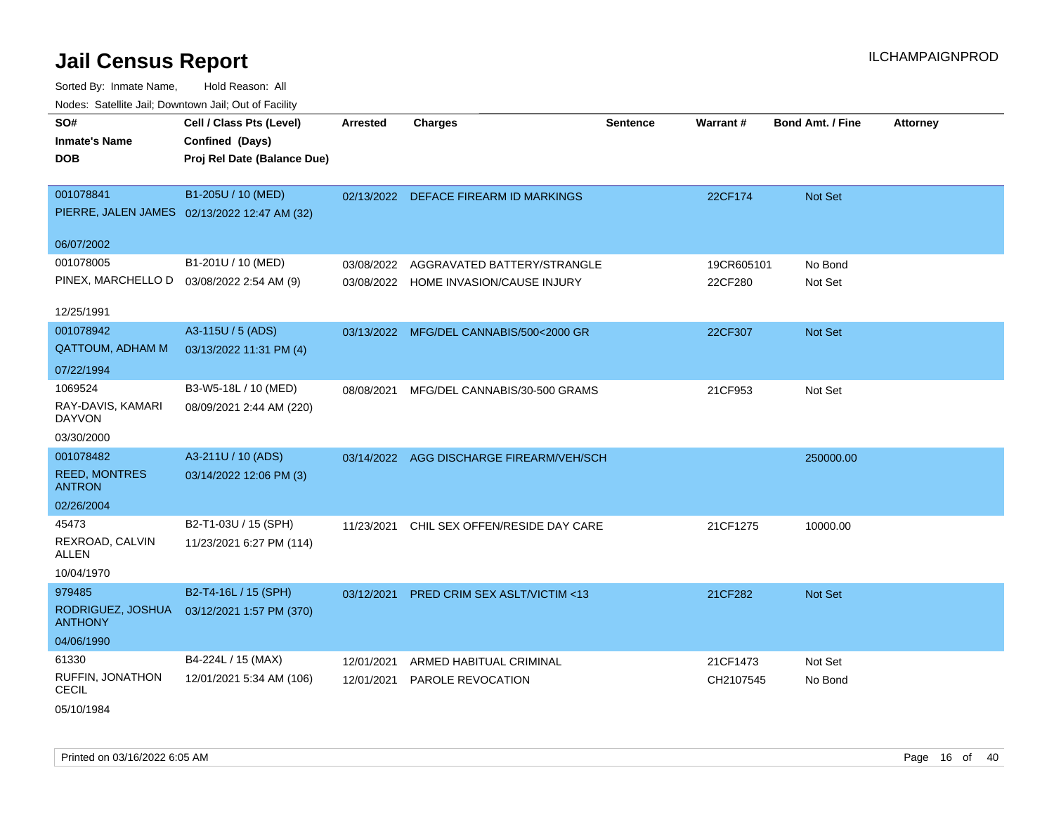# Jail Census Report

ILCHAMPAIGNPROD

Sorted By: Inmate Name, Hold Reason: All

Nodes: Satellite Jail; Downtown Jail; Out of Facility

| SO# / Inmate's Name / DOB | Cell / Class Pts (Level) / Confined (Days) / Proj Rel Date (Balance Due) | Arrested | Charges | Sentence | Warrant # | Bond Amt. / Fine | Attorney |
|---|---|---|---|---|---|---|---|
| 001078841<br>PIERRE, JALEN JAMES<br>06/07/2002 | B1-205U / 10 (MED)<br>02/13/2022 12:47 AM (32) | 02/13/2022 | DEFACE FIREARM ID MARKINGS | | 22CF174 | Not Set | |
| 001078005<br>PINEX, MARCHELLO D<br>12/25/1991 | B1-201U / 10 (MED)<br>03/08/2022 2:54 AM (9) | 03/08/2022<br>03/08/2022 | AGGRAVATED BATTERY/STRANGLE<br>HOME INVASION/CAUSE INJURY | | 19CR605101<br>22CF280 | No Bond<br>Not Set | |
| 001078942<br>QATTOUM, ADHAM M<br>07/22/1994 | A3-115U / 5 (ADS)<br>03/13/2022 11:31 PM (4) | 03/13/2022 | MFG/DEL CANNABIS/500<2000 GR | | 22CF307 | Not Set | |
| 1069524<br>RAY-DAVIS, KAMARI DAYVON<br>03/30/2000 | B3-W5-18L / 10 (MED)<br>08/09/2021 2:44 AM (220) | 08/08/2021 | MFG/DEL CANNABIS/30-500 GRAMS | | 21CF953 | Not Set | |
| 001078482<br>REED, MONTRES ANTRON<br>02/26/2004 | A3-211U / 10 (ADS)<br>03/14/2022 12:06 PM (3) | 03/14/2022 | AGG DISCHARGE FIREARM/VEH/SCH | | | 250000.00 | |
| 45473<br>REXROAD, CALVIN ALLEN<br>10/04/1970 | B2-T1-03U / 15 (SPH)<br>11/23/2021 6:27 PM (114) | 11/23/2021 | CHIL SEX OFFEN/RESIDE DAY CARE | | 21CF1275 | 10000.00 | |
| 979485<br>RODRIGUEZ, JOSHUA ANTHONY<br>04/06/1990 | B2-T4-16L / 15 (SPH)<br>03/12/2021 1:57 PM (370) | 03/12/2021 | PRED CRIM SEX ASLT/VICTIM <13 | | 21CF282 | Not Set | |
| 61330<br>RUFFIN, JONATHON CECIL<br>05/10/1984 | B4-224L / 15 (MAX)<br>12/01/2021 5:34 AM (106) | 12/01/2021<br>12/01/2021 | ARMED HABITUAL CRIMINAL<br>PAROLE REVOCATION | | 21CF1473<br>CH2107545 | Not Set<br>No Bond | |

Printed on 03/16/2022 6:05 AM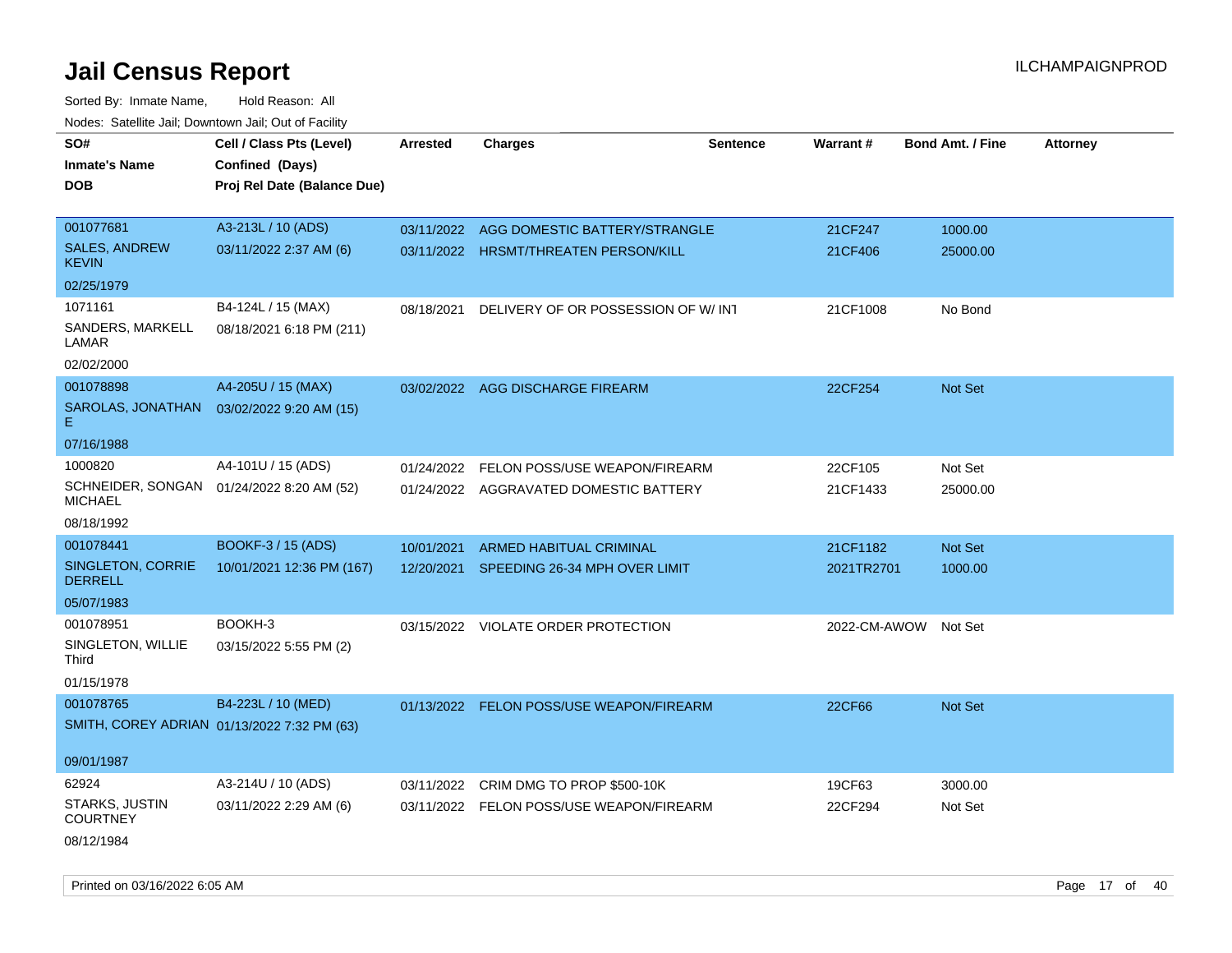# Jail Census Report

ILCHAMPAIGNPROD

Sorted By: Inmate Name, Hold Reason: All

Nodes: Satellite Jail; Downtown Jail; Out of Facility

| SO# / Inmate's Name / DOB | Cell / Class Pts (Level) / Confined (Days) / Proj Rel Date (Balance Due) | Arrested | Charges | Sentence | Warrant # | Bond Amt. / Fine | Attorney |
|---|---|---|---|---|---|---|---|
| 001077681<br>SALES, ANDREW KEVIN<br>02/25/1979 | A3-213L / 10 (ADS)<br>03/11/2022 2:37 AM (6) | 03/11/2022 | AGG DOMESTIC BATTERY/STRANGLE | | 21CF247 | 1000.00 | |
| | | 03/11/2022 | HRSMT/THREATEN PERSON/KILL | | 21CF406 | 25000.00 | |
| 1071161<br>SANDERS, MARKELL LAMAR<br>02/02/2000 | B4-124L / 15 (MAX)<br>08/18/2021 6:18 PM (211) | 08/18/2021 | DELIVERY OF OR POSSESSION OF W/ INT | | 21CF1008 | No Bond | |
| 001078898<br>SAROLAS, JONATHAN E<br>07/16/1988 | A4-205U / 15 (MAX)<br>03/02/2022 9:20 AM (15) | 03/02/2022 | AGG DISCHARGE FIREARM | | 22CF254 | Not Set | |
| 1000820<br>SCHNEIDER, SONGAN MICHAEL<br>08/18/1992 | A4-101U / 15 (ADS)<br>01/24/2022 8:20 AM (52) | 01/24/2022 | FELON POSS/USE WEAPON/FIREARM | | 22CF105 | Not Set | |
| | | 01/24/2022 | AGGRAVATED DOMESTIC BATTERY | | 21CF1433 | 25000.00 | |
| 001078441<br>SINGLETON, CORRIE DERRELL<br>05/07/1983 | BOOKF-3 / 15 (ADS)<br>10/01/2021 12:36 PM (167) | 10/01/2021 | ARMED HABITUAL CRIMINAL | | 21CF1182 | Not Set | |
| | | 12/20/2021 | SPEEDING 26-34 MPH OVER LIMIT | | 2021TR2701 | 1000.00 | |
| 001078951<br>SINGLETON, WILLIE Third<br>01/15/1978 | BOOKH-3<br>03/15/2022 5:55 PM (2) | 03/15/2022 | VIOLATE ORDER PROTECTION | | 2022-CM-AWOW | Not Set | |
| 001078765<br>SMITH, COREY ADRIAN<br>09/01/1987 | B4-223L / 10 (MED)<br>01/13/2022 7:32 PM (63) | 01/13/2022 | FELON POSS/USE WEAPON/FIREARM | | 22CF66 | Not Set | |
| 62924<br>STARKS, JUSTIN COURTNEY<br>08/12/1984 | A3-214U / 10 (ADS)<br>03/11/2022 2:29 AM (6) | 03/11/2022 | CRIM DMG TO PROP $500-10K | | 19CF63 | 3000.00 | |
| | | 03/11/2022 | FELON POSS/USE WEAPON/FIREARM | | 22CF294 | Not Set | |

Printed on 03/16/2022 6:05 AM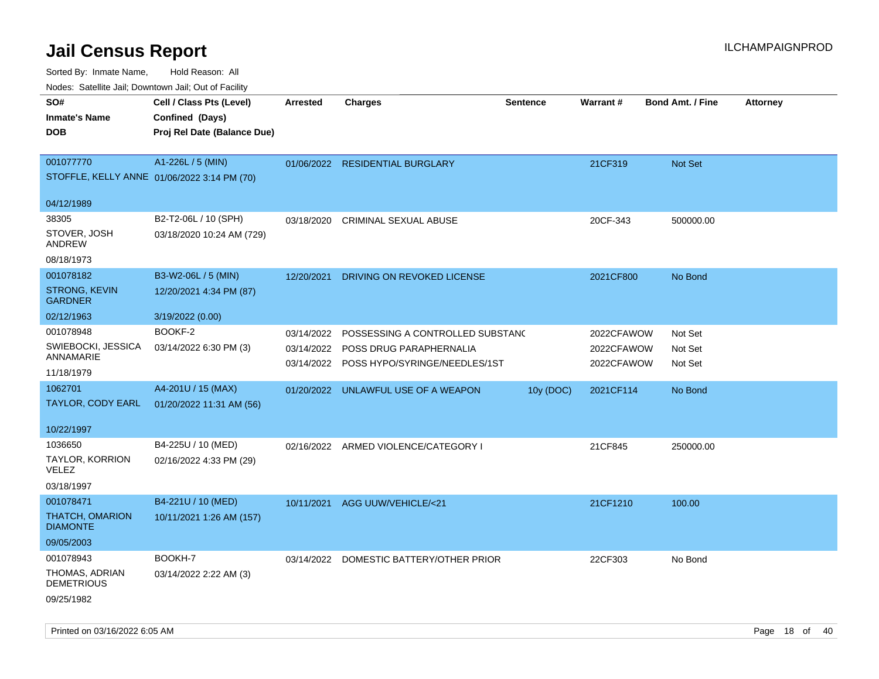# Jail Census Report

ILCHAMPAIGNPROD

Sorted By: Inmate Name, Hold Reason: All

Nodes: Satellite Jail; Downtown Jail; Out of Facility

| SO# / Inmate's Name / DOB | Cell / Class Pts (Level) / Confined (Days) / Proj Rel Date (Balance Due) | Arrested | Charges | Sentence | Warrant # | Bond Amt. / Fine | Attorney |
|---|---|---|---|---|---|---|---|
| 001077770<br>STOFFLE, KELLY ANNE<br>04/12/1989 | A1-226L / 5 (MIN)<br>01/06/2022 3:14 PM (70) | 01/06/2022 | RESIDENTIAL BURGLARY | | 21CF319 | Not Set | |
| 38305<br>STOVER, JOSH ANDREW<br>08/18/1973 | B2-T2-06L / 10 (SPH)<br>03/18/2020 10:24 AM (729) | 03/18/2020 | CRIMINAL SEXUAL ABUSE | | 20CF-343 | 500000.00 | |
| 001078182<br>STRONG, KEVIN GARDNER<br>02/12/1963 | B3-W2-06L / 5 (MIN)<br>12/20/2021 4:34 PM (87)<br>3/19/2022 (0.00) | 12/20/2021 | DRIVING ON REVOKED LICENSE | | 2021CF800 | No Bond | |
| 001078948<br>SWIEBOCKI, JESSICA ANNAMARIE<br>11/18/1979 | BOOKF-2<br>03/14/2022 6:30 PM (3) | 03/14/2022<br>03/14/2022<br>03/14/2022 | POSSESSING A CONTROLLED SUBSTANC<br>POSS DRUG PARAPHERNALIA<br>POSS HYPO/SYRINGE/NEEDLES/1ST | | 2022CFAWOW<br>2022CFAWOW<br>2022CFAWOW | Not Set<br>Not Set<br>Not Set | |
| 1062701<br>TAYLOR, CODY EARL<br>10/22/1997 | A4-201U / 15 (MAX)<br>01/20/2022 11:31 AM (56) | 01/20/2022 | UNLAWFUL USE OF A WEAPON | 10y (DOC) | 2021CF114 | No Bond | |
| 1036650<br>TAYLOR, KORRION VELEZ<br>03/18/1997 | B4-225U / 10 (MED)<br>02/16/2022 4:33 PM (29) | 02/16/2022 | ARMED VIOLENCE/CATEGORY I | | 21CF845 | 250000.00 | |
| 001078471<br>THATCH, OMARION DIAMONTE<br>09/05/2003 | B4-221U / 10 (MED)<br>10/11/2021 1:26 AM (157) | 10/11/2021 | AGG UUW/VEHICLE/<21 | | 21CF1210 | 100.00 | |
| 001078943<br>THOMAS, ADRIAN DEMETRIOUS<br>09/25/1982 | BOOKH-7<br>03/14/2022 2:22 AM (3) | 03/14/2022 | DOMESTIC BATTERY/OTHER PRIOR | | 22CF303 | No Bond | |

Printed on 03/16/2022 6:05 AM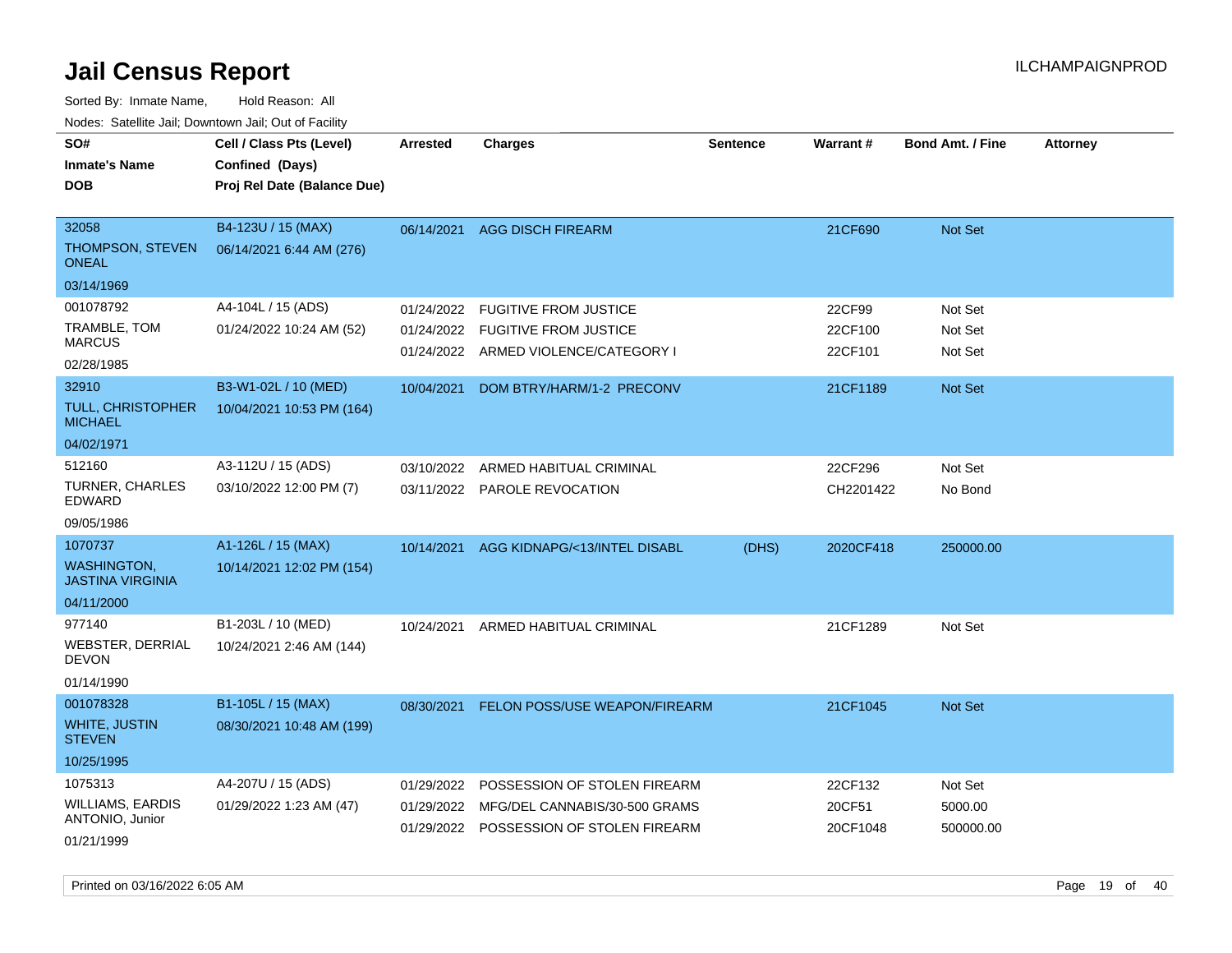# Jail Census Report

ILCHAMPAIGNPROD

Sorted By: Inmate Name, Hold Reason: All

Nodes: Satellite Jail; Downtown Jail; Out of Facility

| SO# / Inmate's Name / DOB | Cell / Class Pts (Level) / Confined (Days) / Proj Rel Date (Balance Due) | Arrested | Charges | Sentence | Warrant # | Bond Amt. / Fine | Attorney |
|---|---|---|---|---|---|---|---|
| 32058 THOMPSON, STEVEN ONEAL 03/14/1969 | B4-123U / 15 (MAX) 06/14/2021 6:44 AM (276) | 06/14/2021 | AGG DISCH FIREARM | | 21CF690 | Not Set | |
| 001078792 TRAMBLE, TOM MARCUS 02/28/1985 | A4-104L / 15 (ADS) 01/24/2022 10:24 AM (52) | 01/24/2022 | FUGITIVE FROM JUSTICE | | 22CF99 | Not Set | |
| | | 01/24/2022 | FUGITIVE FROM JUSTICE | | 22CF100 | Not Set | |
| | | 01/24/2022 | ARMED VIOLENCE/CATEGORY I | | 22CF101 | Not Set | |
| 32910 TULL, CHRISTOPHER MICHAEL 04/02/1971 | B3-W1-02L / 10 (MED) 10/04/2021 10:53 PM (164) | 10/04/2021 | DOM BTRY/HARM/1-2 PRECONV | | 21CF1189 | Not Set | |
| 512160 TURNER, CHARLES EDWARD 09/05/1986 | A3-112U / 15 (ADS) 03/10/2022 12:00 PM (7) | 03/10/2022 | ARMED HABITUAL CRIMINAL | | 22CF296 | Not Set | |
| | | 03/11/2022 | PAROLE REVOCATION | | CH2201422 | No Bond | |
| 1070737 WASHINGTON, JASTINA VIRGINIA 04/11/2000 | A1-126L / 15 (MAX) 10/14/2021 12:02 PM (154) | 10/14/2021 | AGG KIDNAPG/<13/INTEL DISABL | (DHS) | 2020CF418 | 250000.00 | |
| 977140 WEBSTER, DERRIAL DEVON 01/14/1990 | B1-203L / 10 (MED) 10/24/2021 2:46 AM (144) | 10/24/2021 | ARMED HABITUAL CRIMINAL | | 21CF1289 | Not Set | |
| 001078328 WHITE, JUSTIN STEVEN 10/25/1995 | B1-105L / 15 (MAX) 08/30/2021 10:48 AM (199) | 08/30/2021 | FELON POSS/USE WEAPON/FIREARM | | 21CF1045 | Not Set | |
| 1075313 WILLIAMS, EARDIS ANTONIO, Junior 01/21/1999 | A4-207U / 15 (ADS) 01/29/2022 1:23 AM (47) | 01/29/2022 | POSSESSION OF STOLEN FIREARM | | 22CF132 | Not Set | |
| | | 01/29/2022 | MFG/DEL CANNABIS/30-500 GRAMS | | 20CF51 | 5000.00 | |
| | | 01/29/2022 | POSSESSION OF STOLEN FIREARM | | 20CF1048 | 500000.00 | |

Printed on 03/16/2022 6:05 AM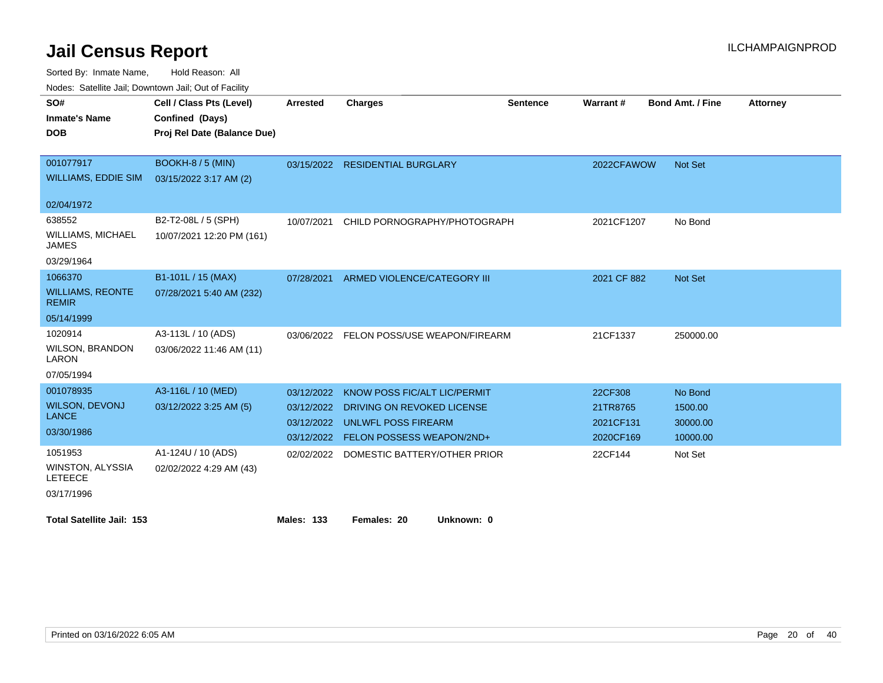# Jail Census Report

ILCHAMPAIGNPROD

Sorted By: Inmate Name, Hold Reason: All

Nodes: Satellite Jail; Downtown Jail; Out of Facility

| SO# / Inmate's Name / DOB | Cell / Class Pts (Level) / Confined (Days) / Proj Rel Date (Balance Due) | Arrested | Charges | Sentence | Warrant # | Bond Amt. / Fine | Attorney |
|---|---|---|---|---|---|---|---|
| 001077917<br>WILLIAMS, EDDIE SIM<br>02/04/1972 | BOOKH-8 / 5 (MIN)<br>03/15/2022 3:17 AM (2) | 03/15/2022 | RESIDENTIAL BURGLARY | | 2022CFAWOW | Not Set | |
| 638552<br>WILLIAMS, MICHAEL JAMES<br>03/29/1964 | B2-T2-08L / 5 (SPH)<br>10/07/2021 12:20 PM (161) | 10/07/2021 | CHILD PORNOGRAPHY/PHOTOGRAPH | | 2021CF1207 | No Bond | |
| 1066370<br>WILLIAMS, REONTE REMIR<br>05/14/1999 | B1-101L / 15 (MAX)<br>07/28/2021 5:40 AM (232) | 07/28/2021 | ARMED VIOLENCE/CATEGORY III | | 2021 CF 882 | Not Set | |
| 1020914<br>WILSON, BRANDON LARON<br>07/05/1994 | A3-113L / 10 (ADS)<br>03/06/2022 11:46 AM (11) | 03/06/2022 | FELON POSS/USE WEAPON/FIREARM | | 21CF1337 | 250000.00 | |
| 001078935<br>WILSON, DEVONJ LANCE<br>03/30/1986 | A3-116L / 10 (MED)<br>03/12/2022 3:25 AM (5) | 03/12/2022 | KNOW POSS FIC/ALT LIC/PERMIT | | 22CF308 | No Bond | |
| | | 03/12/2022 | DRIVING ON REVOKED LICENSE | | 21TR8765 | 1500.00 | |
| | | 03/12/2022 | UNLWFL POSS FIREARM | | 2021CF131 | 30000.00 | |
| | | 03/12/2022 | FELON POSSESS WEAPON/2ND+ | | 2020CF169 | 10000.00 | |
| 1051953<br>WINSTON, ALYSSIA LETEECE<br>03/17/1996 | A1-124U / 10 (ADS)<br>02/02/2022 4:29 AM (43) | 02/02/2022 | DOMESTIC BATTERY/OTHER PRIOR | | 22CF144 | Not Set | |

**Total Satellite Jail: 153** **Males: 133** **Females: 20** **Unknown: 0**

Printed on 03/16/2022 6:05 AM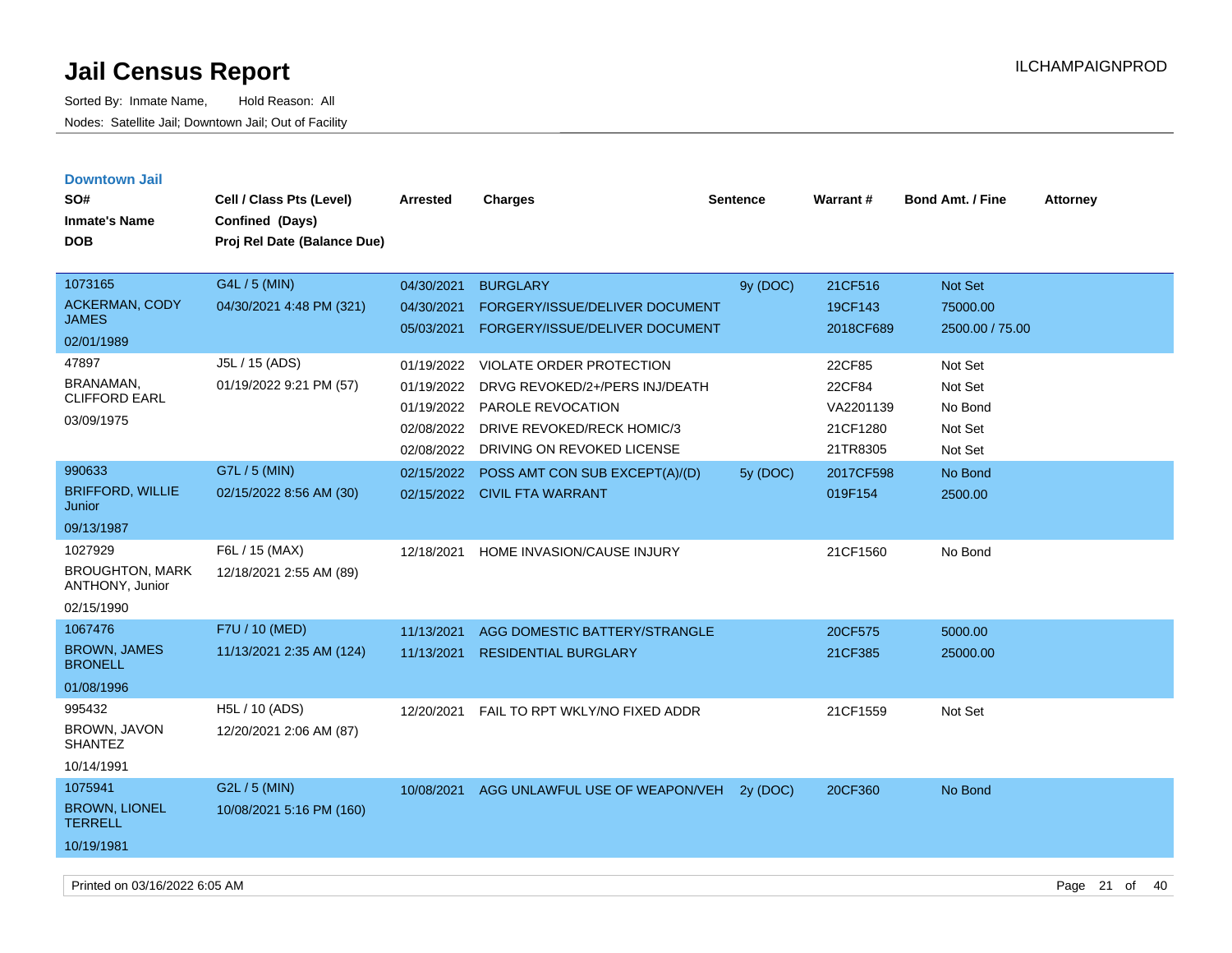# Jail Census Report

Sorted By: Inmate Name, Hold Reason: All

Nodes: Satellite Jail; Downtown Jail; Out of Facility

ILCHAMPAIGNPROD

## Downtown Jail

| SO# / Inmate's Name / DOB | Cell / Class Pts (Level) / Confined (Days) / Proj Rel Date (Balance Due) | Arrested | Charges | Sentence | Warrant # | Bond Amt. / Fine | Attorney |
|---|---|---|---|---|---|---|---|
| 1073165<br>ACKERMAN, CODY JAMES<br>02/01/1989 | G4L / 5 (MIN)<br>04/30/2021 4:48 PM (321) | 04/30/2021 | BURGLARY | 9y (DOC) | 21CF516 | Not Set | |
| | | 04/30/2021 | FORGERY/ISSUE/DELIVER DOCUMENT | | 19CF143 | 75000.00 | |
| | | 05/03/2021 | FORGERY/ISSUE/DELIVER DOCUMENT | | 2018CF689 | 2500.00 / 75.00 | |
| 47897<br>BRANAMAN, CLIFFORD EARL<br>03/09/1975 | J5L / 15 (ADS)<br>01/19/2022 9:21 PM (57) | 01/19/2022 | VIOLATE ORDER PROTECTION | | 22CF85 | Not Set | |
| | | 01/19/2022 | DRVG REVOKED/2+/PERS INJ/DEATH | | 22CF84 | Not Set | |
| | | 01/19/2022 | PAROLE REVOCATION | | VA2201139 | No Bond | |
| | | 02/08/2022 | DRIVE REVOKED/RECK HOMIC/3 | | 21CF1280 | Not Set | |
| | | 02/08/2022 | DRIVING ON REVOKED LICENSE | | 21TR8305 | Not Set | |
| 990633<br>BRIFFORD, WILLIE Junior<br>09/13/1987 | G7L / 5 (MIN)<br>02/15/2022 8:56 AM (30) | 02/15/2022 | POSS AMT CON SUB EXCEPT(A)/(D) | 5y (DOC) | 2017CF598 | No Bond | |
| | | 02/15/2022 | CIVIL FTA WARRANT | | 019F154 | 2500.00 | |
| 1027929<br>BROUGHTON, MARK ANTHONY, Junior<br>02/15/1990 | F6L / 15 (MAX)<br>12/18/2021 2:55 AM (89) | 12/18/2021 | HOME INVASION/CAUSE INJURY | | 21CF1560 | No Bond | |
| 1067476<br>BROWN, JAMES BRONELL<br>01/08/1996 | F7U / 10 (MED)<br>11/13/2021 2:35 AM (124) | 11/13/2021 | AGG DOMESTIC BATTERY/STRANGLE | | 20CF575 | 5000.00 | |
| | | 11/13/2021 | RESIDENTIAL BURGLARY | | 21CF385 | 25000.00 | |
| 995432<br>BROWN, JAVON SHANTEZ<br>10/14/1991 | H5L / 10 (ADS)<br>12/20/2021 2:06 AM (87) | 12/20/2021 | FAIL TO RPT WKLY/NO FIXED ADDR | | 21CF1559 | Not Set | |
| 1075941<br>BROWN, LIONEL TERRELL<br>10/19/1981 | G2L / 5 (MIN)<br>10/08/2021 5:16 PM (160) | 10/08/2021 | AGG UNLAWFUL USE OF WEAPON/VEH | 2y (DOC) | 20CF360 | No Bond | |

Printed on 03/16/2022 6:05 AM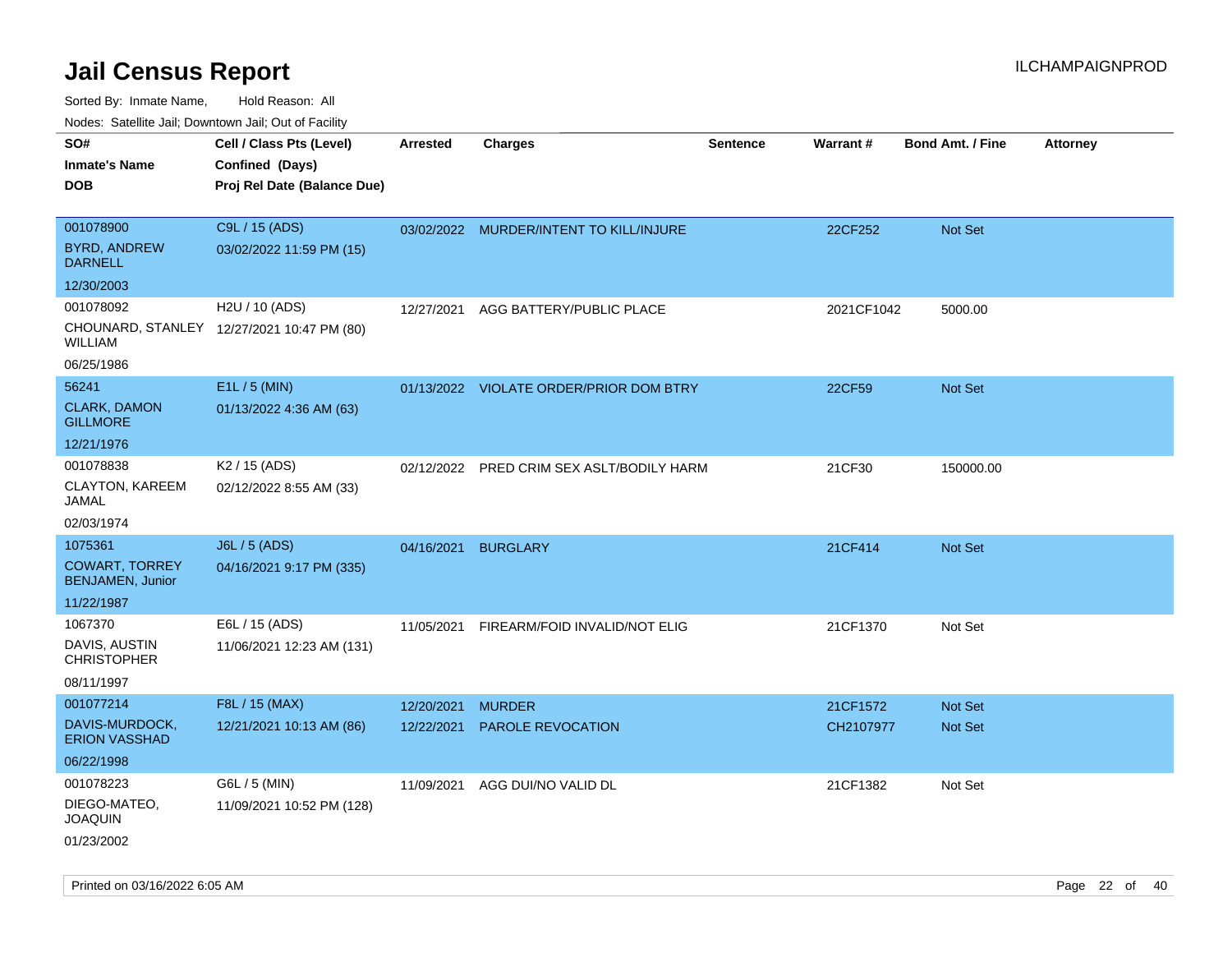# Jail Census Report

Sorted By: Inmate Name, Hold Reason: All

Nodes: Satellite Jail; Downtown Jail; Out of Facility

| SO# / Inmate's Name / DOB | Cell / Class Pts (Level) / Confined (Days) / Proj Rel Date (Balance Due) | Arrested | Charges | Sentence | Warrant # | Bond Amt. / Fine | Attorney |
|---|---|---|---|---|---|---|---|
| 001078900<br>BYRD, ANDREW DARNELL<br>12/30/2003 | C9L / 15 (ADS)<br>03/02/2022 11:59 PM (15) | 03/02/2022 | MURDER/INTENT TO KILL/INJURE | | 22CF252 | Not Set | |
| 001078092<br>CHOUNARD, STANLEY WILLIAM<br>06/25/1986 | H2U / 10 (ADS)<br>12/27/2021 10:47 PM (80) | 12/27/2021 | AGG BATTERY/PUBLIC PLACE | | 2021CF1042 | 5000.00 | |
| 56241<br>CLARK, DAMON GILLMORE<br>12/21/1976 | E1L / 5 (MIN)<br>01/13/2022 4:36 AM (63) | 01/13/2022 | VIOLATE ORDER/PRIOR DOM BTRY | | 22CF59 | Not Set | |
| 001078838<br>CLAYTON, KAREEM JAMAL<br>02/03/1974 | K2 / 15 (ADS)<br>02/12/2022 8:55 AM (33) | 02/12/2022 | PRED CRIM SEX ASLT/BODILY HARM | | 21CF30 | 150000.00 | |
| 1075361<br>COWART, TORREY BENJAMEN, Junior<br>11/22/1987 | J6L / 5 (ADS)<br>04/16/2021 9:17 PM (335) | 04/16/2021 | BURGLARY | | 21CF414 | Not Set | |
| 1067370<br>DAVIS, AUSTIN CHRISTOPHER<br>08/11/1997 | E6L / 15 (ADS)<br>11/06/2021 12:23 AM (131) | 11/05/2021 | FIREARM/FOID INVALID/NOT ELIG | | 21CF1370 | Not Set | |
| 001077214<br>DAVIS-MURDOCK, ERION VASSHAD<br>06/22/1998 | F8L / 15 (MAX)<br>12/21/2021 10:13 AM (86) | 12/20/2021<br>12/22/2021 | MURDER<br>PAROLE REVOCATION | | 21CF1572<br>CH2107977 | Not Set<br>Not Set | |
| 001078223<br>DIEGO-MATEO, JOAQUIN<br>01/23/2002 | G6L / 5 (MIN)<br>11/09/2021 10:52 PM (128) | 11/09/2021 | AGG DUI/NO VALID DL | | 21CF1382 | Not Set | |

Printed on 03/16/2022 6:05 AM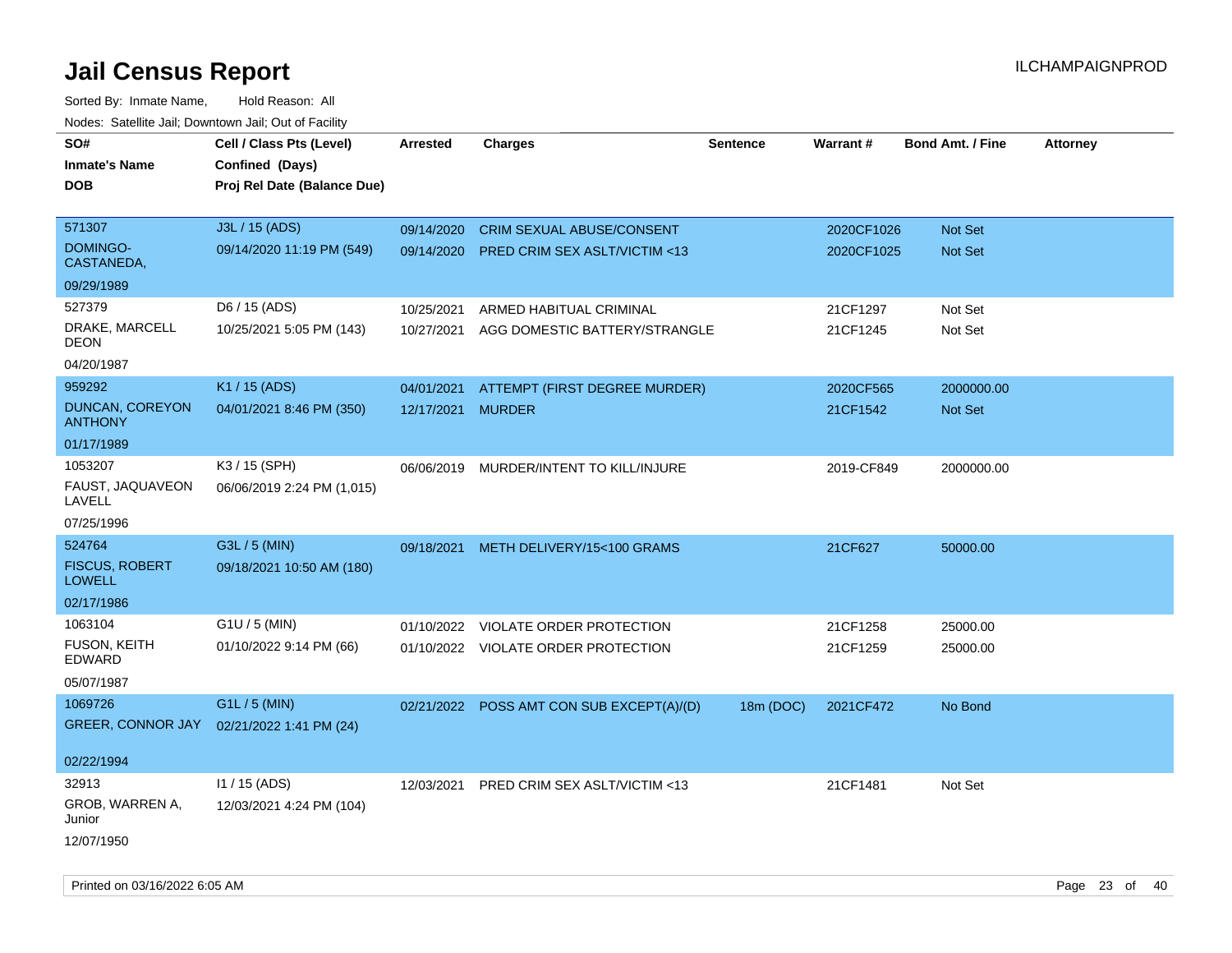# Jail Census Report

ILCHAMPAIGNPROD

Sorted By: Inmate Name, Hold Reason: All

Nodes: Satellite Jail; Downtown Jail; Out of Facility

| SO# / Inmate's Name / DOB | Cell / Class Pts (Level) / Confined (Days) / Proj Rel Date (Balance Due) | Arrested | Charges | Sentence | Warrant # | Bond Amt. / Fine | Attorney |
|---|---|---|---|---|---|---|---|
| 571307<br>DOMINGO-CASTANEDA,<br>09/29/1989 | J3L / 15 (ADS)<br>09/14/2020 11:19 PM (549) | 09/14/2020<br>09/14/2020 | CRIM SEXUAL ABUSE/CONSENT<br>PRED CRIM SEX ASLT/VICTIM <13 | | 2020CF1026<br>2020CF1025 | Not Set<br>Not Set | |
| 527379<br>DRAKE, MARCELL DEON<br>04/20/1987 | D6 / 15 (ADS)<br>10/25/2021 5:05 PM (143) | 10/25/2021<br>10/27/2021 | ARMED HABITUAL CRIMINAL<br>AGG DOMESTIC BATTERY/STRANGLE | | 21CF1297<br>21CF1245 | Not Set<br>Not Set | |
| 959292<br>DUNCAN, COREYON ANTHONY<br>01/17/1989 | K1 / 15 (ADS)<br>04/01/2021 8:46 PM (350) | 04/01/2021<br>12/17/2021 | ATTEMPT (FIRST DEGREE MURDER)<br>MURDER | | 2020CF565<br>21CF1542 | 2000000.00<br>Not Set | |
| 1053207<br>FAUST, JAQUAVEON LAVELL<br>07/25/1996 | K3 / 15 (SPH)<br>06/06/2019 2:24 PM (1,015) | 06/06/2019 | MURDER/INTENT TO KILL/INJURE | | 2019-CF849 | 2000000.00 | |
| 524764<br>FISCUS, ROBERT LOWELL<br>02/17/1986 | G3L / 5 (MIN)<br>09/18/2021 10:50 AM (180) | 09/18/2021 | METH DELIVERY/15<100 GRAMS | | 21CF627 | 50000.00 | |
| 1063104<br>FUSON, KEITH EDWARD<br>05/07/1987 | G1U / 5 (MIN)<br>01/10/2022 9:14 PM (66) | 01/10/2022<br>01/10/2022 | VIOLATE ORDER PROTECTION<br>VIOLATE ORDER PROTECTION | | 21CF1258<br>21CF1259 | 25000.00<br>25000.00 | |
| 1069726<br>GREER, CONNOR JAY<br>02/22/1994 | G1L / 5 (MIN)<br>02/21/2022 1:41 PM (24) | 02/21/2022 | POSS AMT CON SUB EXCEPT(A)/(D) | 18m (DOC) | 2021CF472 | No Bond | |
| 32913<br>GROB, WARREN A, Junior<br>12/07/1950 | I1 / 15 (ADS)<br>12/03/2021 4:24 PM (104) | 12/03/2021 | PRED CRIM SEX ASLT/VICTIM <13 | | 21CF1481 | Not Set | |

Printed on 03/16/2022 6:05 AM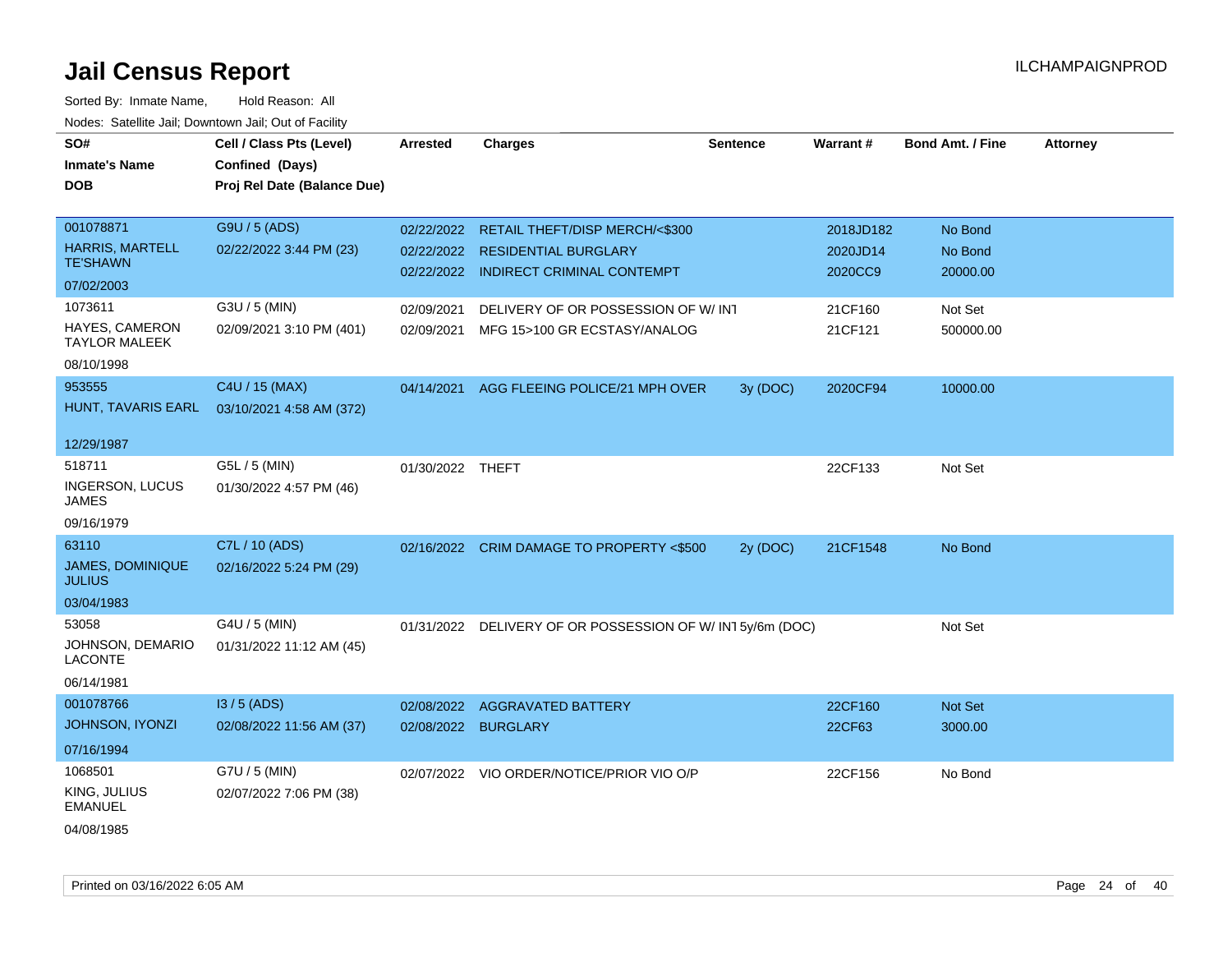# Jail Census Report

ILCHAMPAIGNPROD

Sorted By: Inmate Name, Hold Reason: All

Nodes: Satellite Jail; Downtown Jail; Out of Facility

| SO# / Inmate's Name / DOB | Cell / Class Pts (Level) / Confined (Days) / Proj Rel Date (Balance Due) | Arrested | Charges | Sentence | Warrant # | Bond Amt. / Fine | Attorney |
|---|---|---|---|---|---|---|---|
| 001078871 HARRIS, MARTELL TE'SHAWN 07/02/2003 | G9U / 5 (ADS) 02/22/2022 3:44 PM (23) | 02/22/2022 | RETAIL THEFT/DISP MERCH/<$300 | | 2018JD182 | No Bond | |
| | | 02/22/2022 | RESIDENTIAL BURGLARY | | 2020JD14 | No Bond | |
| | | 02/22/2022 | INDIRECT CRIMINAL CONTEMPT | | 2020CC9 | 20000.00 | |
| 1073611 HAYES, CAMERON TAYLOR MALEEK 08/10/1998 | G3U / 5 (MIN) 02/09/2021 3:10 PM (401) | 02/09/2021 | DELIVERY OF OR POSSESSION OF W/ INT | | 21CF160 | Not Set | |
| | | 02/09/2021 | MFG 15>100 GR ECSTASY/ANALOG | | 21CF121 | 500000.00 | |
| 953555 HUNT, TAVARIS EARL 12/29/1987 | C4U / 15 (MAX) 03/10/2021 4:58 AM (372) | 04/14/2021 | AGG FLEEING POLICE/21 MPH OVER | 3y (DOC) | 2020CF94 | 10000.00 | |
| 518711 INGERSON, LUCUS JAMES 09/16/1979 | G5L / 5 (MIN) 01/30/2022 4:57 PM (46) | 01/30/2022 | THEFT | | 22CF133 | Not Set | |
| 63110 JAMES, DOMINIQUE JULIUS 03/04/1983 | C7L / 10 (ADS) 02/16/2022 5:24 PM (29) | 02/16/2022 | CRIM DAMAGE TO PROPERTY <$500 | 2y (DOC) | 21CF1548 | No Bond | |
| 53058 JOHNSON, DEMARIO LACONTE 06/14/1981 | G4U / 5 (MIN) 01/31/2022 11:12 AM (45) | 01/31/2022 | DELIVERY OF OR POSSESSION OF W/ INT | 5y/6m (DOC) | | Not Set | |
| 001078766 JOHNSON, IYONZI 07/16/1994 | I3 / 5 (ADS) 02/08/2022 11:56 AM (37) | 02/08/2022 | AGGRAVATED BATTERY | | 22CF160 | Not Set | |
| | | 02/08/2022 | BURGLARY | | 22CF63 | 3000.00 | |
| 1068501 KING, JULIUS EMANUEL 04/08/1985 | G7U / 5 (MIN) 02/07/2022 7:06 PM (38) | 02/07/2022 | VIO ORDER/NOTICE/PRIOR VIO O/P | | 22CF156 | No Bond | |

Printed on 03/16/2022 6:05 AM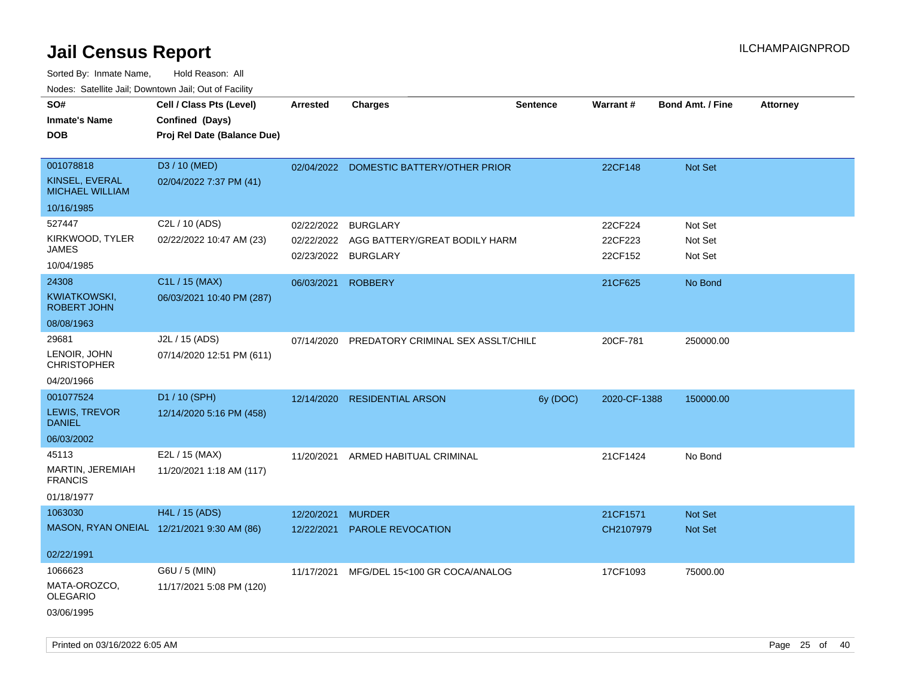# Jail Census Report

ILCHAMPAIGNPROD

Sorted By: Inmate Name, Hold Reason: All

Nodes: Satellite Jail; Downtown Jail; Out of Facility

| SO# / Inmate's Name / DOB | Cell / Class Pts (Level) / Confined (Days) / Proj Rel Date (Balance Due) | Arrested | Charges | Sentence | Warrant # | Bond Amt. / Fine | Attorney |
|---|---|---|---|---|---|---|---|
| 001078818<br>KINSEL, EVERAL MICHAEL WILLIAM<br>10/16/1985 | D3 / 10 (MED)<br>02/04/2022 7:37 PM (41) | 02/04/2022 | DOMESTIC BATTERY/OTHER PRIOR | | 22CF148 | Not Set | |
| 527447<br>KIRKWOOD, TYLER JAMES<br>10/04/1985 | C2L / 10 (ADS)<br>02/22/2022 10:47 AM (23) | 02/22/2022<br>02/22/2022<br>02/23/2022 | BURGLARY<br>AGG BATTERY/GREAT BODILY HARM<br>BURGLARY | | 22CF224<br>22CF223<br>22CF152 | Not Set<br>Not Set<br>Not Set | |
| 24308<br>KWIATKOWSKI, ROBERT JOHN<br>08/08/1963 | C1L / 15 (MAX)<br>06/03/2021 10:40 PM (287) | 06/03/2021 | ROBBERY | | 21CF625 | No Bond | |
| 29681<br>LENOIR, JOHN CHRISTOPHER<br>04/20/1966 | J2L / 15 (ADS)<br>07/14/2020 12:51 PM (611) | 07/14/2020 | PREDATORY CRIMINAL SEX ASSLT/CHILD | | 20CF-781 | 250000.00 | |
| 001077524<br>LEWIS, TREVOR DANIEL<br>06/03/2002 | D1 / 10 (SPH)<br>12/14/2020 5:16 PM (458) | 12/14/2020 | RESIDENTIAL ARSON | 6y (DOC) | 2020-CF-1388 | 150000.00 | |
| 45113<br>MARTIN, JEREMIAH FRANCIS<br>01/18/1977 | E2L / 15 (MAX)<br>11/20/2021 1:18 AM (117) | 11/20/2021 | ARMED HABITUAL CRIMINAL | | 21CF1424 | No Bond | |
| 1063030<br>MASON, RYAN ONEIAL<br>02/22/1991 | H4L / 15 (ADS)<br>12/21/2021 9:30 AM (86) | 12/20/2021<br>12/22/2021 | MURDER<br>PAROLE REVOCATION | | 21CF1571<br>CH2107979 | Not Set<br>Not Set | |
| 1066623<br>MATA-OROZCO, OLEGARIO<br>03/06/1995 | G6U / 5 (MIN)<br>11/17/2021 5:08 PM (120) | 11/17/2021 | MFG/DEL 15<100 GR COCA/ANALOG | | 17CF1093 | 75000.00 | |

Printed on 03/16/2022 6:05 AM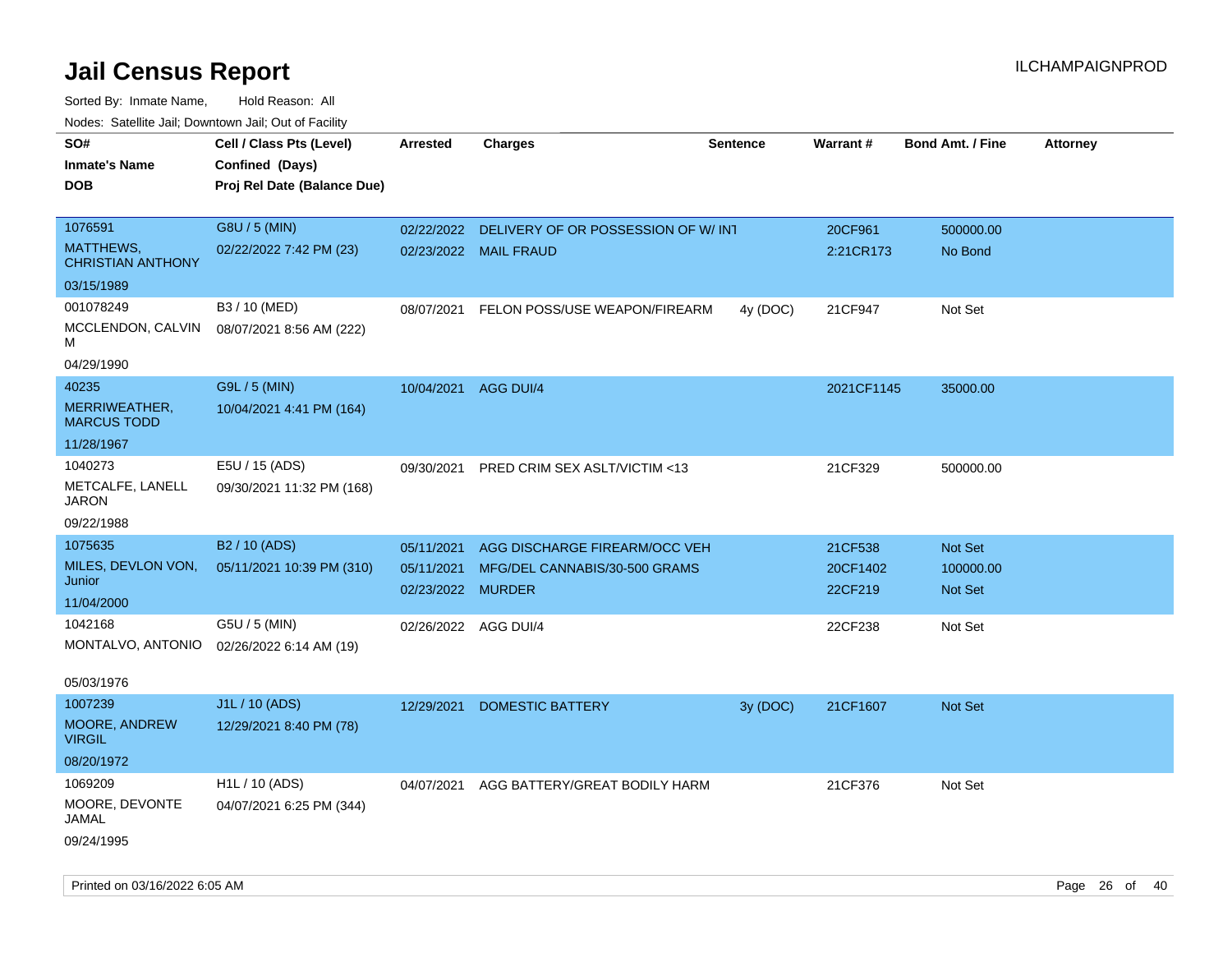# Jail Census Report

ILCHAMPAIGNPROD

Sorted By: Inmate Name, Hold Reason: All

Nodes: Satellite Jail; Downtown Jail; Out of Facility

| SO# / Inmate's Name / DOB | Cell / Class Pts (Level) / Confined (Days) / Proj Rel Date (Balance Due) | Arrested | Charges | Sentence | Warrant # | Bond Amt. / Fine | Attorney |
|---|---|---|---|---|---|---|---|
| 1076591<br>MATTHEWS, CHRISTIAN ANTHONY<br>03/15/1989 | G8U / 5 (MIN)<br>02/22/2022 7:42 PM (23) | 02/22/2022<br>02/23/2022 | DELIVERY OF OR POSSESSION OF W/ INT<br>MAIL FRAUD | | 20CF961<br>2:21CR173 | 500000.00<br>No Bond | |
| 001078249<br>MCCLENDON, CALVIN M<br>04/29/1990 | B3 / 10 (MED)<br>08/07/2021 8:56 AM (222) | 08/07/2021 | FELON POSS/USE WEAPON/FIREARM | 4y (DOC) | 21CF947 | Not Set | |
| 40235<br>MERRIWEATHER, MARCUS TODD<br>11/28/1967 | G9L / 5 (MIN)<br>10/04/2021 4:41 PM (164) | 10/04/2021 | AGG DUI/4 | | 2021CF1145 | 35000.00 | |
| 1040273<br>METCALFE, LANELL JARON<br>09/22/1988 | E5U / 15 (ADS)<br>09/30/2021 11:32 PM (168) | 09/30/2021 | PRED CRIM SEX ASLT/VICTIM <13 | | 21CF329 | 500000.00 | |
| 1075635<br>MILES, DEVLON VON, Junior<br>11/04/2000 | B2 / 10 (ADS)<br>05/11/2021 10:39 PM (310) | 05/11/2021<br>05/11/2021<br>02/23/2022 | AGG DISCHARGE FIREARM/OCC VEH<br>MFG/DEL CANNABIS/30-500 GRAMS<br>MURDER | | 21CF538<br>20CF1402<br>22CF219 | Not Set<br>100000.00<br>Not Set | |
| 1042168<br>MONTALVO, ANTONIO<br>05/03/1976 | G5U / 5 (MIN)<br>02/26/2022 6:14 AM (19) | 02/26/2022 | AGG DUI/4 | | 22CF238 | Not Set | |
| 1007239<br>MOORE, ANDREW VIRGIL<br>08/20/1972 | J1L / 10 (ADS)<br>12/29/2021 8:40 PM (78) | 12/29/2021 | DOMESTIC BATTERY | 3y (DOC) | 21CF1607 | Not Set | |
| 1069209<br>MOORE, DEVONTE JAMAL<br>09/24/1995 | H1L / 10 (ADS)<br>04/07/2021 6:25 PM (344) | 04/07/2021 | AGG BATTERY/GREAT BODILY HARM | | 21CF376 | Not Set | |

Printed on 03/16/2022 6:05 AM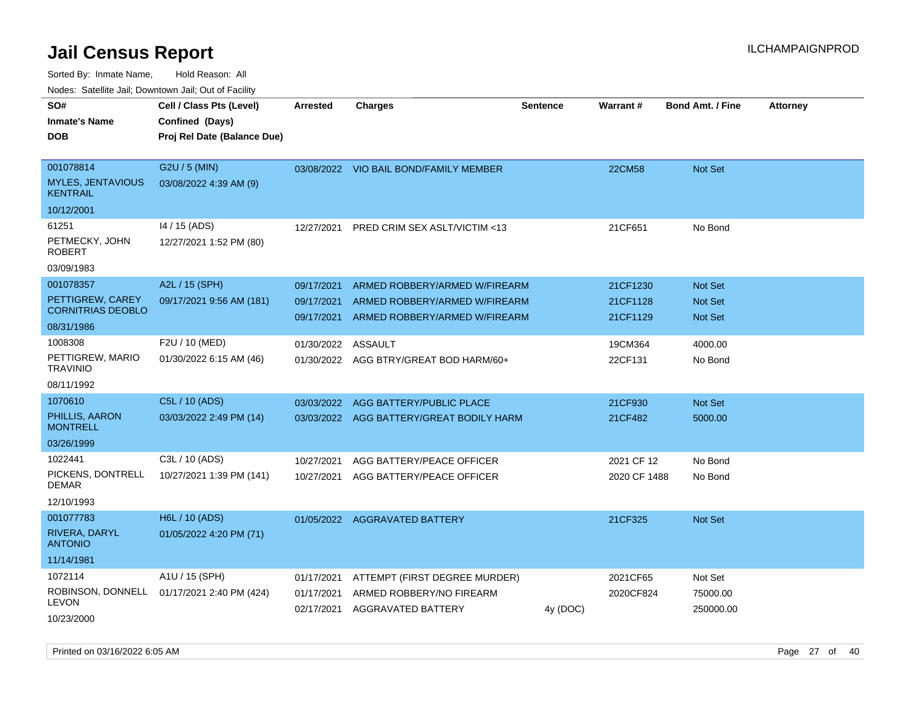# Jail Census Report

Sorted By: Inmate Name, Hold Reason: All

Nodes: Satellite Jail; Downtown Jail; Out of Facility

| SO# / Inmate's Name / DOB | Cell / Class Pts (Level) / Confined (Days) / Proj Rel Date (Balance Due) | Arrested | Charges | Sentence | Warrant # | Bond Amt. / Fine | Attorney |
|---|---|---|---|---|---|---|---|
| 001078814<br>MYLES, JENTAVIOUS KENTRAIL<br>10/12/2001 | G2U / 5 (MIN)<br>03/08/2022 4:39 AM (9) | 03/08/2022 | VIO BAIL BOND/FAMILY MEMBER | | 22CM58 | Not Set | |
| 61251<br>PETMECKY, JOHN ROBERT<br>03/09/1983 | I4 / 15 (ADS)<br>12/27/2021 1:52 PM (80) | 12/27/2021 | PRED CRIM SEX ASLT/VICTIM <13 | | 21CF651 | No Bond | |
| 001078357<br>PETTIGREW, CAREY CORNITRIAS DEOBLO<br>08/31/1986 | A2L / 15 (SPH)<br>09/17/2021 9:56 AM (181) | 09/17/2021 | ARMED ROBBERY/ARMED W/FIREARM | | 21CF1230 | Not Set | |
| | | 09/17/2021 | ARMED ROBBERY/ARMED W/FIREARM | | 21CF1128 | Not Set | |
| | | 09/17/2021 | ARMED ROBBERY/ARMED W/FIREARM | | 21CF1129 | Not Set | |
| 1008308<br>PETTIGREW, MARIO TRAVINIO<br>08/11/1992 | F2U / 10 (MED)<br>01/30/2022 6:15 AM (46) | 01/30/2022 | ASSAULT | | 19CM364 | 4000.00 | |
| | | 01/30/2022 | AGG BTRY/GREAT BOD HARM/60+ | | 22CF131 | No Bond | |
| 1070610<br>PHILLIS, AARON MONTRELL<br>03/26/1999 | C5L / 10 (ADS)<br>03/03/2022 2:49 PM (14) | 03/03/2022 | AGG BATTERY/PUBLIC PLACE | | 21CF930 | Not Set | |
| | | 03/03/2022 | AGG BATTERY/GREAT BODILY HARM | | 21CF482 | 5000.00 | |
| 1022441<br>PICKENS, DONTRELL DEMAR<br>12/10/1993 | C3L / 10 (ADS)<br>10/27/2021 1:39 PM (141) | 10/27/2021 | AGG BATTERY/PEACE OFFICER | | 2021 CF 12 | No Bond | |
| | | 10/27/2021 | AGG BATTERY/PEACE OFFICER | | 2020 CF 1488 | No Bond | |
| 001077783<br>RIVERA, DARYL ANTONIO<br>11/14/1981 | H6L / 10 (ADS)<br>01/05/2022 4:20 PM (71) | 01/05/2022 | AGGRAVATED BATTERY | | 21CF325 | Not Set | |
| 1072114<br>ROBINSON, DONNELL LEVON<br>10/23/2000 | A1U / 15 (SPH)<br>01/17/2021 2:40 PM (424) | 01/17/2021 | ATTEMPT (FIRST DEGREE MURDER) | | 2021CF65 | Not Set | |
| | | 01/17/2021 | ARMED ROBBERY/NO FIREARM | | 2020CF824 | 75000.00 | |
| | | 02/17/2021 | AGGRAVATED BATTERY | 4y (DOC) | | 250000.00 | |

Printed on 03/16/2022 6:05 AM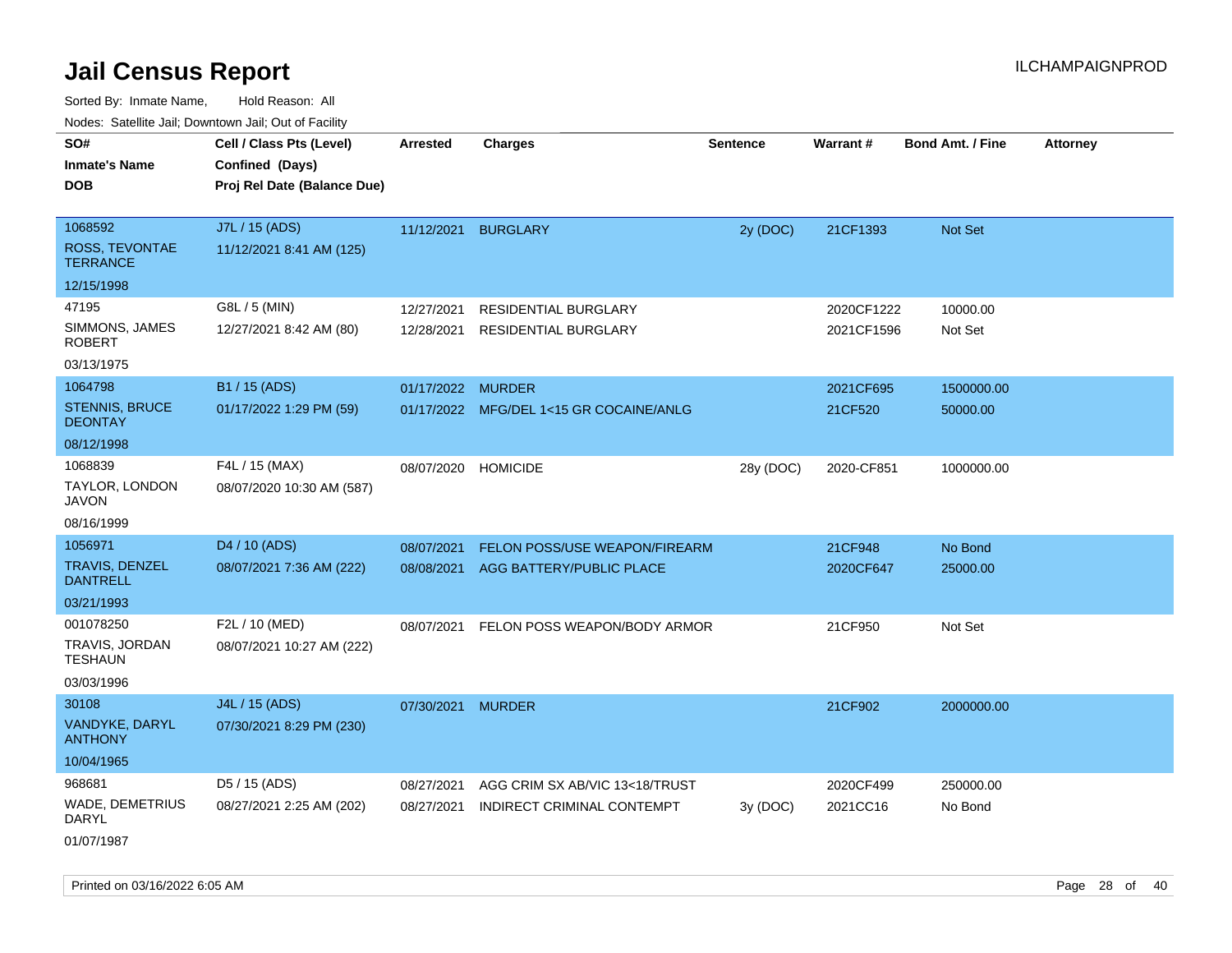# Jail Census Report

Sorted By: Inmate Name, Hold Reason: All

Nodes: Satellite Jail; Downtown Jail; Out of Facility

| SO# / Inmate's Name / DOB | Cell / Class Pts (Level) / Confined (Days) / Proj Rel Date (Balance Due) | Arrested | Charges | Sentence | Warrant # | Bond Amt. / Fine | Attorney |
|---|---|---|---|---|---|---|---|
| 1068592<br>ROSS, TEVONTAE TERRANCE<br>12/15/1998 | J7L / 15 (ADS)<br>11/12/2021 8:41 AM (125) | 11/12/2021 | BURGLARY | 2y (DOC) | 21CF1393 | Not Set | |
| 47195<br>SIMMONS, JAMES ROBERT<br>03/13/1975 | G8L / 5 (MIN)<br>12/27/2021 8:42 AM (80) | 12/27/2021<br>12/28/2021 | RESIDENTIAL BURGLARY<br>RESIDENTIAL BURGLARY | | 2020CF1222<br>2021CF1596 | 10000.00<br>Not Set | |
| 1064798<br>STENNIS, BRUCE DEONTAY<br>08/12/1998 | B1 / 15 (ADS)<br>01/17/2022 1:29 PM (59) | 01/17/2022<br>01/17/2022 | MURDER<br>MFG/DEL 1<15 GR COCAINE/ANLG | | 2021CF695<br>21CF520 | 1500000.00<br>50000.00 | |
| 1068839<br>TAYLOR, LONDON JAVON<br>08/16/1999 | F4L / 15 (MAX)<br>08/07/2020 10:30 AM (587) | 08/07/2020 | HOMICIDE | 28y (DOC) | 2020-CF851 | 1000000.00 | |
| 1056971<br>TRAVIS, DENZEL DANTRELL<br>03/21/1993 | D4 / 10 (ADS)<br>08/07/2021 7:36 AM (222) | 08/07/2021<br>08/08/2021 | FELON POSS/USE WEAPON/FIREARM<br>AGG BATTERY/PUBLIC PLACE | | 21CF948<br>2020CF647 | No Bond<br>25000.00 | |
| 001078250<br>TRAVIS, JORDAN TESHAUN<br>03/03/1996 | F2L / 10 (MED)<br>08/07/2021 10:27 AM (222) | 08/07/2021 | FELON POSS WEAPON/BODY ARMOR | | 21CF950 | Not Set | |
| 30108<br>VANDYKE, DARYL ANTHONY<br>10/04/1965 | J4L / 15 (ADS)<br>07/30/2021 8:29 PM (230) | 07/30/2021 | MURDER | | 21CF902 | 2000000.00 | |
| 968681<br>WADE, DEMETRIUS DARYL<br>01/07/1987 | D5 / 15 (ADS)<br>08/27/2021 2:25 AM (202) | 08/27/2021<br>08/27/2021 | AGG CRIM SX AB/VIC 13<18/TRUST<br>INDIRECT CRIMINAL CONTEMPT | <br>3y (DOC) | 2020CF499<br>2021CC16 | 250000.00<br>No Bond | |

Printed on 03/16/2022 6:05 AM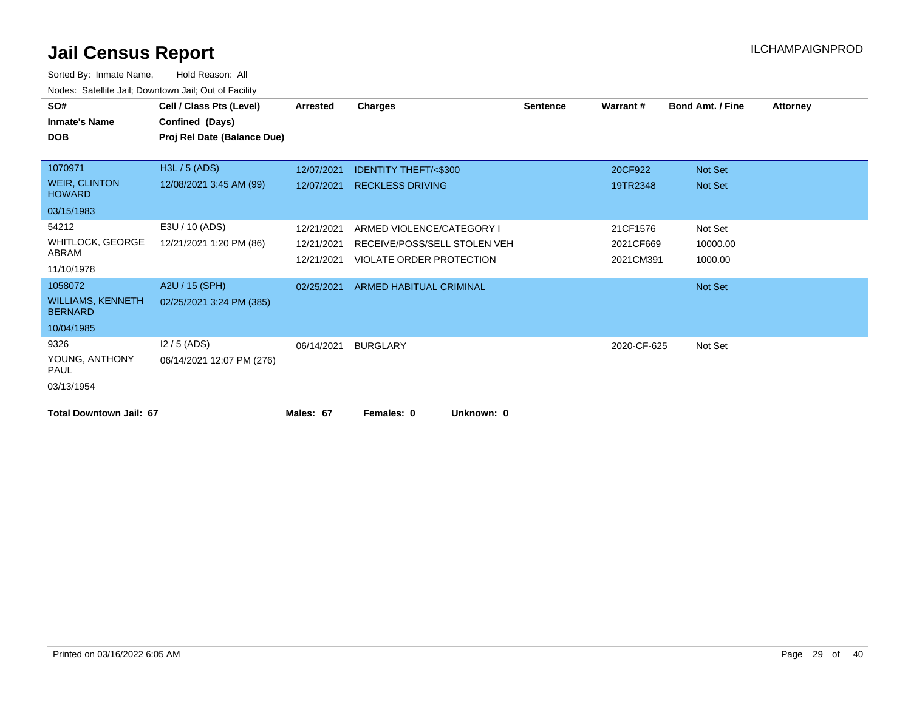# Jail Census Report

ILCHAMPAIGNPROD

Sorted By: Inmate Name, Hold Reason: All

Nodes: Satellite Jail; Downtown Jail; Out of Facility

| SO# / Inmate's Name / DOB | Cell / Class Pts (Level) / Confined (Days) / Proj Rel Date (Balance Due) | Arrested | Charges | Sentence | Warrant # | Bond Amt. / Fine | Attorney |
|---|---|---|---|---|---|---|---|
| 1070971<br>WEIR, CLINTON HOWARD<br>03/15/1983 | H3L / 5 (ADS)<br>12/08/2021 3:45 AM (99) | 12/07/2021 | IDENTITY THEFT/<$300 | | 20CF922 | Not Set | |
| | | 12/07/2021 | RECKLESS DRIVING | | 19TR2348 | Not Set | |
| 54212<br>WHITLOCK, GEORGE ABRAM<br>11/10/1978 | E3U / 10 (ADS)<br>12/21/2021 1:20 PM (86) | 12/21/2021 | ARMED VIOLENCE/CATEGORY I | | 21CF1576 | Not Set | |
| | | 12/21/2021 | RECEIVE/POSS/SELL STOLEN VEH | | 2021CF669 | 10000.00 | |
| | | 12/21/2021 | VIOLATE ORDER PROTECTION | | 2021CM391 | 1000.00 | |
| 1058072<br>WILLIAMS, KENNETH BERNARD<br>10/04/1985 | A2U / 15 (SPH)<br>02/25/2021 3:24 PM (385) | 02/25/2021 | ARMED HABITUAL CRIMINAL | | | Not Set | |
| 9326<br>YOUNG, ANTHONY PAUL<br>03/13/1954 | I2 / 5 (ADS)<br>06/14/2021 12:07 PM (276) | 06/14/2021 | BURGLARY | | 2020-CF-625 | Not Set | |

**Total Downtown Jail: 67** **Males: 67** **Females: 0** **Unknown: 0**

Printed on 03/16/2022 6:05 AM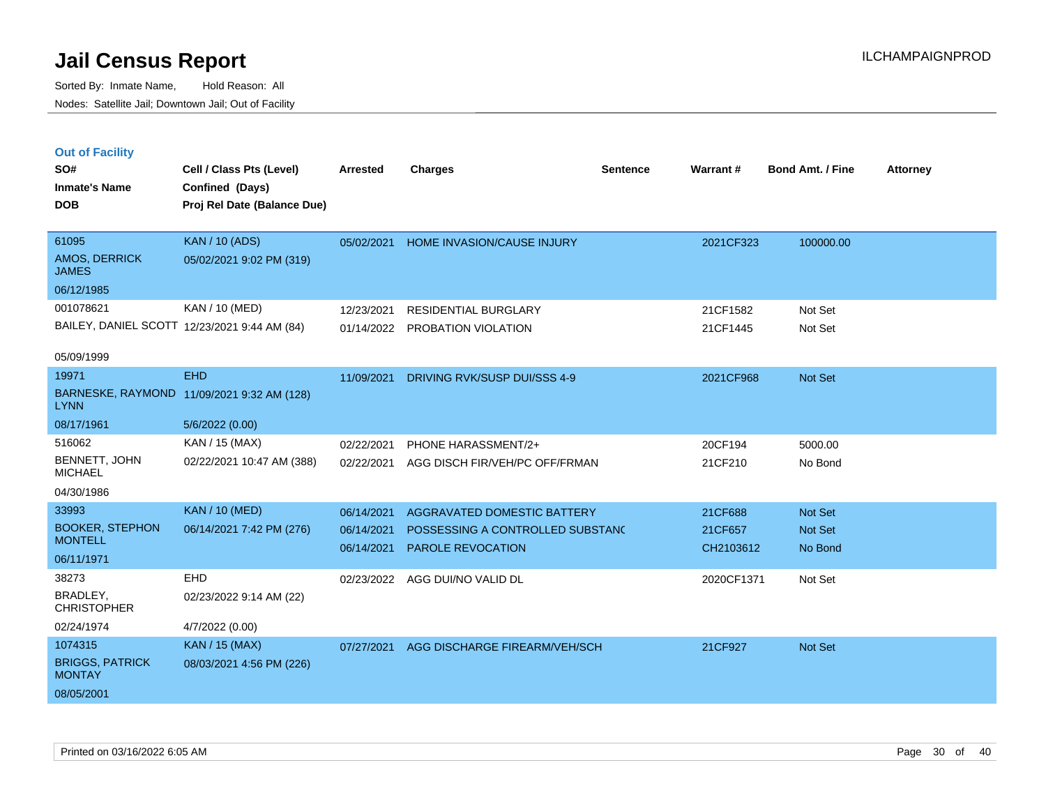# Jail Census Report

ILCHAMPAIGNPROD

Sorted By: Inmate Name, Hold Reason: All

Nodes: Satellite Jail; Downtown Jail; Out of Facility

## Out of Facility

| SO# / Inmate's Name / DOB | Cell / Class Pts (Level) / Confined (Days) / Proj Rel Date (Balance Due) | Arrested | Charges | Sentence | Warrant # | Bond Amt. / Fine | Attorney |
|---|---|---|---|---|---|---|---|
| 61095<br>AMOS, DERRICK JAMES<br>06/12/1985 | KAN / 10 (ADS)<br>05/02/2021 9:02 PM (319) | 05/02/2021 | HOME INVASION/CAUSE INJURY | | 2021CF323 | 100000.00 | |
| 001078621<br>BAILEY, DANIEL SCOTT<br>05/09/1999 | KAN / 10 (MED)<br>12/23/2021 9:44 AM (84) | 12/23/2021<br>01/14/2022 | RESIDENTIAL BURGLARY<br>PROBATION VIOLATION | | 21CF1582<br>21CF1445 | Not Set<br>Not Set | |
| 19971<br>BARNESKE, RAYMOND LYNN<br>08/17/1961 | EHD<br>11/09/2021 9:32 AM (128)<br>5/6/2022 (0.00) | 11/09/2021 | DRIVING RVK/SUSP DUI/SSS 4-9 | | 2021CF968 | Not Set | |
| 516062<br>BENNETT, JOHN MICHAEL<br>04/30/1986 | KAN / 15 (MAX)<br>02/22/2021 10:47 AM (388) | 02/22/2021<br>02/22/2021 | PHONE HARASSMENT/2+<br>AGG DISCH FIR/VEH/PC OFF/FRMAN | | 20CF194<br>21CF210 | 5000.00<br>No Bond | |
| 33993<br>BOOKER, STEPHON MONTELL<br>06/11/1971 | KAN / 10 (MED)<br>06/14/2021 7:42 PM (276) | 06/14/2021<br>06/14/2021<br>06/14/2021 | AGGRAVATED DOMESTIC BATTERY<br>POSSESSING A CONTROLLED SUBSTANC<br>PAROLE REVOCATION | | 21CF688<br>21CF657<br>CH2103612 | Not Set<br>Not Set<br>No Bond | |
| 38273<br>BRADLEY, CHRISTOPHER<br>02/24/1974 | EHD<br>02/23/2022 9:14 AM (22)<br>4/7/2022 (0.00) | 02/23/2022 | AGG DUI/NO VALID DL | | 2020CF1371 | Not Set | |
| 1074315<br>BRIGGS, PATRICK MONTAY<br>08/05/2001 | KAN / 15 (MAX)<br>08/03/2021 4:56 PM (226) | 07/27/2021 | AGG DISCHARGE FIREARM/VEH/SCH | | 21CF927 | Not Set | |

Printed on 03/16/2022 6:05 AM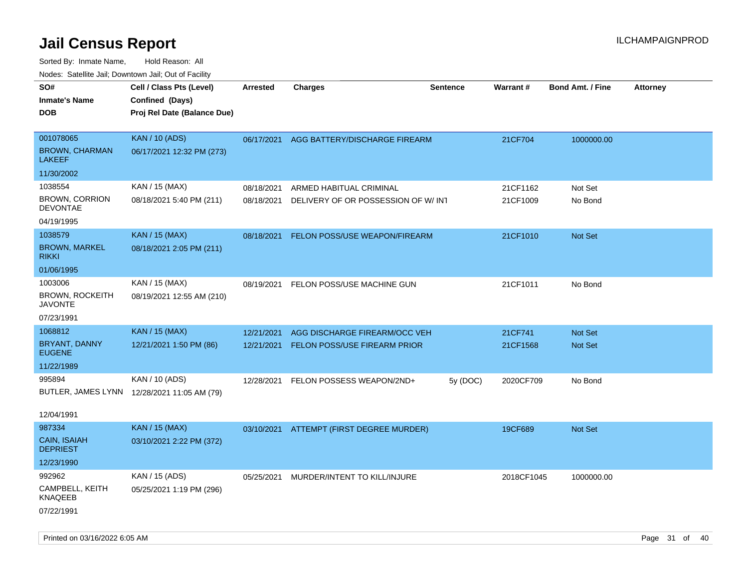# Jail Census Report

Sorted By: Inmate Name, Hold Reason: All

Nodes: Satellite Jail; Downtown Jail; Out of Facility

| SO# / Inmate's Name / DOB | Cell / Class Pts (Level) / Confined (Days) / Proj Rel Date (Balance Due) | Arrested | Charges | Sentence | Warrant # | Bond Amt. / Fine | Attorney |
|---|---|---|---|---|---|---|---|
| 001078065<br>BROWN, CHARMAN LAKEEF<br>11/30/2002 | KAN / 10 (ADS)<br>06/17/2021 12:32 PM (273) | 06/17/2021 | AGG BATTERY/DISCHARGE FIREARM | | 21CF704 | 1000000.00 | |
| 1038554<br>BROWN, CORRION DEVONTAE<br>04/19/1995 | KAN / 15 (MAX)<br>08/18/2021 5:40 PM (211) | 08/18/2021<br>08/18/2021 | ARMED HABITUAL CRIMINAL<br>DELIVERY OF OR POSSESSION OF W/ INT | | 21CF1162<br>21CF1009 | Not Set<br>No Bond | |
| 1038579<br>BROWN, MARKEL RIKKI<br>01/06/1995 | KAN / 15 (MAX)<br>08/18/2021 2:05 PM (211) | 08/18/2021 | FELON POSS/USE WEAPON/FIREARM | | 21CF1010 | Not Set | |
| 1003006<br>BROWN, ROCKEITH JAVONTE<br>07/23/1991 | KAN / 15 (MAX)<br>08/19/2021 12:55 AM (210) | 08/19/2021 | FELON POSS/USE MACHINE GUN | | 21CF1011 | No Bond | |
| 1068812<br>BRYANT, DANNY EUGENE<br>11/22/1989 | KAN / 15 (MAX)<br>12/21/2021 1:50 PM (86) | 12/21/2021<br>12/21/2021 | AGG DISCHARGE FIREARM/OCC VEH<br>FELON POSS/USE FIREARM PRIOR | | 21CF741<br>21CF1568 | Not Set<br>Not Set | |
| 995894<br>BUTLER, JAMES LYNN<br>12/04/1991 | KAN / 10 (ADS)<br>12/28/2021 11:05 AM (79) | 12/28/2021 | FELON POSSESS WEAPON/2ND+ | 5y (DOC) | 2020CF709 | No Bond | |
| 987334<br>CAIN, ISAIAH DEPRIEST<br>12/23/1990 | KAN / 15 (MAX)<br>03/10/2021 2:22 PM (372) | 03/10/2021 | ATTEMPT (FIRST DEGREE MURDER) | | 19CF689 | Not Set | |
| 992962<br>CAMPBELL, KEITH KNAQEEB<br>07/22/1991 | KAN / 15 (ADS)<br>05/25/2021 1:19 PM (296) | 05/25/2021 | MURDER/INTENT TO KILL/INJURE | | 2018CF1045 | 1000000.00 | |

Printed on 03/16/2022 6:05 AM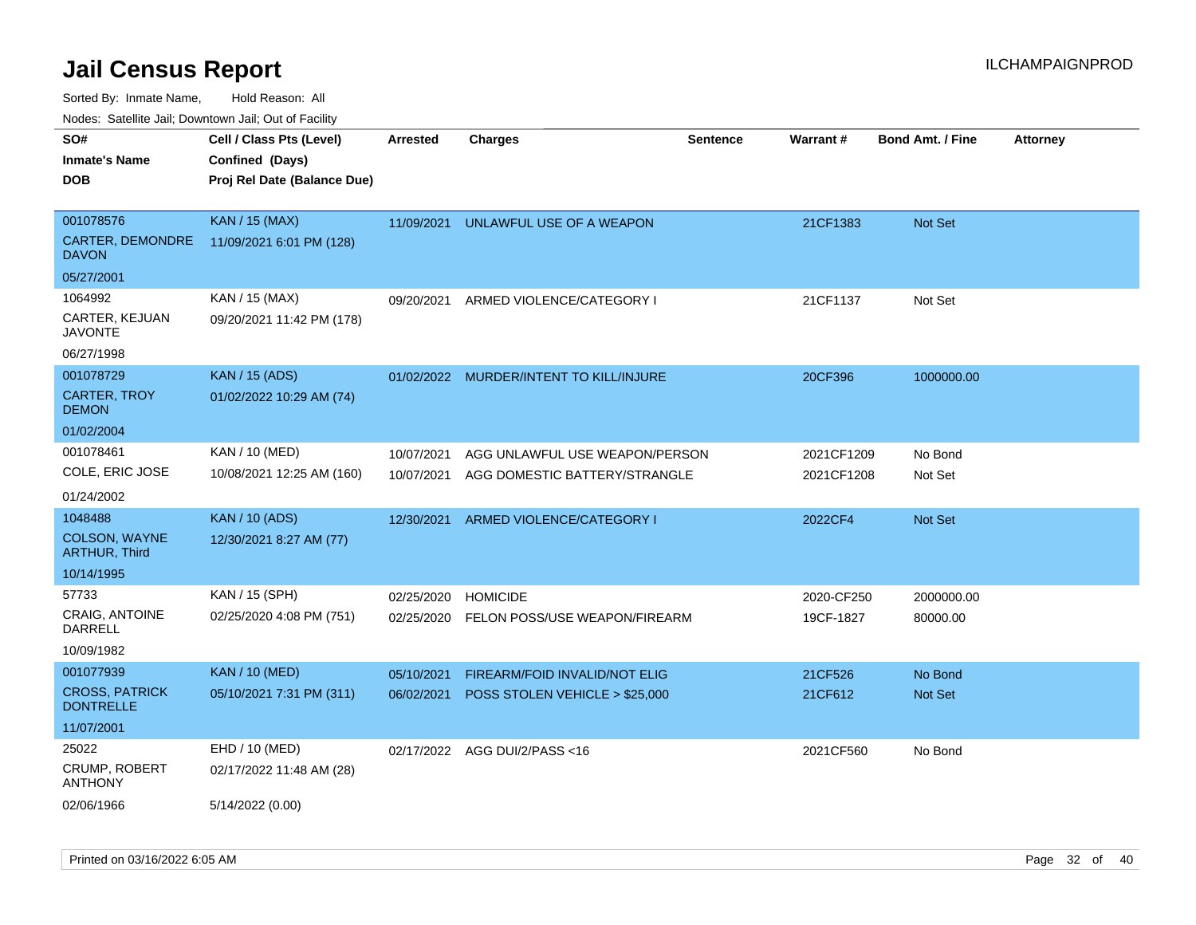# Jail Census Report

ILCHAMPAIGNPROD

Sorted By: Inmate Name, Hold Reason: All

Nodes: Satellite Jail; Downtown Jail; Out of Facility

| SO#<br>Inmate's Name<br>DOB | Cell / Class Pts (Level)<br>Confined (Days)<br>Proj Rel Date (Balance Due) | Arrested | Charges | Sentence | Warrant # | Bond Amt. / Fine | Attorney |
|---|---|---|---|---|---|---|---|
| 001078576<br>CARTER, DEMONDRE DAVON<br>05/27/2001 | KAN / 15 (MAX)<br>11/09/2021 6:01 PM (128) | 11/09/2021 | UNLAWFUL USE OF A WEAPON | | 21CF1383 | Not Set | |
| 1064992<br>CARTER, KEJUAN JAVONTE<br>06/27/1998 | KAN / 15 (MAX)<br>09/20/2021 11:42 PM (178) | 09/20/2021 | ARMED VIOLENCE/CATEGORY I | | 21CF1137 | Not Set | |
| 001078729<br>CARTER, TROY DEMON<br>01/02/2004 | KAN / 15 (ADS)<br>01/02/2022 10:29 AM (74) | 01/02/2022 | MURDER/INTENT TO KILL/INJURE | | 20CF396 | 1000000.00 | |
| 001078461<br>COLE, ERIC JOSE<br>01/24/2002 | KAN / 10 (MED)<br>10/08/2021 12:25 AM (160) | 10/07/2021<br>10/07/2021 | AGG UNLAWFUL USE WEAPON/PERSON<br>AGG DOMESTIC BATTERY/STRANGLE | | 2021CF1209<br>2021CF1208 | No Bond<br>Not Set | |
| 1048488<br>COLSON, WAYNE ARTHUR, Third<br>10/14/1995 | KAN / 10 (ADS)<br>12/30/2021 8:27 AM (77) | 12/30/2021 | ARMED VIOLENCE/CATEGORY I | | 2022CF4 | Not Set | |
| 57733<br>CRAIG, ANTOINE DARRELL<br>10/09/1982 | KAN / 15 (SPH)<br>02/25/2020 4:08 PM (751) | 02/25/2020<br>02/25/2020 | HOMICIDE<br>FELON POSS/USE WEAPON/FIREARM | | 2020-CF250<br>19CF-1827 | 2000000.00<br>80000.00 | |
| 001077939<br>CROSS, PATRICK DONTRELLE<br>11/07/2001 | KAN / 10 (MED)<br>05/10/2021 7:31 PM (311) | 05/10/2021<br>06/02/2021 | FIREARM/FOID INVALID/NOT ELIG<br>POSS STOLEN VEHICLE > $25,000 | | 21CF526<br>21CF612 | No Bond<br>Not Set | |
| 25022<br>CRUMP, ROBERT ANTHONY<br>02/06/1966 | EHD / 10 (MED)<br>02/17/2022 11:48 AM (28)<br>5/14/2022 (0.00) | 02/17/2022 | AGG DUI/2/PASS <16 | | 2021CF560 | No Bond | |

Printed on 03/16/2022 6:05 AM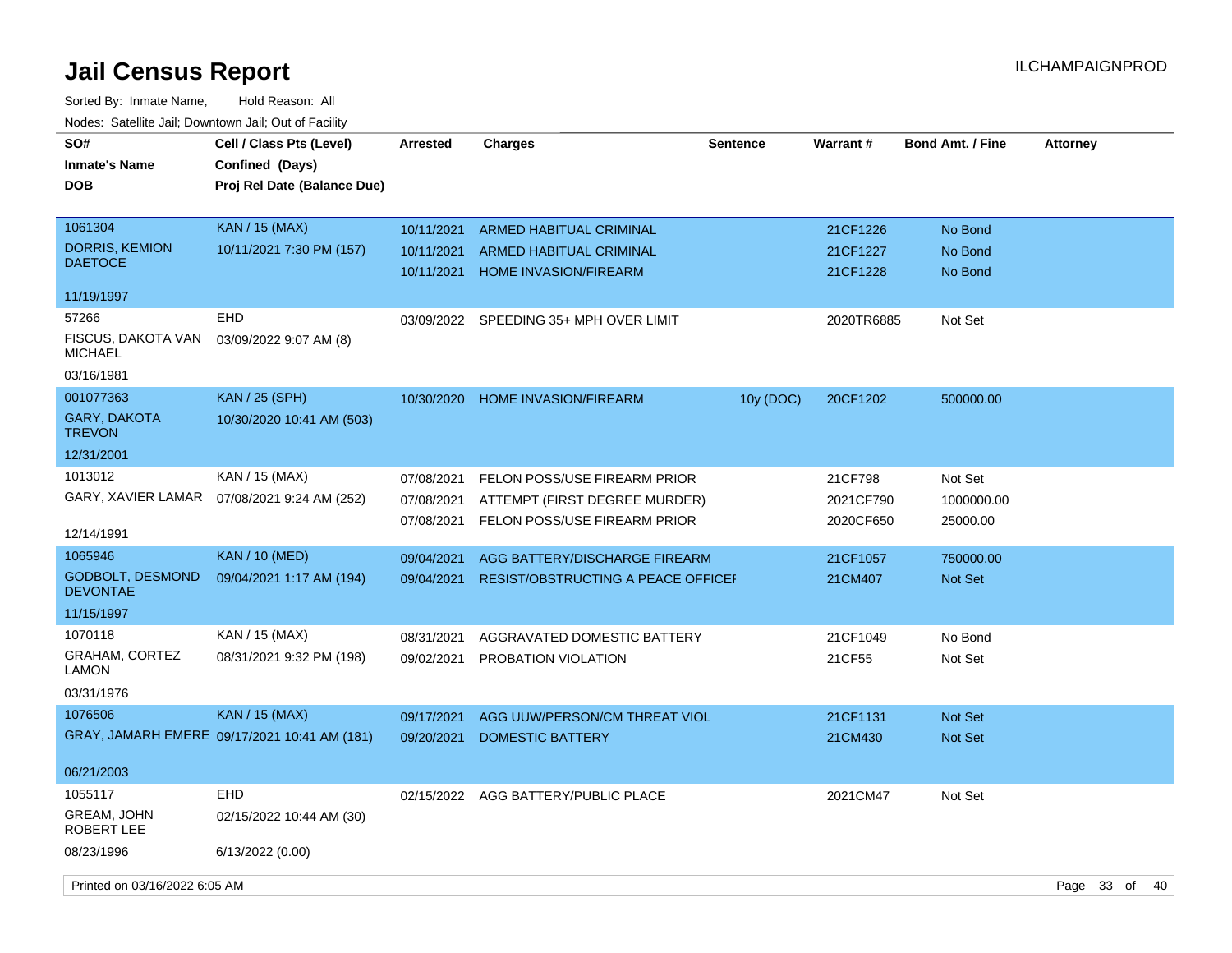# Jail Census Report

ILCHAMPAIGNPROD

Sorted By: Inmate Name, Hold Reason: All

Nodes: Satellite Jail; Downtown Jail; Out of Facility

| SO# / Inmate's Name / DOB | Cell / Class Pts (Level) / Confined (Days) / Proj Rel Date (Balance Due) | Arrested | Charges | Sentence | Warrant # | Bond Amt. / Fine | Attorney |
|---|---|---|---|---|---|---|---|
| 1061304<br>DORRIS, KEMION DAETOCE<br>11/19/1997 | KAN / 15 (MAX)<br>10/11/2021 7:30 PM (157) | 10/11/2021 | ARMED HABITUAL CRIMINAL | | 21CF1226 | No Bond | |
| | | 10/11/2021 | ARMED HABITUAL CRIMINAL | | 21CF1227 | No Bond | |
| | | 10/11/2021 | HOME INVASION/FIREARM | | 21CF1228 | No Bond | |
| 57266<br>FISCUS, DAKOTA VAN MICHAEL<br>03/16/1981 | EHD<br>03/09/2022 9:07 AM (8) | 03/09/2022 | SPEEDING 35+ MPH OVER LIMIT | | 2020TR6885 | Not Set | |
| 001077363<br>GARY, DAKOTA TREVON<br>12/31/2001 | KAN / 25 (SPH)<br>10/30/2020 10:41 AM (503) | 10/30/2020 | HOME INVASION/FIREARM | 10y (DOC) | 20CF1202 | 500000.00 | |
| 1013012<br>GARY, XAVIER LAMAR<br>12/14/1991 | KAN / 15 (MAX)<br>07/08/2021 9:24 AM (252) | 07/08/2021 | FELON POSS/USE FIREARM PRIOR | | 21CF798 | Not Set | |
| | | 07/08/2021 | ATTEMPT (FIRST DEGREE MURDER) | | 2021CF790 | 1000000.00 | |
| | | 07/08/2021 | FELON POSS/USE FIREARM PRIOR | | 2020CF650 | 25000.00 | |
| 1065946<br>GODBOLT, DESMOND DEVONTAE<br>11/15/1997 | KAN / 10 (MED)<br>09/04/2021 1:17 AM (194) | 09/04/2021 | AGG BATTERY/DISCHARGE FIREARM | | 21CF1057 | 750000.00 | |
| | | 09/04/2021 | RESIST/OBSTRUCTING A PEACE OFFICEI | | 21CM407 | Not Set | |
| 1070118<br>GRAHAM, CORTEZ LAMON<br>03/31/1976 | KAN / 15 (MAX)<br>08/31/2021 9:32 PM (198) | 08/31/2021 | AGGRAVATED DOMESTIC BATTERY | | 21CF1049 | No Bond | |
| | | 09/02/2021 | PROBATION VIOLATION | | 21CF55 | Not Set | |
| 1076506<br>GRAY, JAMARH EMERE<br>06/21/2003 | KAN / 15 (MAX)<br>09/17/2021 10:41 AM (181) | 09/17/2021 | AGG UUW/PERSON/CM THREAT VIOL | | 21CF1131 | Not Set | |
| | | 09/20/2021 | DOMESTIC BATTERY | | 21CM430 | Not Set | |
| 1055117<br>GREAM, JOHN ROBERT LEE<br>08/23/1996 | EHD<br>02/15/2022 10:44 AM (30)<br>6/13/2022 (0.00) | 02/15/2022 | AGG BATTERY/PUBLIC PLACE | | 2021CM47 | Not Set | |

Printed on 03/16/2022 6:05 AM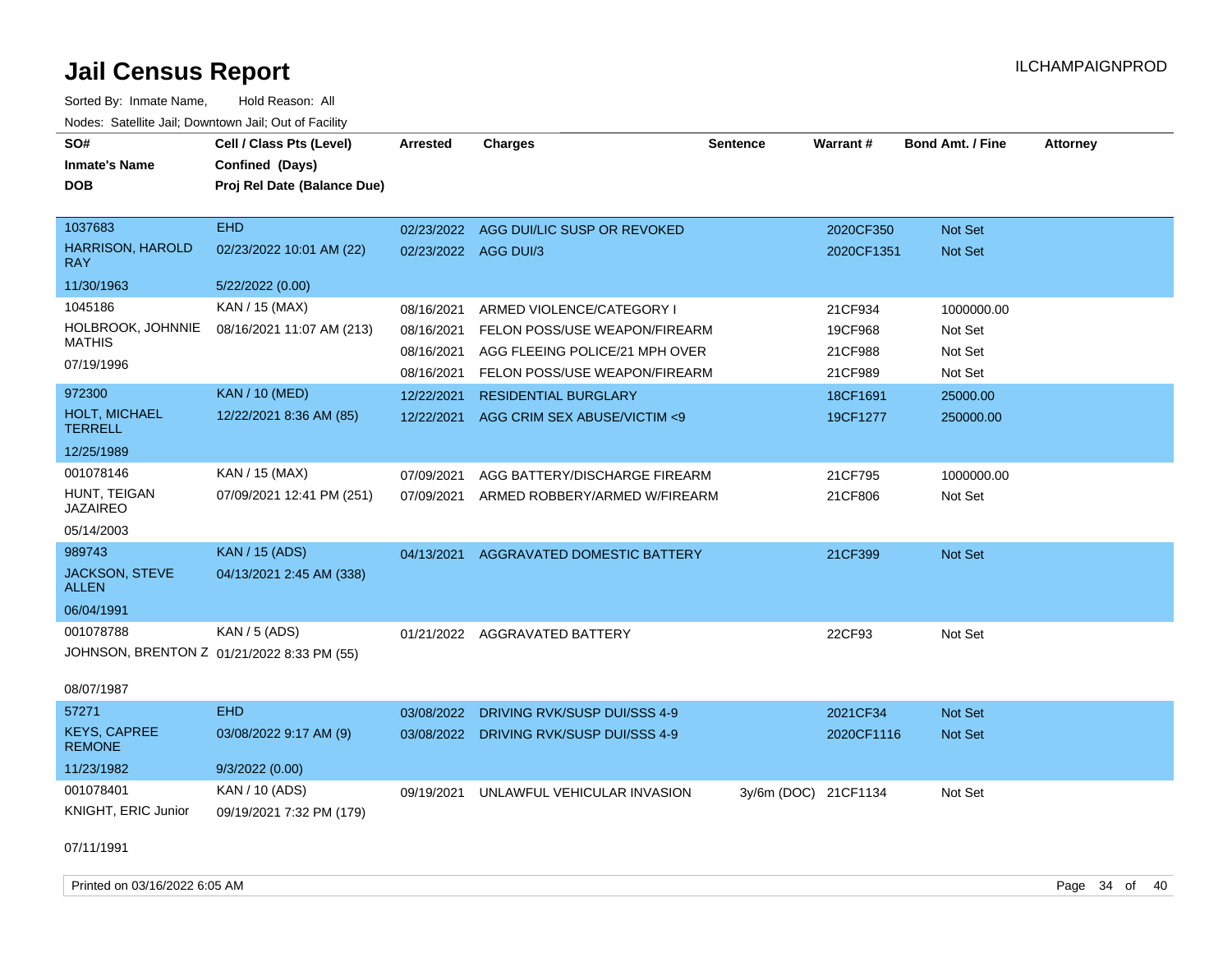# Jail Census Report

ILCHAMPAIGNPROD

Sorted By: Inmate Name, Hold Reason: All

Nodes: Satellite Jail; Downtown Jail; Out of Facility

| SO# / Inmate's Name / DOB | Cell / Class Pts (Level) / Confined (Days) / Proj Rel Date (Balance Due) | Arrested | Charges | Sentence | Warrant # | Bond Amt. / Fine | Attorney |
|---|---|---|---|---|---|---|---|
| 1037683 | EHD | 02/23/2022 | AGG DUI/LIC SUSP OR REVOKED | | 2020CF350 | Not Set | |
| HARRISON, HAROLD RAY | 02/23/2022 10:01 AM (22) | 02/23/2022 | AGG DUI/3 | | 2020CF1351 | Not Set | |
| 11/30/1963 | 5/22/2022 (0.00) | | | | | | |
| 1045186 | KAN / 15 (MAX) | 08/16/2021 | ARMED VIOLENCE/CATEGORY I | | 21CF934 | 1000000.00 | |
| HOLBROOK, JOHNNIE MATHIS | 08/16/2021 11:07 AM (213) | 08/16/2021 | FELON POSS/USE WEAPON/FIREARM | | 19CF968 | Not Set | |
| 07/19/1996 | | 08/16/2021 | AGG FLEEING POLICE/21 MPH OVER | | 21CF988 | Not Set | |
| | | 08/16/2021 | FELON POSS/USE WEAPON/FIREARM | | 21CF989 | Not Set | |
| 972300 | KAN / 10 (MED) | 12/22/2021 | RESIDENTIAL BURGLARY | | 18CF1691 | 25000.00 | |
| HOLT, MICHAEL TERRELL | 12/22/2021 8:36 AM (85) | 12/22/2021 | AGG CRIM SEX ABUSE/VICTIM <9 | | 19CF1277 | 250000.00 | |
| 12/25/1989 | | | | | | | |
| 001078146 | KAN / 15 (MAX) | 07/09/2021 | AGG BATTERY/DISCHARGE FIREARM | | 21CF795 | 1000000.00 | |
| HUNT, TEIGAN JAZAIREO | 07/09/2021 12:41 PM (251) | 07/09/2021 | ARMED ROBBERY/ARMED W/FIREARM | | 21CF806 | Not Set | |
| 05/14/2003 | | | | | | | |
| 989743 | KAN / 15 (ADS) | 04/13/2021 | AGGRAVATED DOMESTIC BATTERY | | 21CF399 | Not Set | |
| JACKSON, STEVE ALLEN | 04/13/2021 2:45 AM (338) | | | | | | |
| 06/04/1991 | | | | | | | |
| 001078788 | KAN / 5 (ADS) | 01/21/2022 | AGGRAVATED BATTERY | | 22CF93 | Not Set | |
| JOHNSON, BRENTON Z | 01/21/2022 8:33 PM (55) | | | | | | |
| 08/07/1987 | | | | | | | |
| 57271 | EHD | 03/08/2022 | DRIVING RVK/SUSP DUI/SSS 4-9 | | 2021CF34 | Not Set | |
| KEYS, CAPREE REMONE | 03/08/2022 9:17 AM (9) | 03/08/2022 | DRIVING RVK/SUSP DUI/SSS 4-9 | | 2020CF1116 | Not Set | |
| 11/23/1982 | 9/3/2022 (0.00) | | | | | | |
| 001078401 | KAN / 10 (ADS) | 09/19/2021 | UNLAWFUL VEHICULAR INVASION | 3y/6m (DOC) | 21CF1134 | Not Set | |
| KNIGHT, ERIC Junior | 09/19/2021 7:32 PM (179) | | | | | | |
| 07/11/1991 | | | | | | | |

Printed on 03/16/2022 6:05 AM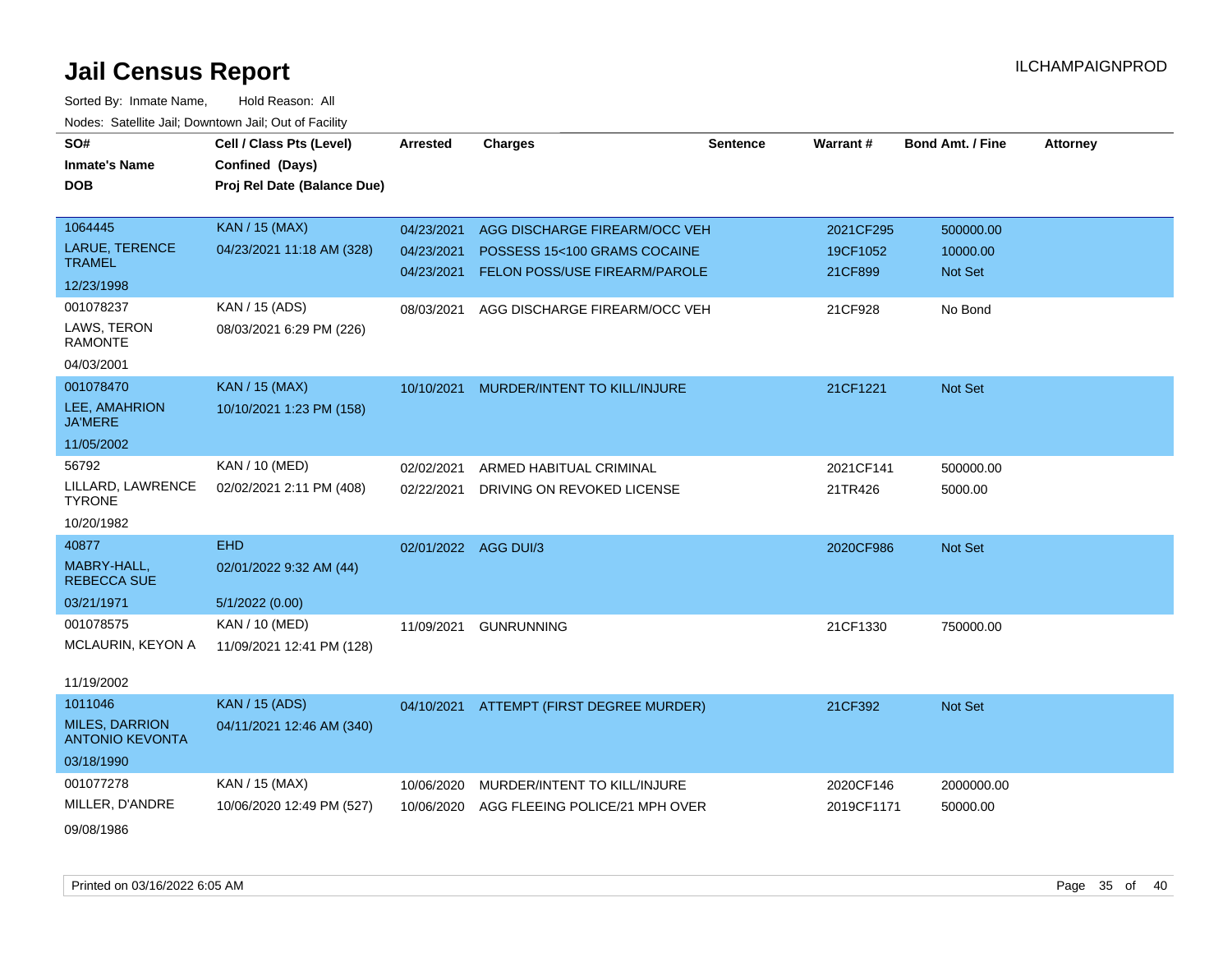# Jail Census Report

ILCHAMPAIGNPROD

Sorted By: Inmate Name, Hold Reason: All

Nodes: Satellite Jail; Downtown Jail; Out of Facility

| SO#<br>Inmate's Name<br>DOB | Cell / Class Pts (Level)<br>Confined (Days)<br>Proj Rel Date (Balance Due) | Arrested | Charges | Sentence | Warrant # | Bond Amt. / Fine | Attorney |
|---|---|---|---|---|---|---|---|
| 1064445<br>LARUE, TERENCE TRAMEL<br>12/23/1998 | KAN / 15 (MAX)<br>04/23/2021 11:18 AM (328) | 04/23/2021<br>04/23/2021<br>04/23/2021 | AGG DISCHARGE FIREARM/OCC VEH<br>POSSESS 15<100 GRAMS COCAINE<br>FELON POSS/USE FIREARM/PAROLE | | 2021CF295<br>19CF1052<br>21CF899 | 500000.00<br>10000.00<br>Not Set | |
| 001078237<br>LAWS, TERON RAMONTE<br>04/03/2001 | KAN / 15 (ADS)<br>08/03/2021 6:29 PM (226) | 08/03/2021 | AGG DISCHARGE FIREARM/OCC VEH | | 21CF928 | No Bond | |
| 001078470<br>LEE, AMAHRION JA'MERE<br>11/05/2002 | KAN / 15 (MAX)<br>10/10/2021 1:23 PM (158) | 10/10/2021 | MURDER/INTENT TO KILL/INJURE | | 21CF1221 | Not Set | |
| 56792<br>LILLARD, LAWRENCE TYRONE<br>10/20/1982 | KAN / 10 (MED)<br>02/02/2021 2:11 PM (408) | 02/02/2021<br>02/22/2021 | ARMED HABITUAL CRIMINAL<br>DRIVING ON REVOKED LICENSE | | 2021CF141<br>21TR426 | 500000.00<br>5000.00 | |
| 40877<br>MABRY-HALL, REBECCA SUE<br>03/21/1971 | EHD<br>02/01/2022 9:32 AM (44)<br>5/1/2022 (0.00) | 02/01/2022 | AGG DUI/3 | | 2020CF986 | Not Set | |
| 001078575<br>MCLAURIN, KEYON A<br>11/19/2002 | KAN / 10 (MED)<br>11/09/2021 12:41 PM (128) | 11/09/2021 | GUNRUNNING | | 21CF1330 | 750000.00 | |
| 1011046<br>MILES, DARRION ANTONIO KEVONTA<br>03/18/1990 | KAN / 15 (ADS)<br>04/11/2021 12:46 AM (340) | 04/10/2021 | ATTEMPT (FIRST DEGREE MURDER) | | 21CF392 | Not Set | |
| 001077278<br>MILLER, D'ANDRE<br>09/08/1986 | KAN / 15 (MAX)<br>10/06/2020 12:49 PM (527) | 10/06/2020<br>10/06/2020 | MURDER/INTENT TO KILL/INJURE<br>AGG FLEEING POLICE/21 MPH OVER | | 2020CF146<br>2019CF1171 | 2000000.00<br>50000.00 | |

Printed on 03/16/2022 6:05 AM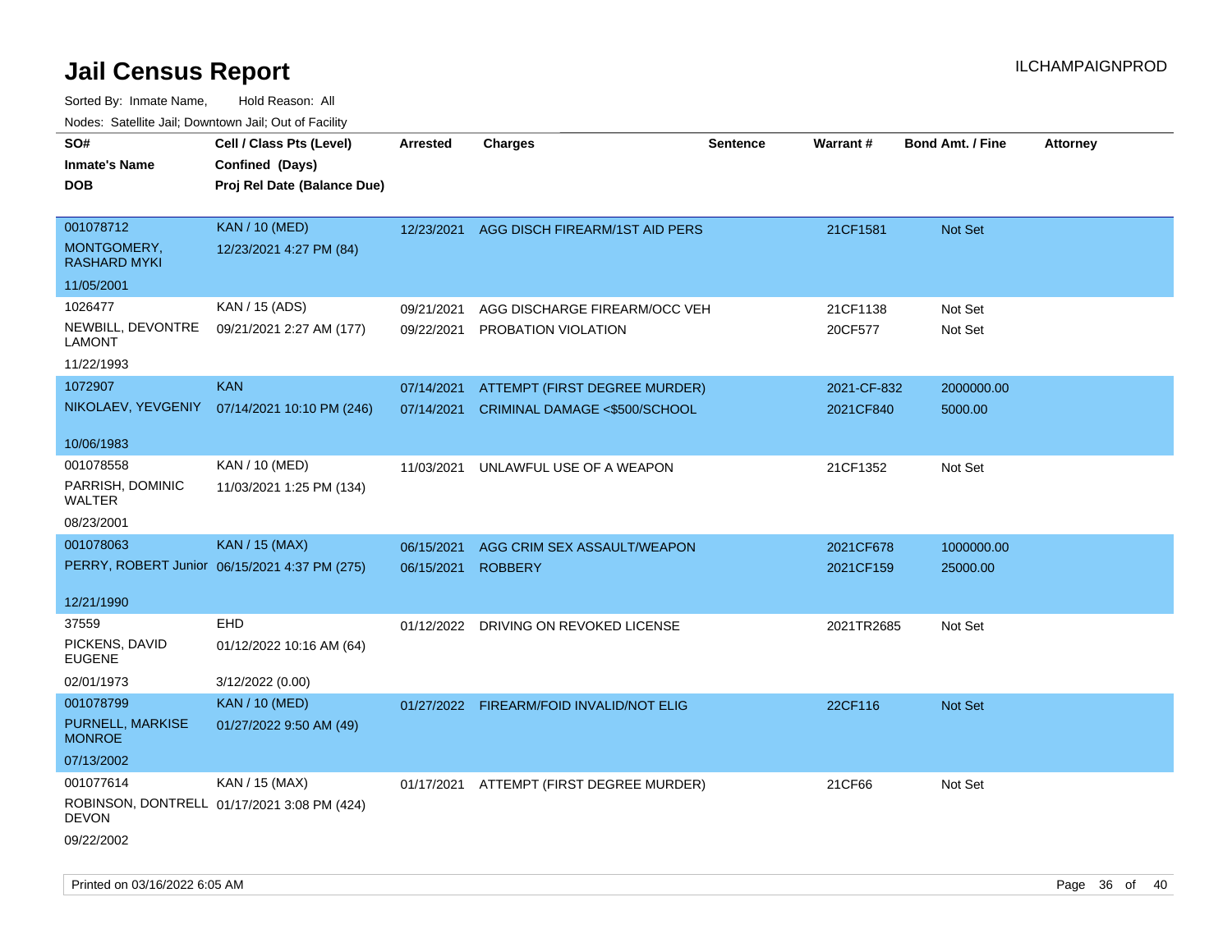# Jail Census Report

Sorted By: Inmate Name, Hold Reason: All

Nodes: Satellite Jail; Downtown Jail; Out of Facility

| SO# / Inmate's Name / DOB | Cell / Class Pts (Level) / Confined (Days) / Proj Rel Date (Balance Due) | Arrested | Charges | Sentence | Warrant # | Bond Amt. / Fine | Attorney |
|---|---|---|---|---|---|---|---|
| 001078712 MONTGOMERY, RASHARD MYKI 11/05/2001 | KAN / 10 (MED) 12/23/2021 4:27 PM (84) | 12/23/2021 | AGG DISCH FIREARM/1ST AID PERS | | 21CF1581 | Not Set | |
| 1026477 NEWBILL, DEVONTRE LAMONT 11/22/1993 | KAN / 15 (ADS) 09/21/2021 2:27 AM (177) | 09/21/2021 | AGG DISCHARGE FIREARM/OCC VEH | | 21CF1138 | Not Set | |
| | | 09/22/2021 | PROBATION VIOLATION | | 20CF577 | Not Set | |
| 1072907 NIKOLAEV, YEVGENIY 10/06/1983 | KAN 07/14/2021 10:10 PM (246) | 07/14/2021 | ATTEMPT (FIRST DEGREE MURDER) | | 2021-CF-832 | 2000000.00 | |
| | | 07/14/2021 | CRIMINAL DAMAGE <$500/SCHOOL | | 2021CF840 | 5000.00 | |
| 001078558 PARRISH, DOMINIC WALTER 08/23/2001 | KAN / 10 (MED) 11/03/2021 1:25 PM (134) | 11/03/2021 | UNLAWFUL USE OF A WEAPON | | 21CF1352 | Not Set | |
| 001078063 PERRY, ROBERT Junior 12/21/1990 | KAN / 15 (MAX) 06/15/2021 4:37 PM (275) | 06/15/2021 | AGG CRIM SEX ASSAULT/WEAPON | | 2021CF678 | 1000000.00 | |
| | | 06/15/2021 | ROBBERY | | 2021CF159 | 25000.00 | |
| 37559 PICKENS, DAVID EUGENE 02/01/1973 | EHD 01/12/2022 10:16 AM (64) 3/12/2022 (0.00) | 01/12/2022 | DRIVING ON REVOKED LICENSE | | 2021TR2685 | Not Set | |
| 001078799 PURNELL, MARKISE MONROE 07/13/2002 | KAN / 10 (MED) 01/27/2022 9:50 AM (49) | 01/27/2022 | FIREARM/FOID INVALID/NOT ELIG | | 22CF116 | Not Set | |
| 001077614 ROBINSON, DONTRELL DEVON 09/22/2002 | KAN / 15 (MAX) 01/17/2021 3:08 PM (424) | 01/17/2021 | ATTEMPT (FIRST DEGREE MURDER) | | 21CF66 | Not Set | |

Printed on 03/16/2022 6:05 AM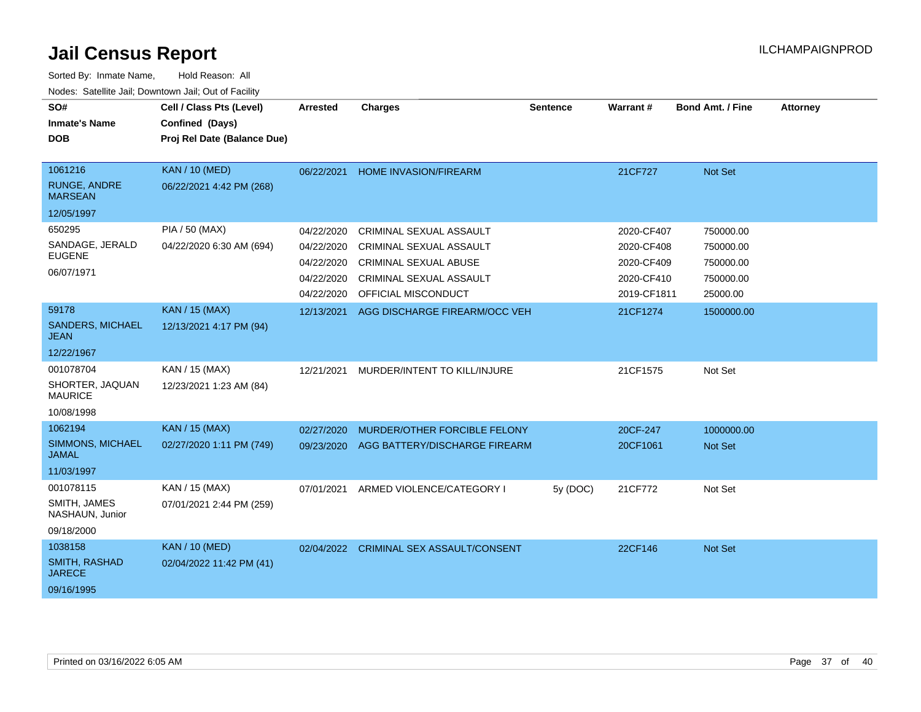# Jail Census Report

ILCHAMPAIGNPROD

Sorted By: Inmate Name, Hold Reason: All

Nodes: Satellite Jail; Downtown Jail; Out of Facility

| SO# / Inmate's Name / DOB | Cell / Class Pts (Level) / Confined (Days) / Proj Rel Date (Balance Due) | Arrested | Charges | Sentence | Warrant # | Bond Amt. / Fine | Attorney |
|---|---|---|---|---|---|---|---|
| 1061216<br>RUNGE, ANDRE MARSEAN<br>12/05/1997 | KAN / 10 (MED)<br>06/22/2021 4:42 PM (268) | 06/22/2021 | HOME INVASION/FIREARM | | 21CF727 | Not Set | |
| 650295<br>SANDAGE, JERALD EUGENE<br>06/07/1971 | PIA / 50 (MAX)<br>04/22/2020 6:30 AM (694) | 04/22/2020 | CRIMINAL SEXUAL ASSAULT | | 2020-CF407 | 750000.00 | |
| | | 04/22/2020 | CRIMINAL SEXUAL ASSAULT | | 2020-CF408 | 750000.00 | |
| | | 04/22/2020 | CRIMINAL SEXUAL ABUSE | | 2020-CF409 | 750000.00 | |
| | | 04/22/2020 | CRIMINAL SEXUAL ASSAULT | | 2020-CF410 | 750000.00 | |
| | | 04/22/2020 | OFFICIAL MISCONDUCT | | 2019-CF1811 | 25000.00 | |
| 59178<br>SANDERS, MICHAEL JEAN<br>12/22/1967 | KAN / 15 (MAX)<br>12/13/2021 4:17 PM (94) | 12/13/2021 | AGG DISCHARGE FIREARM/OCC VEH | | 21CF1274 | 1500000.00 | |
| 001078704<br>SHORTER, JAQUAN MAURICE<br>10/08/1998 | KAN / 15 (MAX)<br>12/23/2021 1:23 AM (84) | 12/21/2021 | MURDER/INTENT TO KILL/INJURE | | 21CF1575 | Not Set | |
| 1062194<br>SIMMONS, MICHAEL JAMAL<br>11/03/1997 | KAN / 15 (MAX)<br>02/27/2020 1:11 PM (749) | 02/27/2020 | MURDER/OTHER FORCIBLE FELONY | | 20CF-247 | 1000000.00 | |
| | | 09/23/2020 | AGG BATTERY/DISCHARGE FIREARM | | 20CF1061 | Not Set | |
| 001078115<br>SMITH, JAMES NASHAUN, Junior<br>09/18/2000 | KAN / 15 (MAX)<br>07/01/2021 2:44 PM (259) | 07/01/2021 | ARMED VIOLENCE/CATEGORY I | 5y (DOC) | 21CF772 | Not Set | |
| 1038158<br>SMITH, RASHAD JARECE<br>09/16/1995 | KAN / 10 (MED)<br>02/04/2022 11:42 PM (41) | 02/04/2022 | CRIMINAL SEX ASSAULT/CONSENT | | 22CF146 | Not Set | |

Printed on 03/16/2022 6:05 AM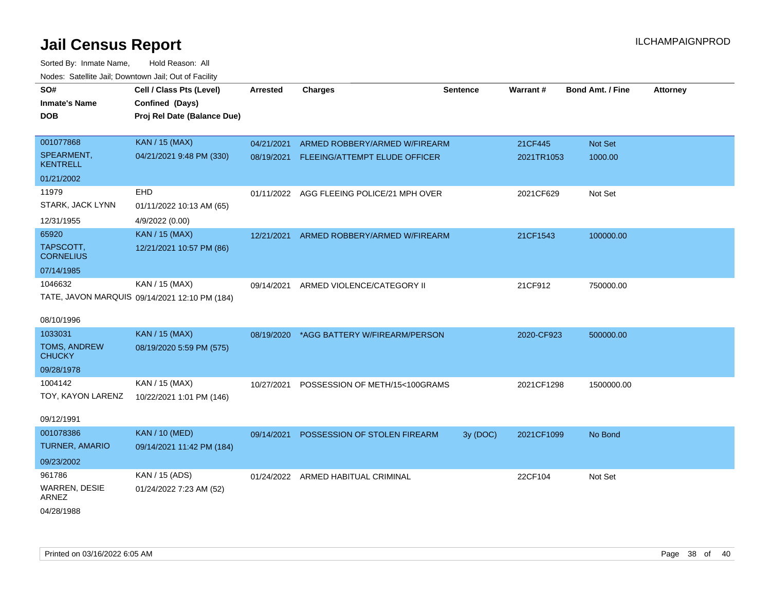# Jail Census Report

ILCHAMPAIGNPROD

Sorted By: Inmate Name, Hold Reason: All

Nodes: Satellite Jail; Downtown Jail; Out of Facility

| SO# / Inmate's Name / DOB | Cell / Class Pts (Level) / Confined (Days) / Proj Rel Date (Balance Due) | Arrested | Charges | Sentence | Warrant # | Bond Amt. / Fine | Attorney |
|---|---|---|---|---|---|---|---|
| 001077868 SPEARMENT, KENTRELL 01/21/2002 | KAN / 15 (MAX) 04/21/2021 9:48 PM (330) | 04/21/2021 | ARMED ROBBERY/ARMED W/FIREARM | | 21CF445 | Not Set | |
| | | 08/19/2021 | FLEEING/ATTEMPT ELUDE OFFICER | | 2021TR1053 | 1000.00 | |
| 11979 STARK, JACK LYNN 12/31/1955 | EHD 01/11/2022 10:13 AM (65) 4/9/2022 (0.00) | 01/11/2022 | AGG FLEEING POLICE/21 MPH OVER | | 2021CF629 | Not Set | |
| 65920 TAPSCOTT, CORNELIUS 07/14/1985 | KAN / 15 (MAX) 12/21/2021 10:57 PM (86) | 12/21/2021 | ARMED ROBBERY/ARMED W/FIREARM | | 21CF1543 | 100000.00 | |
| 1046632 TATE, JAVON MARQUIS 08/10/1996 | KAN / 15 (MAX) 09/14/2021 12:10 PM (184) | 09/14/2021 | ARMED VIOLENCE/CATEGORY II | | 21CF912 | 750000.00 | |
| 1033031 TOMS, ANDREW CHUCKY 09/28/1978 | KAN / 15 (MAX) 08/19/2020 5:59 PM (575) | 08/19/2020 | *AGG BATTERY W/FIREARM/PERSON | | 2020-CF923 | 500000.00 | |
| 1004142 TOY, KAYON LARENZ 09/12/1991 | KAN / 15 (MAX) 10/22/2021 1:01 PM (146) | 10/27/2021 | POSSESSION OF METH/15<100GRAMS | | 2021CF1298 | 1500000.00 | |
| 001078386 TURNER, AMARIO 09/23/2002 | KAN / 10 (MED) 09/14/2021 11:42 PM (184) | 09/14/2021 | POSSESSION OF STOLEN FIREARM | 3y (DOC) | 2021CF1099 | No Bond | |
| 961786 WARREN, DESIE ARNEZ 04/28/1988 | KAN / 15 (ADS) 01/24/2022 7:23 AM (52) | 01/24/2022 | ARMED HABITUAL CRIMINAL | | 22CF104 | Not Set | |

Printed on 03/16/2022 6:05 AM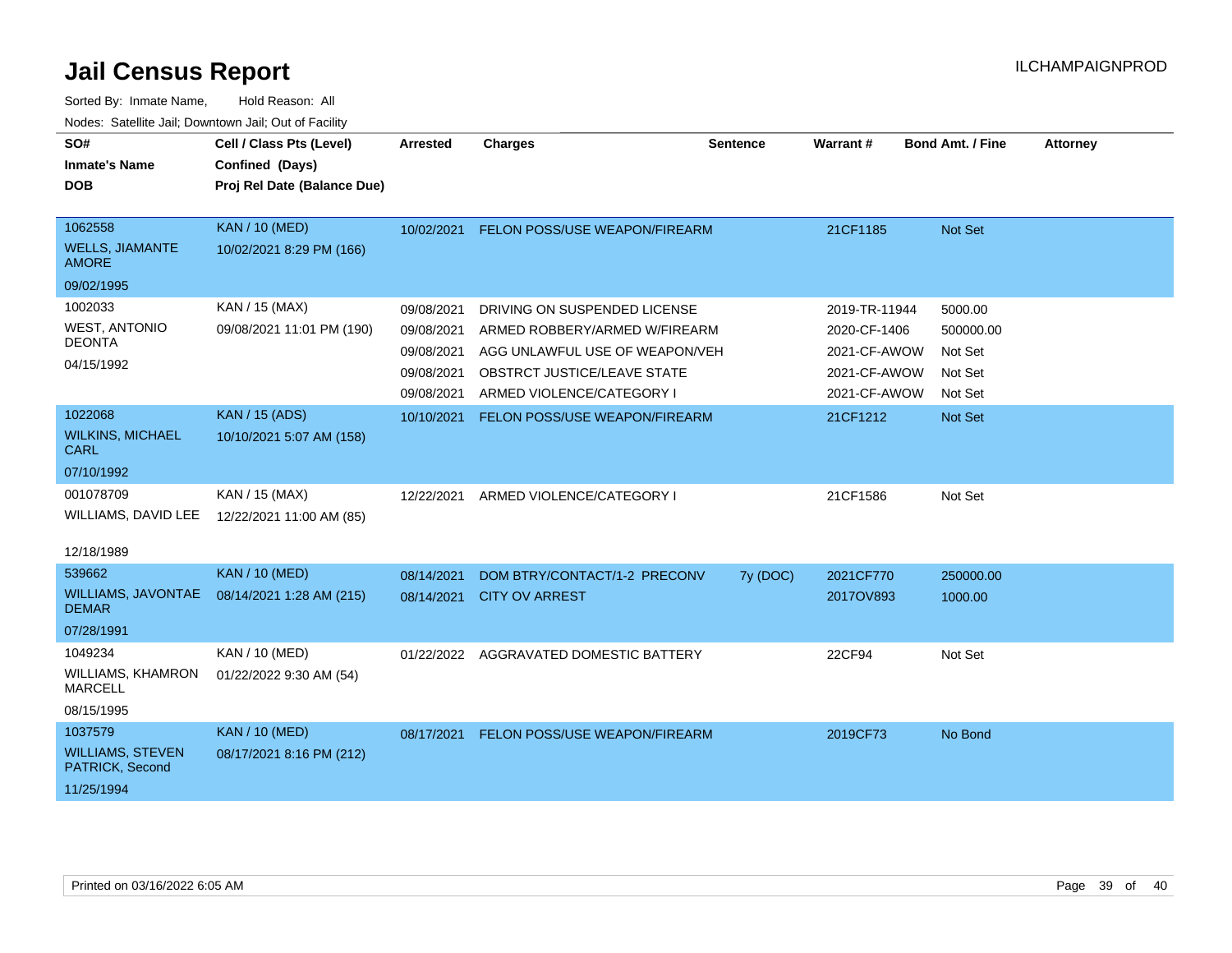# Jail Census Report

ILCHAMPAIGNPROD

Sorted By: Inmate Name, Hold Reason: All

Nodes: Satellite Jail; Downtown Jail; Out of Facility

| SO# / Inmate's Name / DOB | Cell / Class Pts (Level) / Confined (Days) / Proj Rel Date (Balance Due) | Arrested | Charges | Sentence | Warrant # | Bond Amt. / Fine | Attorney |
|---|---|---|---|---|---|---|---|
| 1062558<br>WELLS, JIAMANTE AMORE<br>09/02/1995 | KAN / 10 (MED)<br>10/02/2021 8:29 PM (166) | 10/02/2021 | FELON POSS/USE WEAPON/FIREARM | | 21CF1185 | Not Set | |
| 1002033<br>WEST, ANTONIO DEONTA<br>04/15/1992 | KAN / 15 (MAX)<br>09/08/2021 11:01 PM (190) | 09/08/2021 | DRIVING ON SUSPENDED LICENSE | | 2019-TR-11944 | 5000.00 | |
| | | 09/08/2021 | ARMED ROBBERY/ARMED W/FIREARM | | 2020-CF-1406 | 500000.00 | |
| | | 09/08/2021 | AGG UNLAWFUL USE OF WEAPON/VEH | | 2021-CF-AWOW | Not Set | |
| | | 09/08/2021 | OBSTRCT JUSTICE/LEAVE STATE | | 2021-CF-AWOW | Not Set | |
| | | 09/08/2021 | ARMED VIOLENCE/CATEGORY I | | 2021-CF-AWOW | Not Set | |
| 1022068<br>WILKINS, MICHAEL CARL<br>07/10/1992 | KAN / 15 (ADS)<br>10/10/2021 5:07 AM (158) | 10/10/2021 | FELON POSS/USE WEAPON/FIREARM | | 21CF1212 | Not Set | |
| 001078709<br>WILLIAMS, DAVID LEE<br>12/18/1989 | KAN / 15 (MAX)<br>12/22/2021 11:00 AM (85) | 12/22/2021 | ARMED VIOLENCE/CATEGORY I | | 21CF1586 | Not Set | |
| 539662<br>WILLIAMS, JAVONTAE DEMAR<br>07/28/1991 | KAN / 10 (MED)<br>08/14/2021 1:28 AM (215) | 08/14/2021 | DOM BTRY/CONTACT/1-2 PRECONV | 7y (DOC) | 2021CF770 | 250000.00 | |
| | | 08/14/2021 | CITY OV ARREST | | 2017OV893 | 1000.00 | |
| 1049234<br>WILLIAMS, KHAMRON MARCELL<br>08/15/1995 | KAN / 10 (MED)<br>01/22/2022 9:30 AM (54) | 01/22/2022 | AGGRAVATED DOMESTIC BATTERY | | 22CF94 | Not Set | |
| 1037579<br>WILLIAMS, STEVEN PATRICK, Second<br>11/25/1994 | KAN / 10 (MED)<br>08/17/2021 8:16 PM (212) | 08/17/2021 | FELON POSS/USE WEAPON/FIREARM | | 2019CF73 | No Bond | |

Printed on 03/16/2022 6:05 AM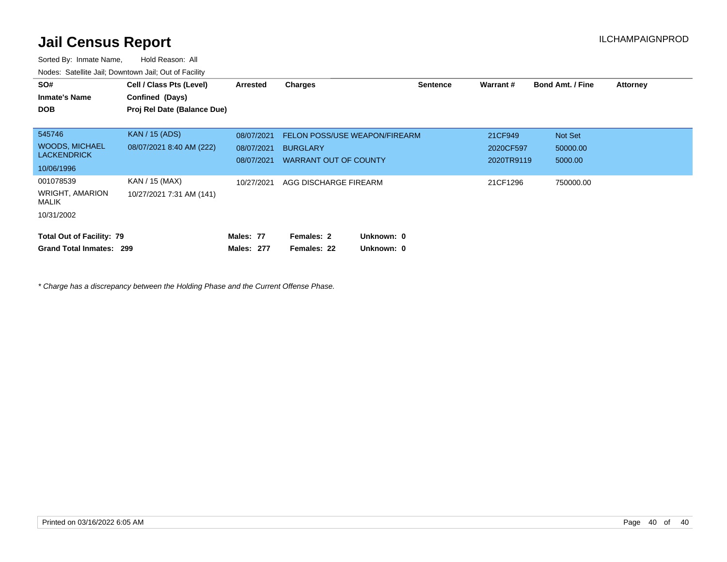# Jail Census Report

ILCHAMPAIGNPROD

Sorted By: Inmate Name, Hold Reason: All

Nodes: Satellite Jail; Downtown Jail; Out of Facility

| SO#<br>Inmate's Name<br>DOB | Cell / Class Pts (Level)<br>Confined (Days)<br>Proj Rel Date (Balance Due) | Arrested | Charges | Sentence | Warrant # | Bond Amt. / Fine | Attorney |
|---|---|---|---|---|---|---|---|
| 545746<br>WOODS, MICHAEL LACKENDRICK<br>10/06/1996 | KAN / 15 (ADS)<br>08/07/2021 8:40 AM (222) | 08/07/2021<br>08/07/2021<br>08/07/2021 | FELON POSS/USE WEAPON/FIREARM<br>BURGLARY<br>WARRANT OUT OF COUNTY | | 21CF949<br>2020CF597<br>2020TR9119 | Not Set<br>50000.00<br>5000.00 | |
| 001078539<br>WRIGHT, AMARION MALIK<br>10/31/2002 | KAN / 15 (MAX)<br>10/27/2021 7:31 AM (141) | 10/27/2021 | AGG DISCHARGE FIREARM | | 21CF1296 | 750000.00 | |

| | | | |
|---|---|---|---|
| **Total Out of Facility: 79** | **Males: 77** | **Females: 2** | **Unknown: 0** |
| **Grand Total Inmates: 299** | **Males: 277** | **Females: 22** | **Unknown: 0** |

*\* Charge has a discrepancy between the Holding Phase and the Current Offense Phase.*

Printed on 03/16/2022 6:05 AM